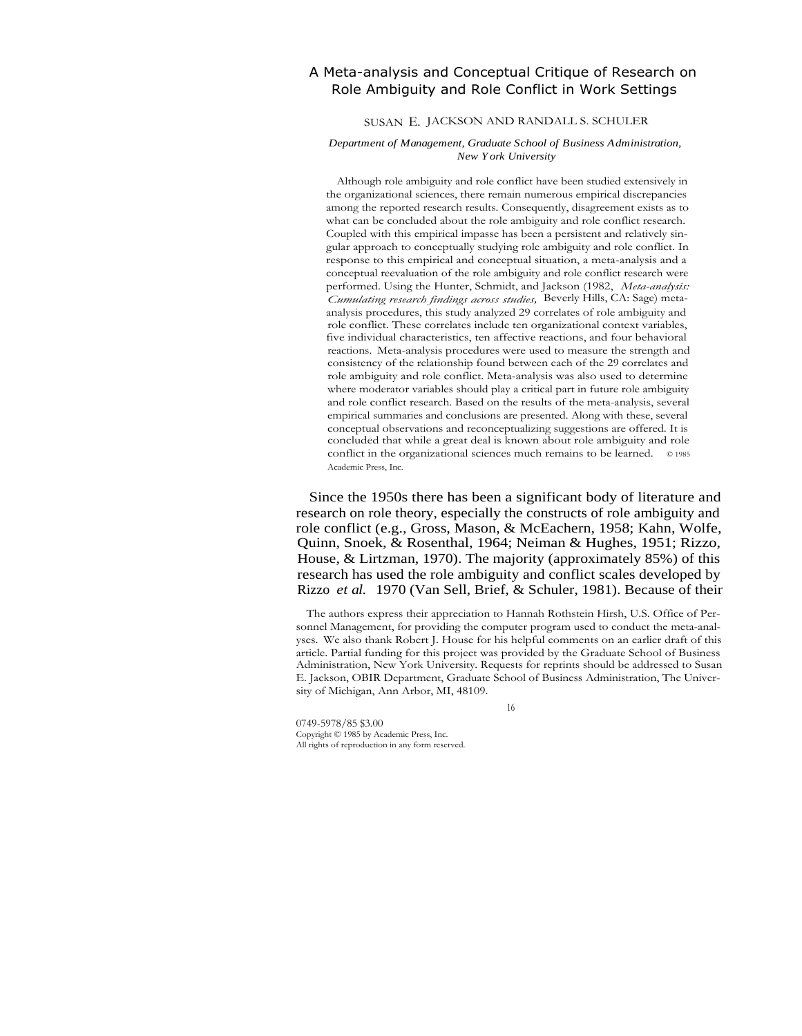# A Meta-analysis and Conceptual Critique of Research on Role Ambiguity and Role Conflict in Work Settings

SUSAN E. JACKSON AND RANDALL S. SCHULER

*Department of Management, Graduate School of Business Administration, New York University*

Although role ambiguity and role conflict have been studied extensively in the organizational sciences, there remain numerous empirical discrepancies among the reported research results. Consequently, disagreement exists as to what can be concluded about the role ambiguity and role conflict research. Coupled with this empirical impasse has been a persistent and relatively singular approach to conceptually studying role ambiguity and role conflict. In response to this empirical and conceptual situation, a meta-analysis and a conceptual reevaluation of the role ambiguity and role conflict research were performed. Using the Hunter, Schmidt, and Jackson (1982, *Meta-analysis: Cumulating research findings across studies,* Beverly Hills, CA: Sage) meta-analysis procedures, this study analyzed 29 correlates of role ambiguity and role conflict. These correlates include ten organizational context variables, five individual characteristics, ten affective reactions, and four behavioral reactions. Meta-analysis procedures were used to measure the strength and consistency of the relationship found between each of the 29 correlates and role ambiguity and role conflict. Meta-analysis was also used to determine where moderator variables should play a critical part in future role ambiguity and role conflict research. Based on the results of the meta-analysis, several empirical summaries and conclusions are presented. Along with these, several conceptual observations and reconceptualizing suggestions are offered. It is concluded that while a great deal is known about role ambiguity and role conflict in the organizational sciences much remains to be learned. © 1985 Academic Press, Inc.

Since the 1950s there has been a significant body of literature and research on role theory, especially the constructs of role ambiguity and role conflict (e.g., Gross, Mason, & McEachern, 1958; Kahn, Wolfe, Quinn, Snoek, & Rosenthal, 1964; Neiman & Hughes, 1951; Rizzo, House, & Lirtzman, 1970). The majority (approximately 85%) of this research has used the role ambiguity and conflict scales developed by Rizzo *et al.* 1970 (Van Sell, Brief, & Schuler, 1981). Because of their

The authors express their appreciation to Hannah Rothstein Hirsh, U.S. Office of Personnel Management, for providing the computer program used to conduct the meta-analyses. We also thank Robert J. House for his helpful comments on an earlier draft of this article. Partial funding for this project was provided by the Graduate School of Business Administration, New York University. Requests for reprints should be addressed to Susan E. Jackson, OBIR Department, Graduate School of Business Administration, The University of Michigan, Ann Arbor, MI, 48109.

0749-5978/85 $3.00
Copyright © 1985 by Academic Press, Inc.
All rights of reproduction in any form reserved.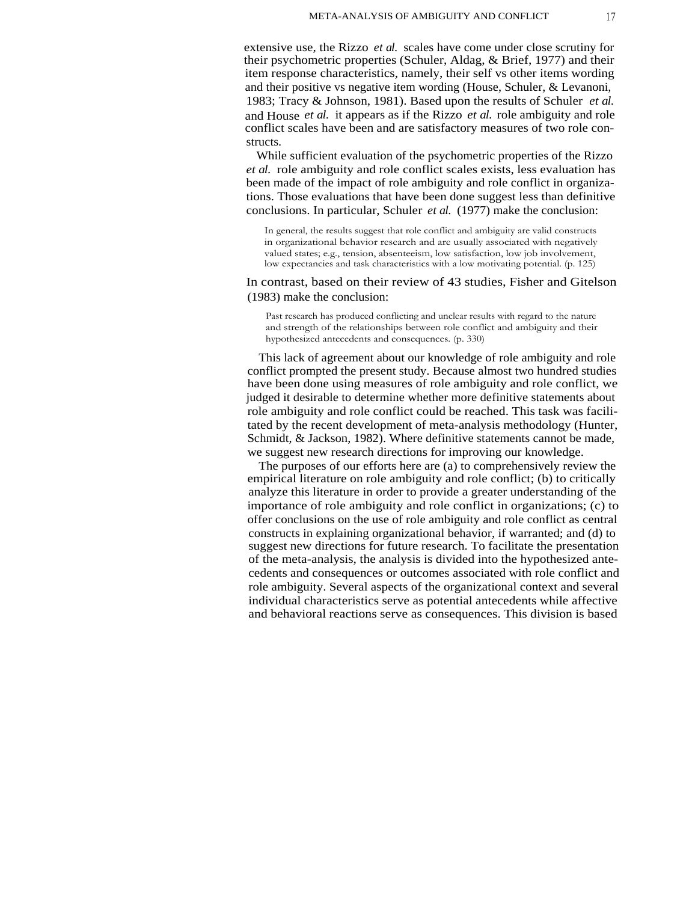extensive use, the Rizzo *et al.* scales have come under close scrutiny for their psychometric properties (Schuler, Aldag, & Brief, 1977) and their item response characteristics, namely, their self vs other items wording and their positive vs negative item wording (House, Schuler, & Levanoni, 1983; Tracy & Johnson, 1981). Based upon the results of Schuler *et al.* and House *et al.* it appears as if the Rizzo *et al.* role ambiguity and role conflict scales have been and are satisfactory measures of two role constructs.

While sufficient evaluation of the psychometric properties of the Rizzo *et al.* role ambiguity and role conflict scales exists, less evaluation has been made of the impact of role ambiguity and role conflict in organizations. Those evaluations that have been done suggest less than definitive conclusions. In particular, Schuler *et al.* (1977) make the conclusion:

> In general, the results suggest that role conflict and ambiguity are valid constructs in organizational behavior research and are usually associated with negatively valued states; e.g., tension, absenteeism, low satisfaction, low job involvement, low expectancies and task characteristics with a low motivating potential. (p. 125)

In contrast, based on their review of 43 studies, Fisher and Gitelson (1983) make the conclusion:

> Past research has produced conflicting and unclear results with regard to the nature and strength of the relationships between role conflict and ambiguity and their hypothesized antecedents and consequences. (p. 330)

This lack of agreement about our knowledge of role ambiguity and role conflict prompted the present study. Because almost two hundred studies have been done using measures of role ambiguity and role conflict, we judged it desirable to determine whether more definitive statements about role ambiguity and role conflict could be reached. This task was facilitated by the recent development of meta-analysis methodology (Hunter, Schmidt, & Jackson, 1982). Where definitive statements cannot be made, we suggest new research directions for improving our knowledge.

The purposes of our efforts here are (a) to comprehensively review the empirical literature on role ambiguity and role conflict; (b) to critically analyze this literature in order to provide a greater understanding of the importance of role ambiguity and role conflict in organizations; (c) to offer conclusions on the use of role ambiguity and role conflict as central constructs in explaining organizational behavior, if warranted; and (d) to suggest new directions for future research. To facilitate the presentation of the meta-analysis, the analysis is divided into the hypothesized antecedents and consequences or outcomes associated with role conflict and role ambiguity. Several aspects of the organizational context and several individual characteristics serve as potential antecedents while affective and behavioral reactions serve as consequences. This division is based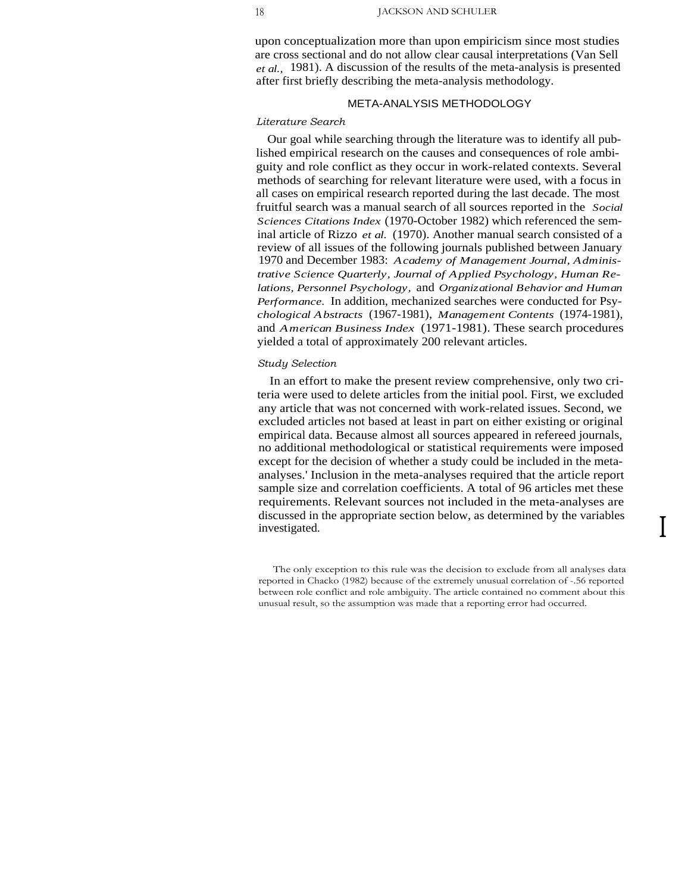upon conceptualization more than upon empiricism since most studies are cross sectional and do not allow clear causal interpretations (Van Sell *et al.,* 1981). A discussion of the results of the meta-analysis is presented after first briefly describing the meta-analysis methodology.

## META-ANALYSIS METHODOLOGY

### *Literature Search*

Our goal while searching through the literature was to identify all published empirical research on the causes and consequences of role ambiguity and role conflict as they occur in work-related contexts. Several methods of searching for relevant literature were used, with a focus in all cases on empirical research reported during the last decade. The most fruitful search was a manual search of all sources reported in the *Social Sciences Citations Index* (1970-October 1982) which referenced the seminal article of Rizzo *et al.* (1970). Another manual search consisted of a review of all issues of the following journals published between January 1970 and December 1983: *Academy of Management Journal, Administrative Science Quarterly, Journal of Applied Psychology, Human Relations, Personnel Psychology,* and *Organizational Behavior and Human Performance.* In addition, mechanized searches were conducted for *Psychological Abstracts* (1967-1981), *Management Contents* (1974-1981), and *American Business Index* (1971-1981). These search procedures yielded a total of approximately 200 relevant articles.

### *Study Selection*

In an effort to make the present review comprehensive, only two criteria were used to delete articles from the initial pool. First, we excluded any article that was not concerned with work-related issues. Second, we excluded articles not based at least in part on either existing or original empirical data. Because almost all sources appeared in refereed journals, no additional methodological or statistical requirements were imposed except for the decision of whether a study could be included in the meta-analyses.[1] Inclusion in the meta-analyses required that the article report sample size and correlation coefficients. A total of 96 articles met these requirements. Relevant sources not included in the meta-analyses are discussed in the appropriate section below, as determined by the variables investigated.

[1] The only exception to this rule was the decision to exclude from all analyses data reported in Chacko (1982) because of the extremely unusual correlation of -.56 reported between role conflict and role ambiguity. The article contained no comment about this unusual result, so the assumption was made that a reporting error had occurred.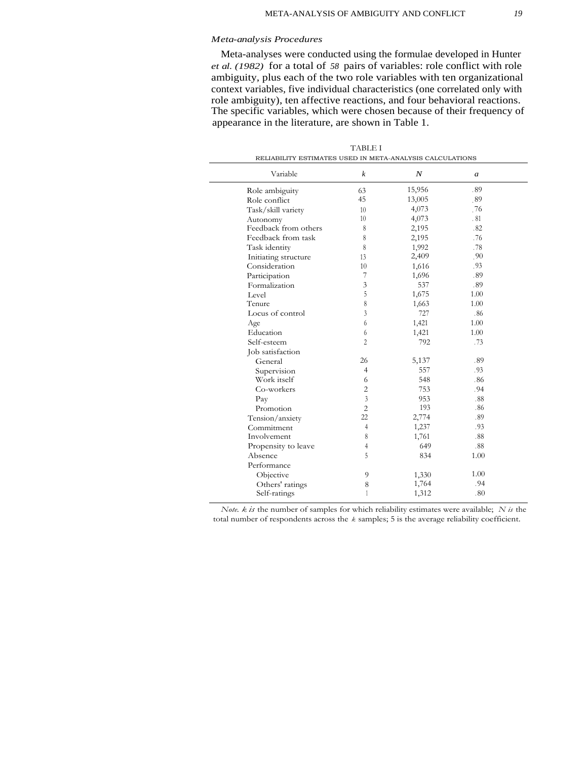*Meta-analysis Procedures*

Meta-analyses were conducted using the formulae developed in Hunter *et al. (1982)* for a total of *58* pairs of variables: role conflict with role ambiguity, plus each of the two role variables with ten organizational context variables, five individual characteristics (one correlated only with role ambiguity), ten affective reactions, and four behavioral reactions. The specific variables, which were chosen because of their frequency of appearance in the literature, are shown in Table 1.

TABLE I

RELIABILITY ESTIMATES USED IN META-ANALYSIS CALCULATIONS

| Variable | *k* | *N* | *a* |
|---|---|---|---|
| Role ambiguity | 63 | 15,956 | .89 |
| Role conflict | 45 | 13,005 | .89 |
| Task/skill variety | 10 | 4,073 | .76 |
| Autonomy | 10 | 4,073 | .81 |
| Feedback from others | 8 | 2,195 | .82 |
| Feedback from task | 8 | 2,195 | .76 |
| Task identity | 8 | 1,992 | .78 |
| Initiating structure | 13 | 2,409 | .90 |
| Consideration | 10 | 1,616 | .93 |
| Participation | 7 | 1,696 | .89 |
| Formalization | 3 | 537 | .89 |
| Level | 5 | 1,675 | 1.00 |
| Tenure | 8 | 1,663 | 1.00 |
| Locus of control | 3 | 727 | .86 |
| Age | 6 | 1,421 | 1.00 |
| Education | 6 | 1,421 | 1.00 |
| Self-esteem | 2 | 792 | .73 |
| Job satisfaction | | | |
| General | 26 | 5,137 | .89 |
| Supervision | 4 | 557 | .93 |
| Work itself | 6 | 548 | .86 |
| Co-workers | 2 | 753 | .94 |
| Pay | 3 | 953 | .88 |
| Promotion | 2 | 193 | .86 |
| Tension/anxiety | 22 | 2,774 | .89 |
| Commitment | 4 | 1,237 | .93 |
| Involvement | 8 | 1,761 | .88 |
| Propensity to leave | 4 | 649 | .88 |
| Absence | 5 | 834 | 1.00 |
| Performance | | | |
| Objective | 9 | 1,330 | 1.00 |
| Others' ratings | 8 | 1,764 | .94 |
| Self-ratings | 1 | 1,312 | .80 |

*Note.* *k is* the number of samples for which reliability estimates were available; *N is* the total number of respondents across the *k* samples; 5 is the average reliability coefficient.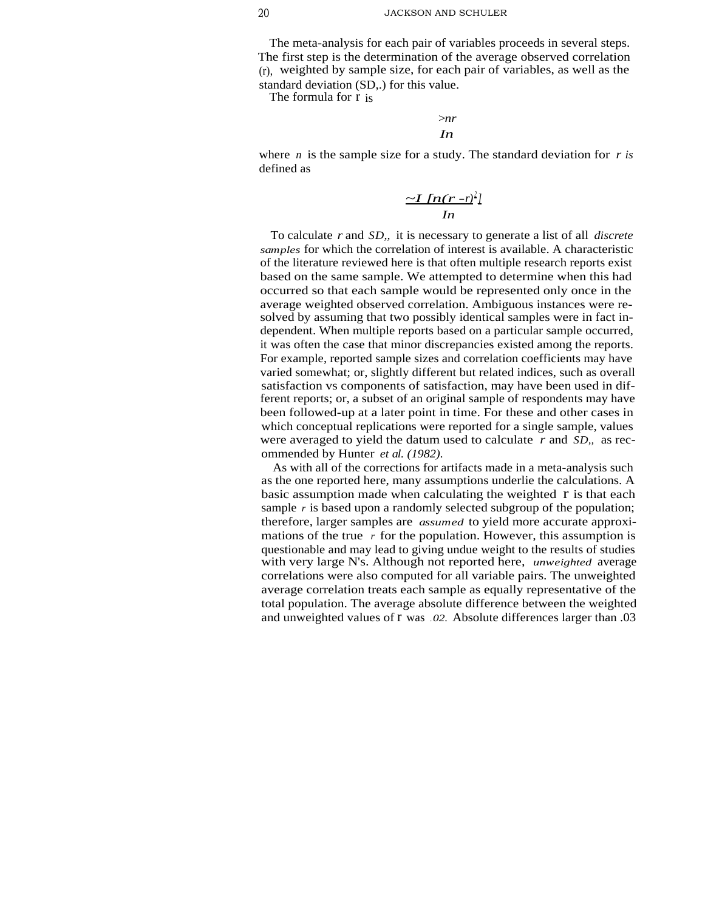The meta-analysis for each pair of variables proceeds in several steps. The first step is the determination of the average observed correlation ($\bar{r}$), weighted by sample size, for each pair of variables, as well as the standard deviation ($SD_r$) for this value.

The formula for $\bar{r}$ is

$$\frac{\Sigma nr}{\Sigma n}$$

where $n$ is the sample size for a study. The standard deviation for $\bar{r}$ is defined as

$$\frac{\Sigma [n(r - \bar{r})^2]}{\Sigma n}$$

To calculate $\bar{r}$ and $SD_r$, it is necessary to generate a list of all *discrete samples* for which the correlation of interest is available. A characteristic of the literature reviewed here is that often multiple research reports exist based on the same sample. We attempted to determine when this had occurred so that each sample would be represented only once in the average weighted observed correlation. Ambiguous instances were resolved by assuming that two possibly identical samples were in fact independent. When multiple reports based on a particular sample occurred, it was often the case that minor discrepancies existed among the reports. For example, reported sample sizes and correlation coefficients may have varied somewhat; or, slightly different but related indices, such as overall satisfaction vs components of satisfaction, may have been used in different reports; or, a subset of an original sample of respondents may have been followed-up at a later point in time. For these and other cases in which conceptual replications were reported for a single sample, values were averaged to yield the datum used to calculate $\bar{r}$ and $SD_r$ as recommended by Hunter *et al.* (1982).

As with all of the corrections for artifacts made in a meta-analysis such as the one reported here, many assumptions underlie the calculations. A basic assumption made when calculating the weighted $\bar{r}$ is that each sample $r$ is based upon a randomly selected subgroup of the population; therefore, larger samples are *assumed* to yield more accurate approximations of the true $r$ for the population. However, this assumption is questionable and may lead to giving undue weight to the results of studies with very large N's. Although not reported here, *unweighted* average correlations were also computed for all variable pairs. The unweighted average correlation treats each sample as equally representative of the total population. The average absolute difference between the weighted and unweighted values of $\bar{r}$ was .02. Absolute differences larger than .03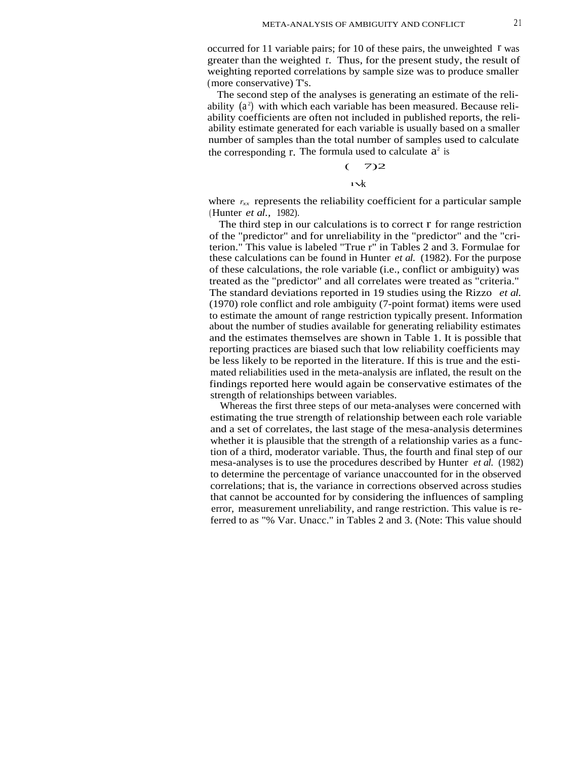occurred for 11 variable pairs; for 10 of these pairs, the unweighted r was greater than the weighted r. Thus, for the present study, the result of weighting reported correlations by sample size was to produce smaller (more conservative) T's.

The second step of the analyses is generating an estimate of the reliability ($a^2$) with which each variable has been measured. Because reliability coefficients are often not included in published reports, the reliability estimate generated for each variable is usually based on a smaller number of samples than the total number of samples used to calculate the corresponding r. The formula used to calculate $a^2$ is

$$( \quad 7)2$$

$$1\surd k$$

where $r_{xx}$ represents the reliability coefficient for a particular sample (Hunter *et al.*, 1982).

The third step in our calculations is to correct r for range restriction of the "predictor" and for unreliability in the "predictor" and the "criterion." This value is labeled "True r" in Tables 2 and 3. Formulae for these calculations can be found in Hunter *et al.* (1982). For the purpose of these calculations, the role variable (i.e., conflict or ambiguity) was treated as the "predictor" and all correlates were treated as "criteria." The standard deviations reported in 19 studies using the Rizzo *et al.* (1970) role conflict and role ambiguity (7-point format) items were used to estimate the amount of range restriction typically present. Information about the number of studies available for generating reliability estimates and the estimates themselves are shown in Table 1. It is possible that reporting practices are biased such that low reliability coefficients may be less likely to be reported in the literature. If this is true and the estimated reliabilities used in the meta-analysis are inflated, the result on the findings reported here would again be conservative estimates of the strength of relationships between variables.

Whereas the first three steps of our meta-analyses were concerned with estimating the true strength of relationship between each role variable and a set of correlates, the last stage of the mesa-analysis determines whether it is plausible that the strength of a relationship varies as a function of a third, moderator variable. Thus, the fourth and final step of our mesa-analyses is to use the procedures described by Hunter *et al.* (1982) to determine the percentage of variance unaccounted for in the observed correlations; that is, the variance in corrections observed across studies that cannot be accounted for by considering the influences of sampling error, measurement unreliability, and range restriction. This value is referred to as "% Var. Unacc." in Tables 2 and 3. (Note: This value should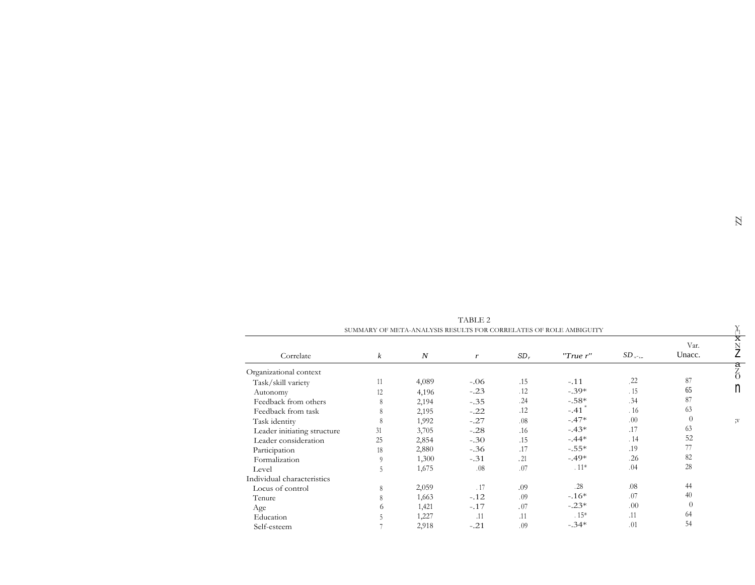TABLE 2

SUMMARY OF META-ANALYSIS RESULTS FOR CORRELATES OF ROLE AMBIGUITY

| Correlate | $k$ | $N$ | $r$ | $SD_r$ | "True r" | $SD_{\rho}$ | Var. Unacc. |
|---|---|---|---|---|---|---|---|
| Organizational context | | | | | | | |
| Task/skill variety | 11 | 4,089 | -.06 | .15 | -.11 | .22 | 87 |
| Autonomy | 12 | 4,196 | -.23 | .12 | -.39* | .15 | 65 |
| Feedback from others | 8 | 2,194 | -.35 | .24 | -.58* | .34 | 87 |
| Feedback from task | 8 | 2,195 | -.22 | .12 | -.41* | .16 | 63 |
| Task identity | 8 | 1,992 | -.27 | .08 | -.47* | .00 | 0 |
| Leader initiating structure | 31 | 3,705 | -.28 | .16 | -.43* | .17 | 63 |
| Leader consideration | 25 | 2,854 | -.30 | .15 | -.44* | .14 | 52 |
| Participation | 18 | 2,880 | -.36 | .17 | -.55* | .19 | 77 |
| Formalization | 9 | 1,300 | -.31 | .21 | -.49* | .26 | 82 |
| Level | 5 | 1,675 | .08 | .07 | .11* | .04 | 28 |
| Individual characteristics | | | | | | | |
| Locus of control | 8 | 2,059 | .17 | .09 | .28 | .08 | 44 |
| Tenure | 8 | 1,663 | -.12 | .09 | -.16* | .07 | 40 |
| Age | 6 | 1,421 | -.17 | .07 | -.23* | .00 | 0 |
| Education | 5 | 1,227 | .11 | .11 | .15* | .11 | 64 |
| Self-esteem | 7 | 2,918 | -.21 | .09 | -.34* | .01 | 54 |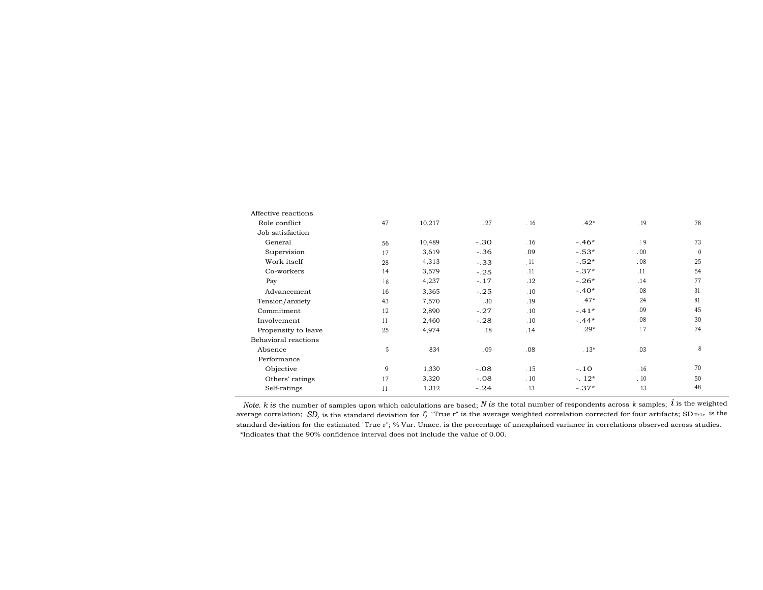| | | | | | | | |
|---|---|---|---|---|---|---|---|
| Affective reactions | | | | | | | |
| Role conflict | 47 | 10,217 | .27 | .16 | .42* | .19 | 78 |
| Job satisfaction | | | | | | | |
| General | 56 | 10,489 | -.30 | .16 | -.46* | .19 | 73 |
| Supervision | 17 | 3,619 | -.36 | .09 | -.53* | .00 | 0 |
| Work itself | 28 | 4,313 | -.33 | .11 | -.52* | .08 | 25 |
| Co-workers | 14 | 3,579 | -.25 | .11 | -.37* | .11 | 54 |
| Pay | 18 | 4,237 | -.17 | .12 | -.26* | .14 | 77 |
| Advancement | 16 | 3,365 | -.25 | .10 | -.40* | .08 | 31 |
| Tension/anxiety | 43 | 7,570 | .30 | .19 | .47* | .24 | 81 |
| Commitment | 12 | 2,890 | -.27 | .10 | -.41* | .09 | 45 |
| Involvement | 11 | 2,460 | -.28 | .10 | -.44* | .08 | 30 |
| Propensity to leave | 25 | 4,974 | .18 | .14 | .29* | .17 | 74 |
| Behavioral reactions | | | | | | | |
| Absence | 5 | 834 | .09 | .08 | .13* | .03 | 8 |
| Performance | | | | | | | |
| Objective | 9 | 1,330 | -.08 | .15 | -.10 | .16 | 70 |
| Others' ratings | 17 | 3,320 | -.08 | .10 | -.12* | .10 | 50 |
| Self-ratings | 11 | 1,312 | -.24 | .13 | -.37* | .13 | 48 |

*Note. k is* the number of samples upon which calculations are based; *N is* the total number of respondents across *k* samples; *r* is the weighted average correlation; *SD*$_r$ is the standard deviation for *r*; "True r" is the average weighted correlation corrected for four artifacts; SD$_{True}$ is the standard deviation for the estimated "True r"; % Var. Unacc. is the percentage of unexplained variance in correlations observed across studies.

*Indicates that the 90% confidence interval does not include the value of 0.00.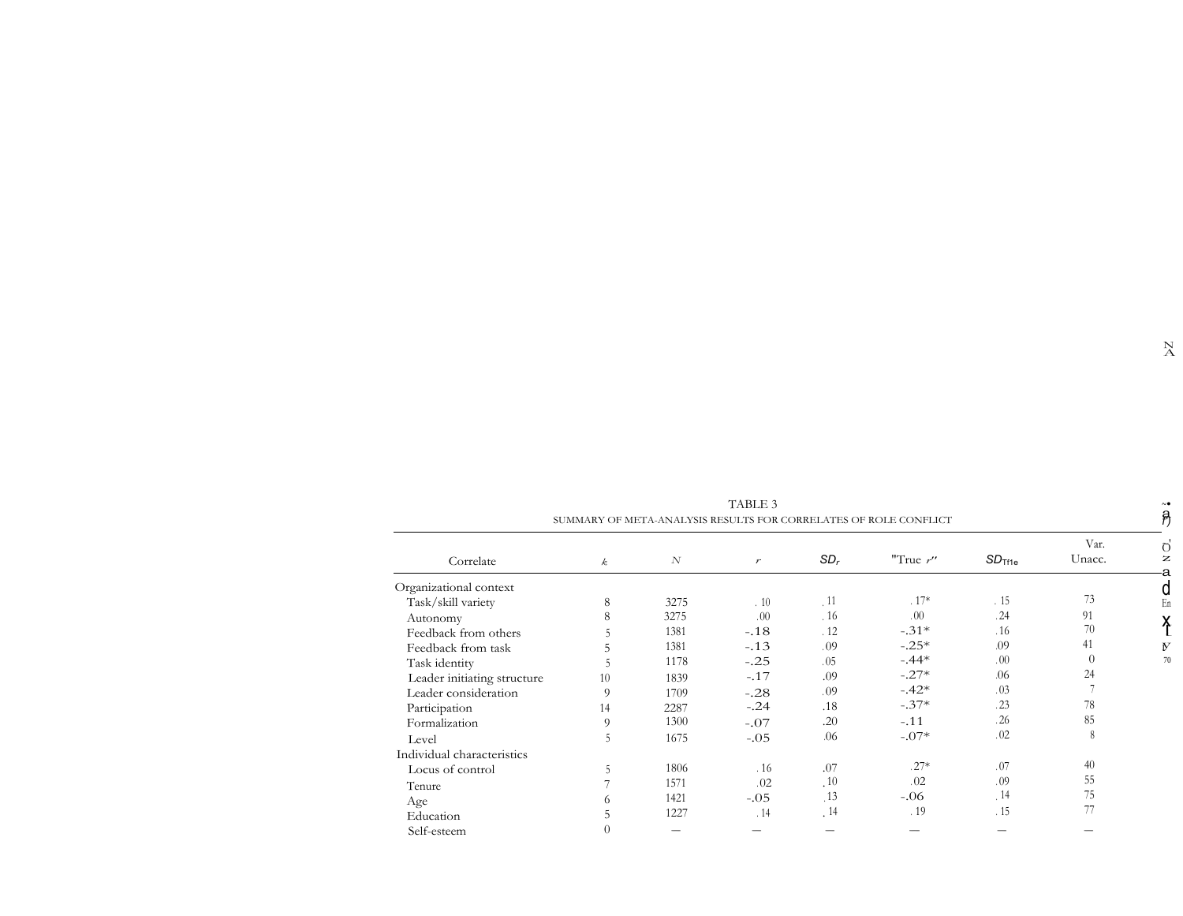TABLE 3

SUMMARY OF META-ANALYSIS RESULTS FOR CORRELATES OF ROLE CONFLICT

| Correlate | $k$ | $N$ | $r$ | $SD_r$ | "True $r$" | $SD_{True}$ | Var. Unacc. |
|---|---|---|---|---|---|---|---|
| Organizational context | | | | | | | |
| Task/skill variety | 8 | 3275 | .10 | .11 | .17* | .15 | 73 |
| Autonomy | 8 | 3275 | .00 | .16 | .00 | .24 | 91 |
| Feedback from others | 5 | 1381 | -.18 | .12 | -.31* | .16 | 70 |
| Feedback from task | 5 | 1381 | -.13 | .09 | -.25* | .09 | 41 |
| Task identity | 5 | 1178 | -.25 | .05 | -.44* | .00 | 0 |
| Leader initiating structure | 10 | 1839 | -.17 | .09 | -.27* | .06 | 24 |
| Leader consideration | 9 | 1709 | -.28 | .09 | -.42* | .03 | 7 |
| Participation | 14 | 2287 | -.24 | .18 | -.37* | .23 | 78 |
| Formalization | 9 | 1300 | -.07 | .20 | -.11 | .26 | 85 |
| Level | 5 | 1675 | -.05 | .06 | -.07* | .02 | 8 |
| Individual characteristics | | | | | | | |
| Locus of control | 5 | 1806 | .16 | .07 | .27* | .07 | 40 |
| Tenure | 7 | 1571 | .02 | .10 | .02 | .09 | 55 |
| Age | 6 | 1421 | -.05 | .13 | -.06 | .14 | 75 |
| Education | 5 | 1227 | .14 | .14 | .19 | .15 | 77 |
| Self-esteem | 0 | — | — | — | — | — | — |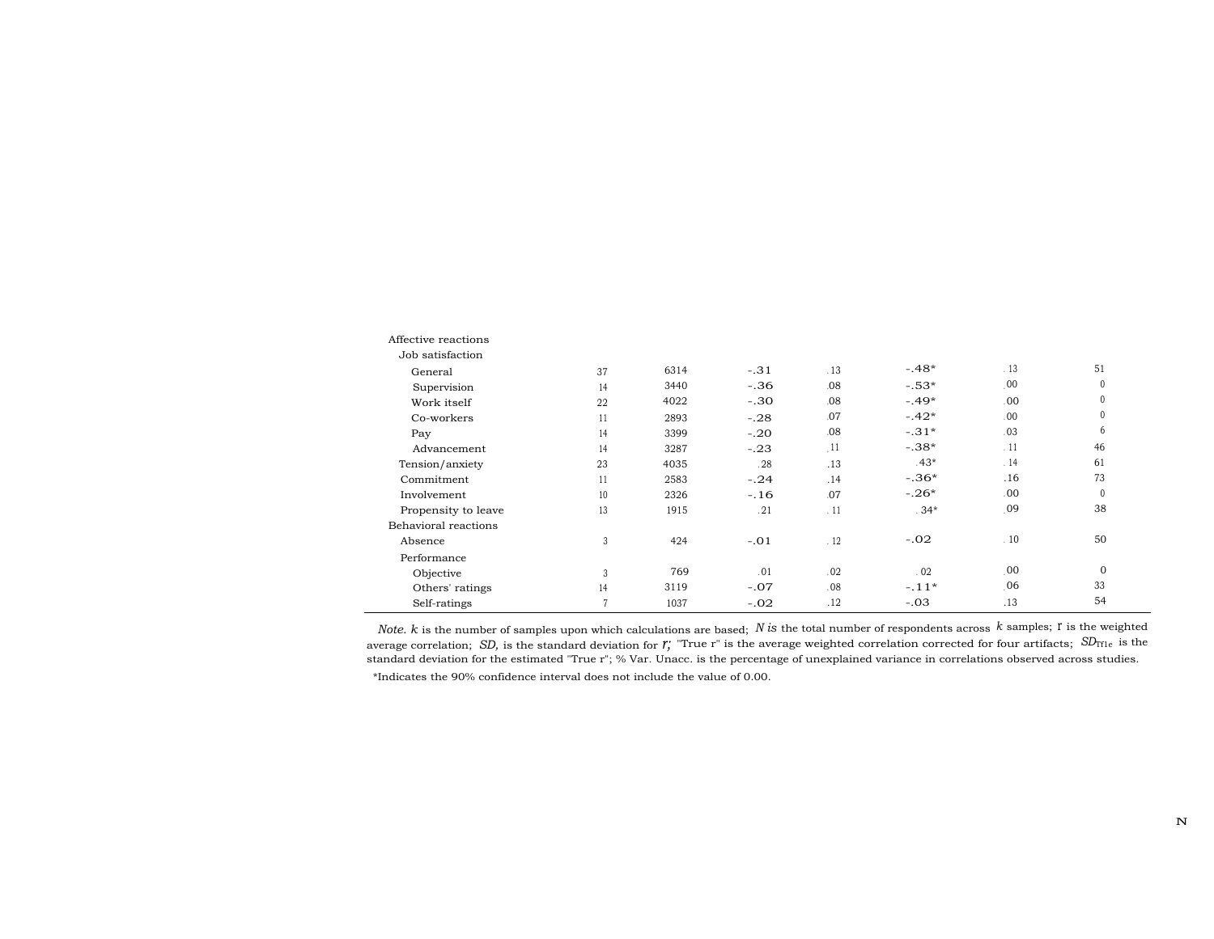| | $k$ | $N$ | $r$ | $SD_r$ | "True r" | $SD_{True}$ | % Var. Unacc. |
|---|---|---|---|---|---|---|---|
| Affective reactions | | | | | | | |
| Job satisfaction | | | | | | | |
| General | 37 | 6314 | -.31 | .13 | -.48* | .13 | 51 |
| Supervision | 14 | 3440 | -.36 | .08 | -.53* | .00 | 0 |
| Work itself | 22 | 4022 | -.30 | .08 | -.49* | .00 | 0 |
| Co-workers | 11 | 2893 | -.28 | .07 | -.42* | .00 | 0 |
| Pay | 14 | 3399 | -.20 | .08 | -.31* | .03 | 6 |
| Advancement | 14 | 3287 | -.23 | .11 | -.38* | .11 | 46 |
| Tension/anxiety | 23 | 4035 | .28 | .13 | .43* | .14 | 61 |
| Commitment | 11 | 2583 | -.24 | .14 | -.36* | .16 | 73 |
| Involvement | 10 | 2326 | -.16 | .07 | -.26* | .00 | 0 |
| Propensity to leave | 13 | 1915 | .21 | .11 | .34* | .09 | 38 |
| Behavioral reactions | | | | | | | |
| Absence | 3 | 424 | -.01 | .12 | -.02 | .10 | 50 |
| Performance | | | | | | | |
| Objective | 3 | 769 | .01 | .02 | .02 | .00 | 0 |
| Others' ratings | 14 | 3119 | -.07 | .08 | -.11* | .06 | 33 |
| Self-ratings | 7 | 1037 | -.02 | .12 | -.03 | .13 | 54 |

*Note.* $k$ is the number of samples upon which calculations are based; $N$ is the total number of respondents across $k$ samples; $r$ is the weighted average correlation; $SD_r$ is the standard deviation for $r$; "True r" is the average weighted correlation corrected for four artifacts; $SD_{True}$ is the standard deviation for the estimated "True r"; % Var. Unacc. is the percentage of unexplained variance in correlations observed across studies.

*Indicates the 90% confidence interval does not include the value of 0.00.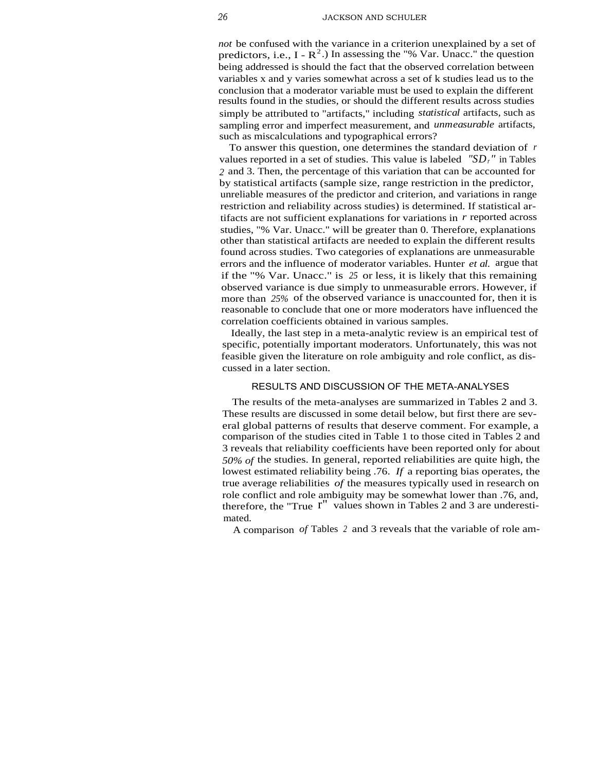*not* be confused with the variance in a criterion unexplained by a set of predictors, i.e., $1 - R^2$.) In assessing the "% Var. Unacc." the question being addressed is should the fact that the observed correlation between variables x and y varies somewhat across a set of k studies lead us to the conclusion that a moderator variable must be used to explain the different results found in the studies, or should the different results across studies simply be attributed to "artifacts," including *statistical* artifacts, such as sampling error and imperfect measurement, and *unmeasurable* artifacts, such as miscalculations and typographical errors?

To answer this question, one determines the standard deviation of $r$ values reported in a set of studies. This value is labeled "$SD_r$" in Tables 2 and 3. Then, the percentage of this variation that can be accounted for by statistical artifacts (sample size, range restriction in the predictor, unreliable measures of the predictor and criterion, and variations in range restriction and reliability across studies) is determined. If statistical artifacts are not sufficient explanations for variations in $r$ reported across studies, "% Var. Unacc." will be greater than 0. Therefore, explanations other than statistical artifacts are needed to explain the different results found across studies. Two categories of explanations are unmeasurable errors and the influence of moderator variables. Hunter *et al.* argue that if the "% Var. Unacc." is 25 or less, it is likely that this remaining observed variance is due simply to unmeasurable errors. However, if more than 25% of the observed variance is unaccounted for, then it is reasonable to conclude that one or more moderators have influenced the correlation coefficients obtained in various samples.

Ideally, the last step in a meta-analytic review is an empirical test of specific, potentially important moderators. Unfortunately, this was not feasible given the literature on role ambiguity and role conflict, as discussed in a later section.

## RESULTS AND DISCUSSION OF THE META-ANALYSES

The results of the meta-analyses are summarized in Tables 2 and 3. These results are discussed in some detail below, but first there are several global patterns of results that deserve comment. For example, a comparison of the studies cited in Table 1 to those cited in Tables 2 and 3 reveals that reliability coefficients have been reported only for about 50% of the studies. In general, reported reliabilities are quite high, the lowest estimated reliability being .76. If a reporting bias operates, the true average reliabilities of the measures typically used in research on role conflict and role ambiguity may be somewhat lower than .76, and, therefore, the "True r" values shown in Tables 2 and 3 are underestimated.

A comparison of Tables 2 and 3 reveals that the variable of role am-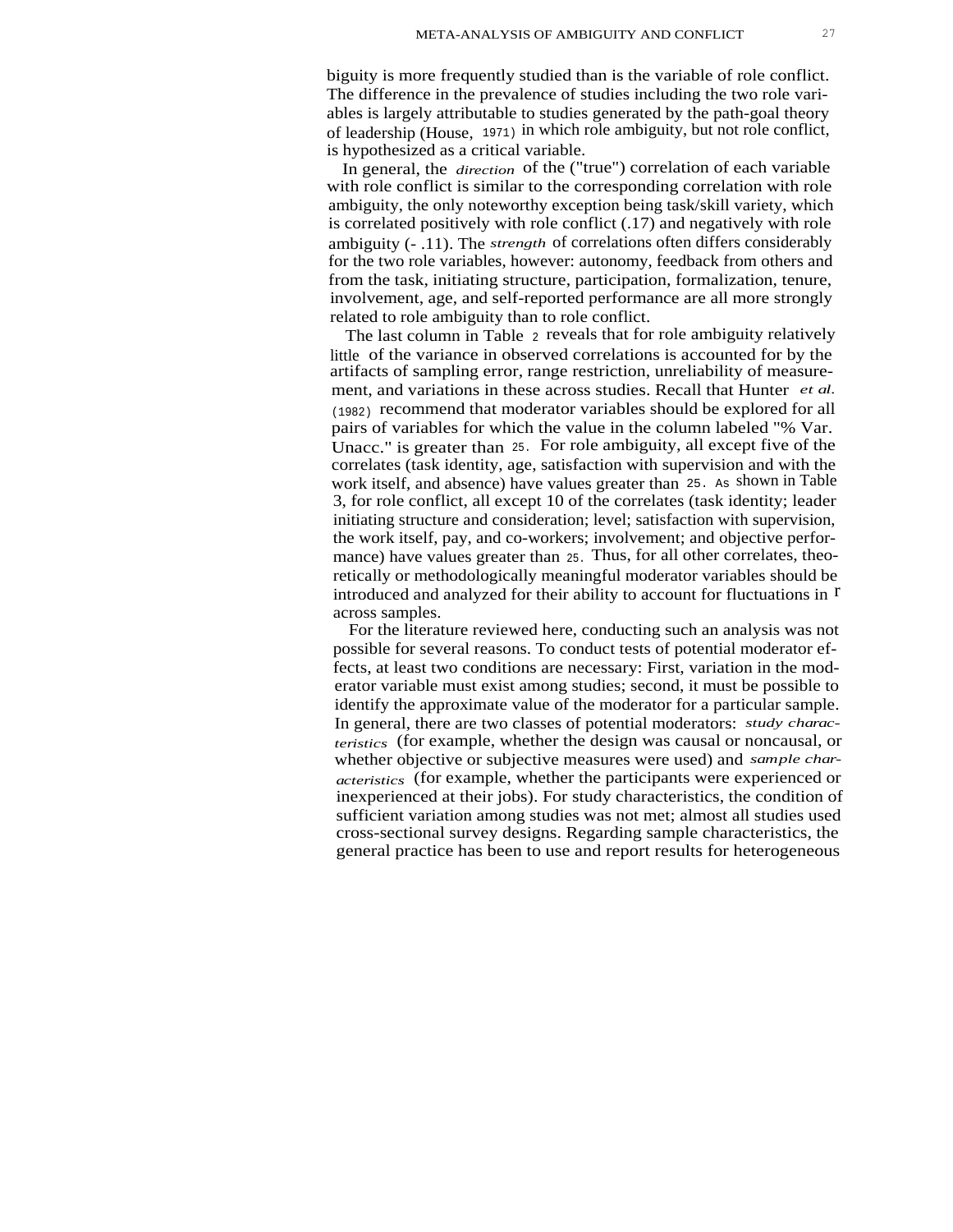biguity is more frequently studied than is the variable of role conflict. The difference in the prevalence of studies including the two role variables is largely attributable to studies generated by the path-goal theory of leadership (House, 1971) in which role ambiguity, but not role conflict, is hypothesized as a critical variable.

In general, the *direction* of the ("true") correlation of each variable with role conflict is similar to the corresponding correlation with role ambiguity, the only noteworthy exception being task/skill variety, which is correlated positively with role conflict (.17) and negatively with role ambiguity (- .11). The *strength* of correlations often differs considerably for the two role variables, however: autonomy, feedback from others and from the task, initiating structure, participation, formalization, tenure, involvement, age, and self-reported performance are all more strongly related to role ambiguity than to role conflict.

The last column in Table 2 reveals that for role ambiguity relatively little of the variance in observed correlations is accounted for by the artifacts of sampling error, range restriction, unreliability of measurement, and variations in these across studies. Recall that Hunter *et al.* (1982) recommend that moderator variables should be explored for all pairs of variables for which the value in the column labeled "% Var. Unacc." is greater than 25. For role ambiguity, all except five of the correlates (task identity, age, satisfaction with supervision and with the work itself, and absence) have values greater than 25. As shown in Table 3, for role conflict, all except 10 of the correlates (task identity; leader initiating structure and consideration; level; satisfaction with supervision, the work itself, pay, and co-workers; involvement; and objective performance) have values greater than 25. Thus, for all other correlates, theoretically or methodologically meaningful moderator variables should be introduced and analyzed for their ability to account for fluctuations in r across samples.

For the literature reviewed here, conducting such an analysis was not possible for several reasons. To conduct tests of potential moderator effects, at least two conditions are necessary: First, variation in the moderator variable must exist among studies; second, it must be possible to identify the approximate value of the moderator for a particular sample. In general, there are two classes of potential moderators: *study characteristics* (for example, whether the design was causal or noncausal, or whether objective or subjective measures were used) and *sample characteristics* (for example, whether the participants were experienced or inexperienced at their jobs). For study characteristics, the condition of sufficient variation among studies was not met; almost all studies used cross-sectional survey designs. Regarding sample characteristics, the general practice has been to use and report results for heterogeneous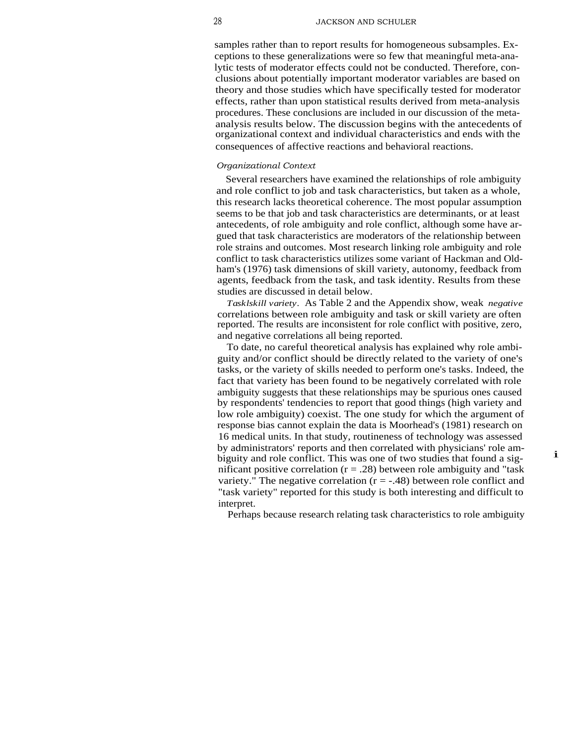samples rather than to report results for homogeneous subsamples. Exceptions to these generalizations were so few that meaningful meta-analytic tests of moderator effects could not be conducted. Therefore, conclusions about potentially important moderator variables are based on theory and those studies which have specifically tested for moderator effects, rather than upon statistical results derived from meta-analysis procedures. These conclusions are included in our discussion of the meta-analysis results below. The discussion begins with the antecedents of organizational context and individual characteristics and ends with the consequences of affective reactions and behavioral reactions.

### *Organizational Context*

Several researchers have examined the relationships of role ambiguity and role conflict to job and task characteristics, but taken as a whole, this research lacks theoretical coherence. The most popular assumption seems to be that job and task characteristics are determinants, or at least antecedents, of role ambiguity and role conflict, although some have argued that task characteristics are moderators of the relationship between role strains and outcomes. Most research linking role ambiguity and role conflict to task characteristics utilizes some variant of Hackman and Oldham's (1976) task dimensions of skill variety, autonomy, feedback from agents, feedback from the task, and task identity. Results from these studies are discussed in detail below.

*Task/skill variety*. As Table 2 and the Appendix show, weak *negative* correlations between role ambiguity and task or skill variety are often reported. The results are inconsistent for role conflict with positive, zero, and negative correlations all being reported.

To date, no careful theoretical analysis has explained why role ambiguity and/or conflict should be directly related to the variety of one's tasks, or the variety of skills needed to perform one's tasks. Indeed, the fact that variety has been found to be negatively correlated with role ambiguity suggests that these relationships may be spurious ones caused by respondents' tendencies to report that good things (high variety and low role ambiguity) coexist. The one study for which the argument of response bias cannot explain the data is Moorhead's (1981) research on 16 medical units. In that study, routineness of technology was assessed by administrators' reports and then correlated with physicians' role ambiguity and role conflict. This was one of two studies that found a significant positive correlation ($r = .28$) between role ambiguity and "task variety." The negative correlation ($r = -.48$) between role conflict and "task variety" reported for this study is both interesting and difficult to interpret.

Perhaps because research relating task characteristics to role ambiguity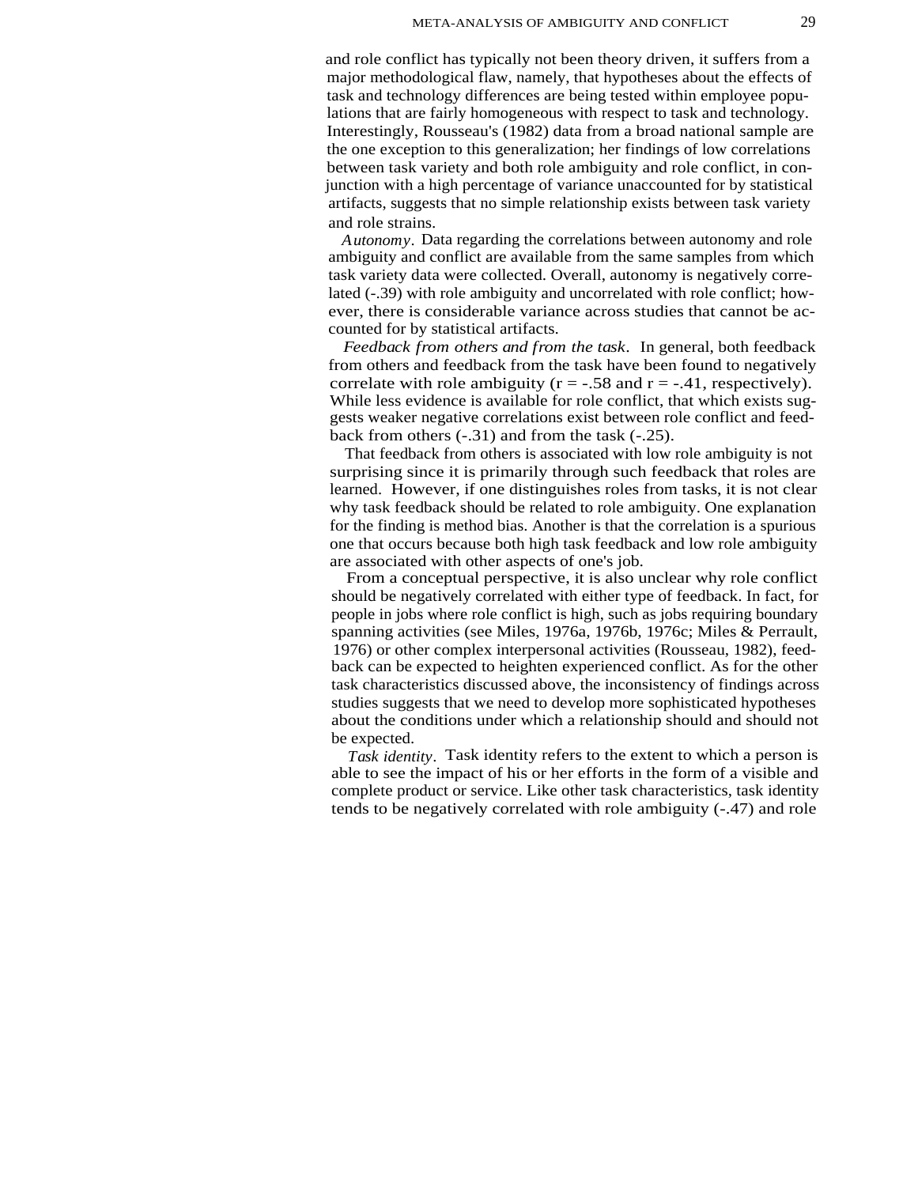and role conflict has typically not been theory driven, it suffers from a major methodological flaw, namely, that hypotheses about the effects of task and technology differences are being tested within employee populations that are fairly homogeneous with respect to task and technology. Interestingly, Rousseau's (1982) data from a broad national sample are the one exception to this generalization; her findings of low correlations between task variety and both role ambiguity and role conflict, in conjunction with a high percentage of variance unaccounted for by statistical artifacts, suggests that no simple relationship exists between task variety and role strains.

*Autonomy*. Data regarding the correlations between autonomy and role ambiguity and conflict are available from the same samples from which task variety data were collected. Overall, autonomy is negatively correlated (-.39) with role ambiguity and uncorrelated with role conflict; however, there is considerable variance across studies that cannot be accounted for by statistical artifacts.

*Feedback from others and from the task*. In general, both feedback from others and feedback from the task have been found to negatively correlate with role ambiguity ($r = -.58$ and $r = -.41$, respectively). While less evidence is available for role conflict, that which exists suggests weaker negative correlations exist between role conflict and feedback from others (-.31) and from the task (-.25).

That feedback from others is associated with low role ambiguity is not surprising since it is primarily through such feedback that roles are learned. However, if one distinguishes roles from tasks, it is not clear why task feedback should be related to role ambiguity. One explanation for the finding is method bias. Another is that the correlation is a spurious one that occurs because both high task feedback and low role ambiguity are associated with other aspects of one's job.

From a conceptual perspective, it is also unclear why role conflict should be negatively correlated with either type of feedback. In fact, for people in jobs where role conflict is high, such as jobs requiring boundary spanning activities (see Miles, 1976a, 1976b, 1976c; Miles & Perrault, 1976) or other complex interpersonal activities (Rousseau, 1982), feedback can be expected to heighten experienced conflict. As for the other task characteristics discussed above, the inconsistency of findings across studies suggests that we need to develop more sophisticated hypotheses about the conditions under which a relationship should and should not be expected.

*Task identity*. Task identity refers to the extent to which a person is able to see the impact of his or her efforts in the form of a visible and complete product or service. Like other task characteristics, task identity tends to be negatively correlated with role ambiguity (-.47) and role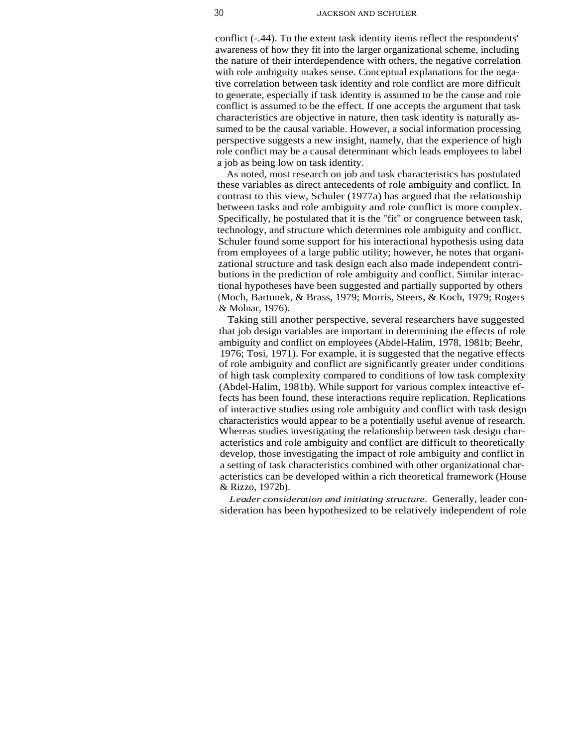conflict (-.44). To the extent task identity items reflect the respondents' awareness of how they fit into the larger organizational scheme, including the nature of their interdependence with others, the negative correlation with role ambiguity makes sense. Conceptual explanations for the negative correlation between task identity and role conflict are more difficult to generate, especially if task identity is assumed to be the cause and role conflict is assumed to be the effect. If one accepts the argument that task characteristics are objective in nature, then task identity is naturally assumed to be the causal variable. However, a social information processing perspective suggests a new insight, namely, that the experience of high role conflict may be a causal determinant which leads employees to label a job as being low on task identity.

As noted, most research on job and task characteristics has postulated these variables as direct antecedents of role ambiguity and conflict. In contrast to this view, Schuler (1977a) has argued that the relationship between tasks and role ambiguity and role conflict is more complex. Specifically, he postulated that it is the "fit" or congruence between task, technology, and structure which determines role ambiguity and conflict. Schuler found some support for his interactional hypothesis using data from employees of a large public utility; however, he notes that organizational structure and task design each also made independent contributions in the prediction of role ambiguity and conflict. Similar interactional hypotheses have been suggested and partially supported by others (Moch, Bartunek, & Brass, 1979; Morris, Steers, & Koch, 1979; Rogers & Molnar, 1976).

Taking still another perspective, several researchers have suggested that job design variables are important in determining the effects of role ambiguity and conflict on employees (Abdel-Halim, 1978, 1981b; Beehr, 1976; Tosi, 1971). For example, it is suggested that the negative effects of role ambiguity and conflict are significantly greater under conditions of high task complexity compared to conditions of low task complexity (Abdel-Halim, 1981b). While support for various complex inteactive effects has been found, these interactions require replication. Replications of interactive studies using role ambiguity and conflict with task design characteristics would appear to be a potentially useful avenue of research. Whereas studies investigating the relationship between task design characteristics and role ambiguity and conflict are difficult to theoretically develop, those investigating the impact of role ambiguity and conflict in a setting of task characteristics combined with other organizational characteristics can be developed within a rich theoretical framework (House & Rizzo, 1972b).

*Leader consideration and initiating structure.* Generally, leader consideration has been hypothesized to be relatively independent of role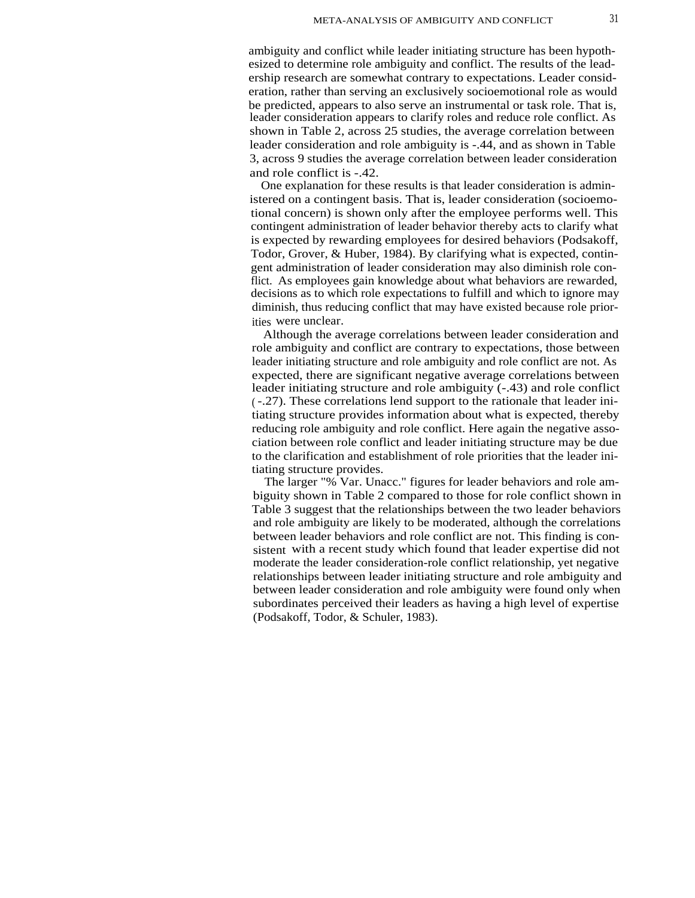ambiguity and conflict while leader initiating structure has been hypothesized to determine role ambiguity and conflict. The results of the leadership research are somewhat contrary to expectations. Leader consideration, rather than serving an exclusively socioemotional role as would be predicted, appears to also serve an instrumental or task role. That is, leader consideration appears to clarify roles and reduce role conflict. As shown in Table 2, across 25 studies, the average correlation between leader consideration and role ambiguity is -.44, and as shown in Table 3, across 9 studies the average correlation between leader consideration and role conflict is -.42.

One explanation for these results is that leader consideration is administered on a contingent basis. That is, leader consideration (socioemotional concern) is shown only after the employee performs well. This contingent administration of leader behavior thereby acts to clarify what is expected by rewarding employees for desired behaviors (Podsakoff, Todor, Grover, & Huber, 1984). By clarifying what is expected, contingent administration of leader consideration may also diminish role conflict. As employees gain knowledge about what behaviors are rewarded, decisions as to which role expectations to fulfill and which to ignore may diminish, thus reducing conflict that may have existed because role priorities were unclear.

Although the average correlations between leader consideration and role ambiguity and conflict are contrary to expectations, those between leader initiating structure and role ambiguity and role conflict are not. As expected, there are significant negative average correlations between leader initiating structure and role ambiguity (-.43) and role conflict (-.27). These correlations lend support to the rationale that leader initiating structure provides information about what is expected, thereby reducing role ambiguity and role conflict. Here again the negative association between role conflict and leader initiating structure may be due to the clarification and establishment of role priorities that the leader initiating structure provides.

The larger "% Var. Unacc." figures for leader behaviors and role ambiguity shown in Table 2 compared to those for role conflict shown in Table 3 suggest that the relationships between the two leader behaviors and role ambiguity are likely to be moderated, although the correlations between leader behaviors and role conflict are not. This finding is consistent with a recent study which found that leader expertise did not moderate the leader consideration-role conflict relationship, yet negative relationships between leader initiating structure and role ambiguity and between leader consideration and role ambiguity were found only when subordinates perceived their leaders as having a high level of expertise (Podsakoff, Todor, & Schuler, 1983).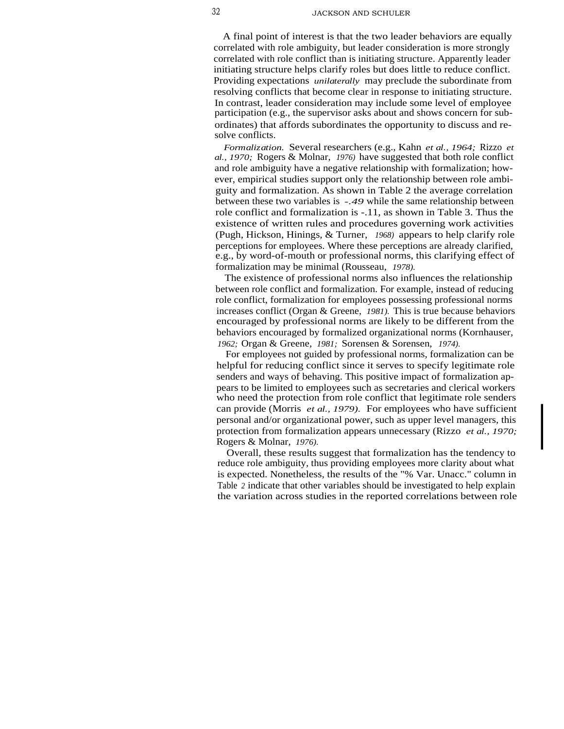A final point of interest is that the two leader behaviors are equally correlated with role ambiguity, but leader consideration is more strongly correlated with role conflict than is initiating structure. Apparently leader initiating structure helps clarify roles but does little to reduce conflict. Providing expectations *unilaterally* may preclude the subordinate from resolving conflicts that become clear in response to initiating structure. In contrast, leader consideration may include some level of employee participation (e.g., the supervisor asks about and shows concern for subordinates) that affords subordinates the opportunity to discuss and resolve conflicts.

*Formalization.* Several researchers (e.g., Kahn *et al., 1964;* Rizzo *et al., 1970;* Rogers & Molnar, *1976)* have suggested that both role conflict and role ambiguity have a negative relationship with formalization; however, empirical studies support only the relationship between role ambiguity and formalization. As shown in Table 2 the average correlation between these two variables is -.49 while the same relationship between role conflict and formalization is -.11, as shown in Table 3. Thus the existence of written rules and procedures governing work activities (Pugh, Hickson, Hinings, & Turner, *1968)* appears to help clarify role perceptions for employees. Where these perceptions are already clarified, e.g., by word-of-mouth or professional norms, this clarifying effect of formalization may be minimal (Rousseau, *1978).*

The existence of professional norms also influences the relationship between role conflict and formalization. For example, instead of reducing role conflict, formalization for employees possessing professional norms increases conflict (Organ & Greene, *1981).* This is true because behaviors encouraged by professional norms are likely to be different from the behaviors encouraged by formalized organizational norms (Kornhauser, *1962;* Organ & Greene, *1981;* Sorensen & Sorensen, *1974).*

For employees not guided by professional norms, formalization can be helpful for reducing conflict since it serves to specify legitimate role senders and ways of behaving. This positive impact of formalization appears to be limited to employees such as secretaries and clerical workers who need the protection from role conflict that legitimate role senders can provide (Morris *et al., 1979).* For employees who have sufficient personal and/or organizational power, such as upper level managers, this protection from formalization appears unnecessary (Rizzo *et al., 1970;* Rogers & Molnar, *1976).*

Overall, these results suggest that formalization has the tendency to reduce role ambiguity, thus providing employees more clarity about what is expected. Nonetheless, the results of the "% Var. Unacc." column in Table 2 indicate that other variables should be investigated to help explain the variation across studies in the reported correlations between role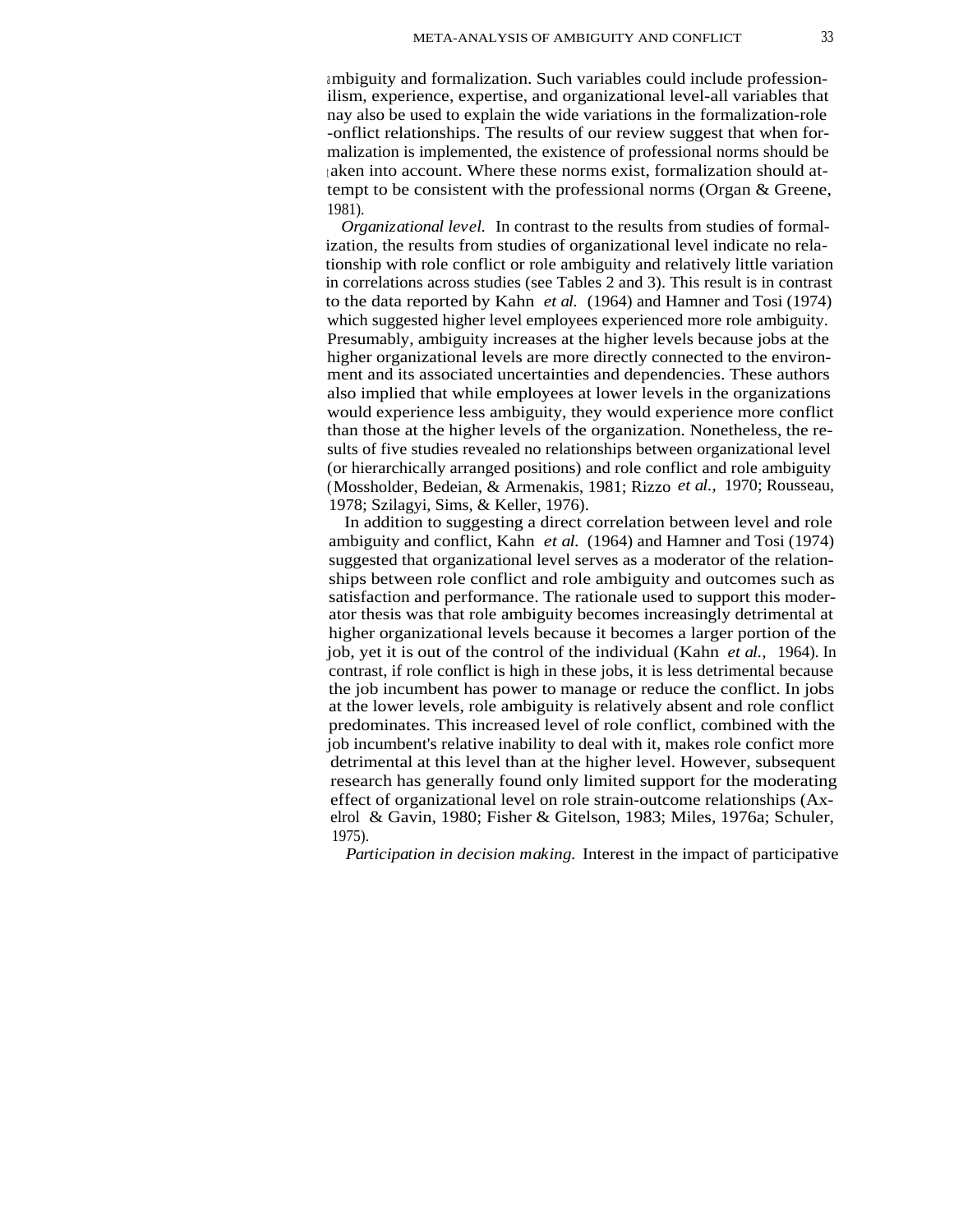ambiguity and formalization. Such variables could include professionilism, experience, expertise, and organizational level-all variables that nay also be used to explain the wide variations in the formalization-role -onflict relationships. The results of our review suggest that when formalization is implemented, the existence of professional norms should be taken into account. Where these norms exist, formalization should attempt to be consistent with the professional norms (Organ & Greene, 1981).

*Organizational level.* In contrast to the results from studies of formalization, the results from studies of organizational level indicate no relationship with role conflict or role ambiguity and relatively little variation in correlations across studies (see Tables 2 and 3). This result is in contrast to the data reported by Kahn *et al.* (1964) and Hamner and Tosi (1974) which suggested higher level employees experienced more role ambiguity. Presumably, ambiguity increases at the higher levels because jobs at the higher organizational levels are more directly connected to the environment and its associated uncertainties and dependencies. These authors also implied that while employees at lower levels in the organizations would experience less ambiguity, they would experience more conflict than those at the higher levels of the organization. Nonetheless, the results of five studies revealed no relationships between organizational level (or hierarchically arranged positions) and role conflict and role ambiguity (Mossholder, Bedeian, & Armenakis, 1981; Rizzo *et al.,* 1970; Rousseau, 1978; Szilagyi, Sims, & Keller, 1976).

In addition to suggesting a direct correlation between level and role ambiguity and conflict, Kahn *et al.* (1964) and Hamner and Tosi (1974) suggested that organizational level serves as a moderator of the relationships between role conflict and role ambiguity and outcomes such as satisfaction and performance. The rationale used to support this moderator thesis was that role ambiguity becomes increasingly detrimental at higher organizational levels because it becomes a larger portion of the job, yet it is out of the control of the individual (Kahn *et al.,* 1964). In contrast, if role conflict is high in these jobs, it is less detrimental because the job incumbent has power to manage or reduce the conflict. In jobs at the lower levels, role ambiguity is relatively absent and role conflict predominates. This increased level of role conflict, combined with the job incumbent's relative inability to deal with it, makes role confict more detrimental at this level than at the higher level. However, subsequent research has generally found only limited support for the moderating effect of organizational level on role strain-outcome relationships (Axelrol & Gavin, 1980; Fisher & Gitelson, 1983; Miles, 1976a; Schuler, 1975).

*Participation in decision making.* Interest in the impact of participative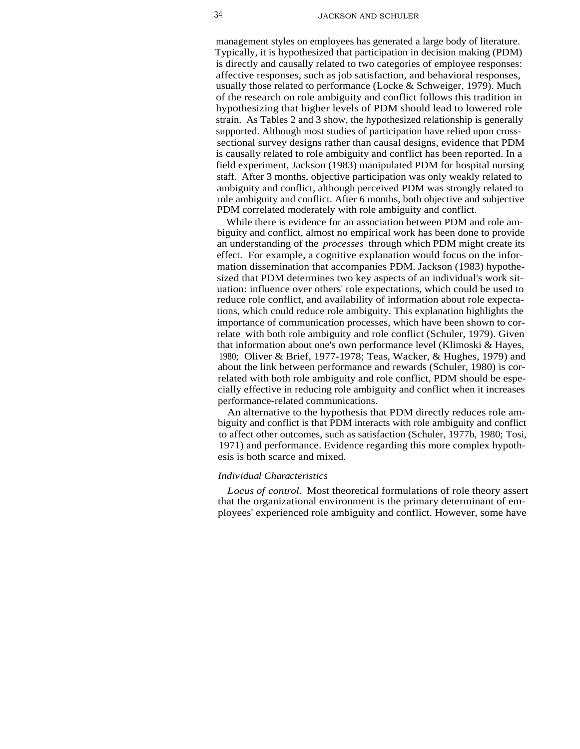management styles on employees has generated a large body of literature. Typically, it is hypothesized that participation in decision making (PDM) is directly and causally related to two categories of employee responses: affective responses, such as job satisfaction, and behavioral responses, usually those related to performance (Locke & Schweiger, 1979). Much of the research on role ambiguity and conflict follows this tradition in hypothesizing that higher levels of PDM should lead to lowered role strain. As Tables 2 and 3 show, the hypothesized relationship is generally supported. Although most studies of participation have relied upon cross-sectional survey designs rather than causal designs, evidence that PDM is causally related to role ambiguity and conflict has been reported. In a field experiment, Jackson (1983) manipulated PDM for hospital nursing staff. After 3 months, objective participation was only weakly related to ambiguity and conflict, although perceived PDM was strongly related to role ambiguity and conflict. After 6 months, both objective and subjective PDM correlated moderately with role ambiguity and conflict.

While there is evidence for an association between PDM and role ambiguity and conflict, almost no empirical work has been done to provide an understanding of the *processes* through which PDM might create its effect. For example, a cognitive explanation would focus on the information dissemination that accompanies PDM. Jackson (1983) hypothesized that PDM determines two key aspects of an individual's work situation: influence over others' role expectations, which could be used to reduce role conflict, and availability of information about role expectations, which could reduce role ambiguity. This explanation highlights the importance of communication processes, which have been shown to correlate with both role ambiguity and role conflict (Schuler, 1979). Given that information about one's own performance level (Klimoski & Hayes, 1980; Oliver & Brief, 1977-1978; Teas, Wacker, & Hughes, 1979) and about the link between performance and rewards (Schuler, 1980) is correlated with both role ambiguity and role conflict, PDM should be especially effective in reducing role ambiguity and conflict when it increases performance-related communications.

An alternative to the hypothesis that PDM directly reduces role ambiguity and conflict is that PDM interacts with role ambiguity and conflict to affect other outcomes, such as satisfaction (Schuler, 1977b, 1980; Tosi, 1971) and performance. Evidence regarding this more complex hypothesis is both scarce and mixed.

### *Individual Characteristics*

*Locus of control.* Most theoretical formulations of role theory assert that the organizational environment is the primary determinant of employees' experienced role ambiguity and conflict. However, some have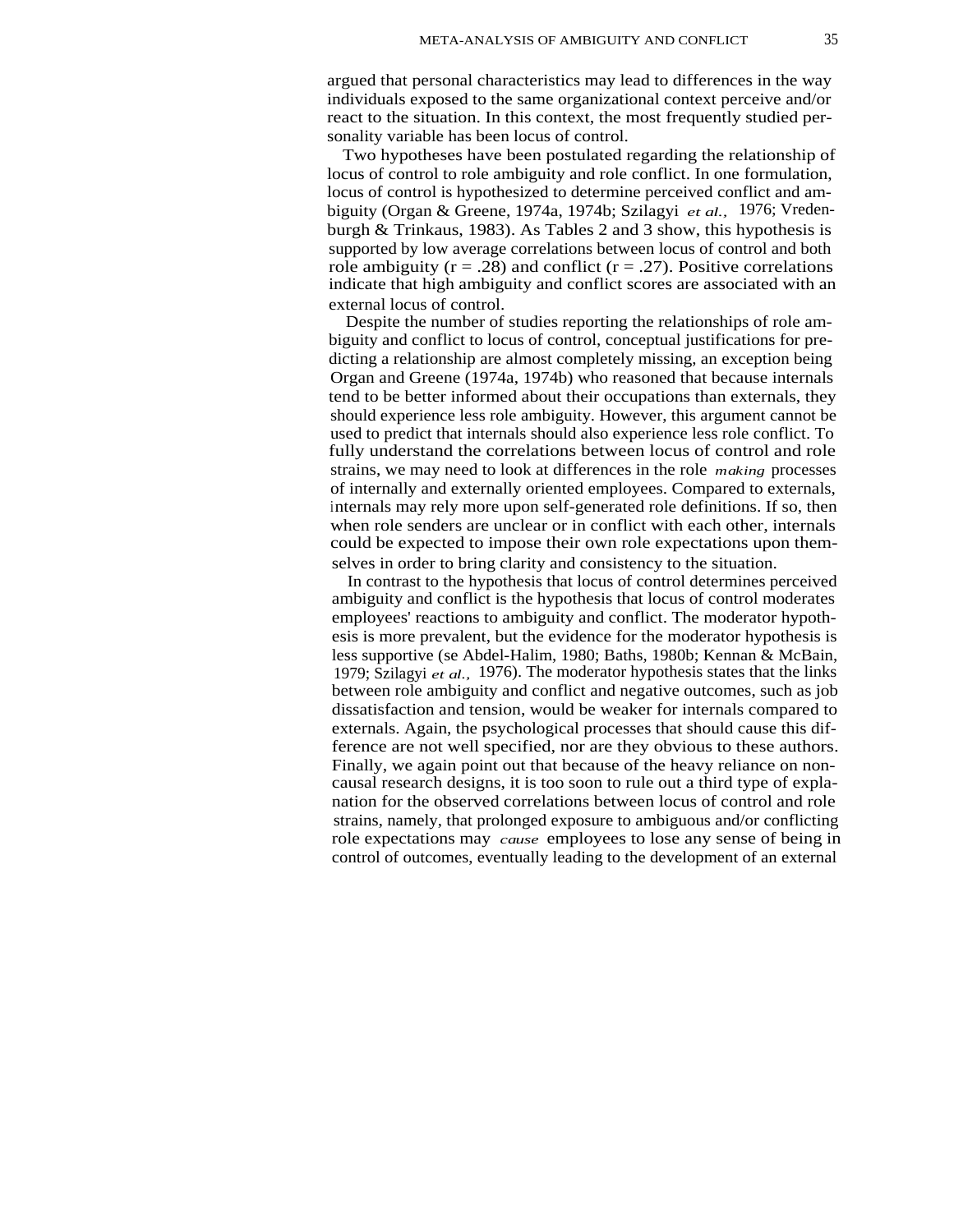argued that personal characteristics may lead to differences in the way individuals exposed to the same organizational context perceive and/or react to the situation. In this context, the most frequently studied personality variable has been locus of control.

Two hypotheses have been postulated regarding the relationship of locus of control to role ambiguity and role conflict. In one formulation, locus of control is hypothesized to determine perceived conflict and ambiguity (Organ & Greene, 1974a, 1974b; Szilagyi *et al.,* 1976; Vredenburgh & Trinkaus, 1983). As Tables 2 and 3 show, this hypothesis is supported by low average correlations between locus of control and both role ambiguity (r = .28) and conflict (r = .27). Positive correlations indicate that high ambiguity and conflict scores are associated with an external locus of control.

Despite the number of studies reporting the relationships of role ambiguity and conflict to locus of control, conceptual justifications for predicting a relationship are almost completely missing, an exception being Organ and Greene (1974a, 1974b) who reasoned that because internals tend to be better informed about their occupations than externals, they should experience less role ambiguity. However, this argument cannot be used to predict that internals should also experience less role conflict. To fully understand the correlations between locus of control and role strains, we may need to look at differences in the role *making* processes of internally and externally oriented employees. Compared to externals, internals may rely more upon self-generated role definitions. If so, then when role senders are unclear or in conflict with each other, internals could be expected to impose their own role expectations upon themselves in order to bring clarity and consistency to the situation.

In contrast to the hypothesis that locus of control determines perceived ambiguity and conflict is the hypothesis that locus of control moderates employees' reactions to ambiguity and conflict. The moderator hypothesis is more prevalent, but the evidence for the moderator hypothesis is less supportive (se Abdel-Halim, 1980; Baths, 1980b; Kennan & McBain, 1979; Szilagyi *et al.,* 1976). The moderator hypothesis states that the links between role ambiguity and conflict and negative outcomes, such as job dissatisfaction and tension, would be weaker for internals compared to externals. Again, the psychological processes that should cause this difference are not well specified, nor are they obvious to these authors. Finally, we again point out that because of the heavy reliance on noncausal research designs, it is too soon to rule out a third type of explanation for the observed correlations between locus of control and role strains, namely, that prolonged exposure to ambiguous and/or conflicting role expectations may *cause* employees to lose any sense of being in control of outcomes, eventually leading to the development of an external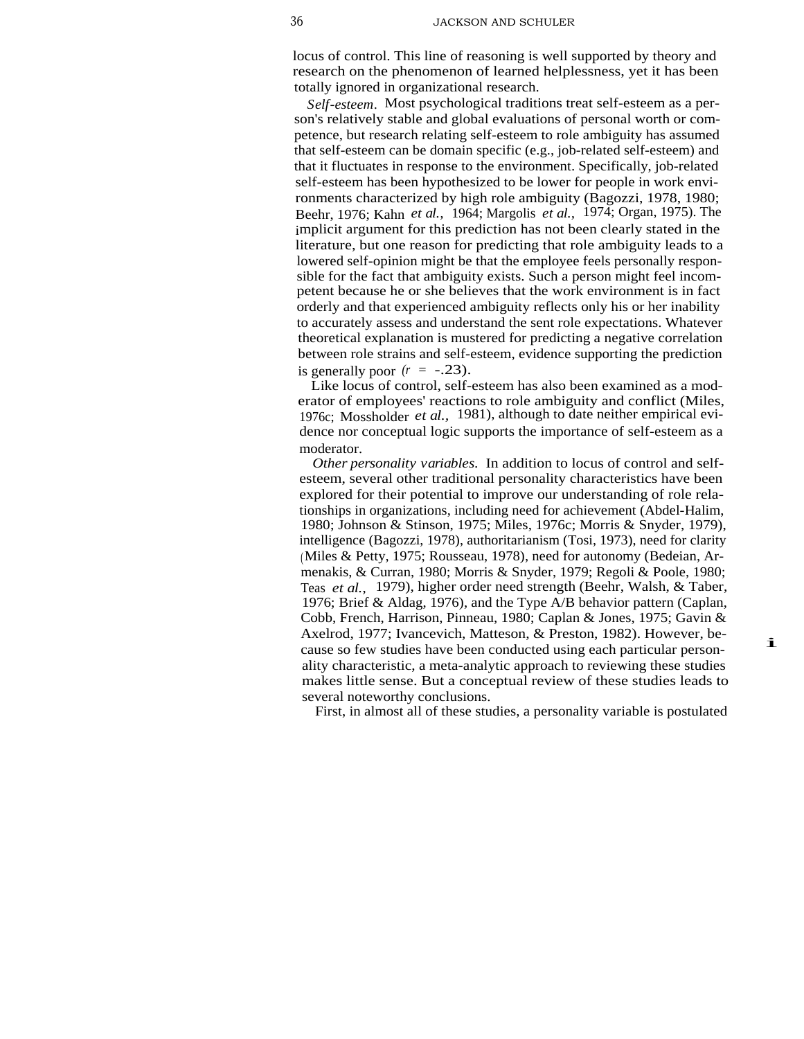locus of control. This line of reasoning is well supported by theory and research on the phenomenon of learned helplessness, yet it has been totally ignored in organizational research.

*Self-esteem*. Most psychological traditions treat self-esteem as a person's relatively stable and global evaluations of personal worth or competence, but research relating self-esteem to role ambiguity has assumed that self-esteem can be domain specific (e.g., job-related self-esteem) and that it fluctuates in response to the environment. Specifically, job-related self-esteem has been hypothesized to be lower for people in work environments characterized by high role ambiguity (Bagozzi, 1978, 1980; Beehr, 1976; Kahn *et al.,* 1964; Margolis *et al.,* 1974; Organ, 1975). The implicit argument for this prediction has not been clearly stated in the literature, but one reason for predicting that role ambiguity leads to a lowered self-opinion might be that the employee feels personally responsible for the fact that ambiguity exists. Such a person might feel incompetent because he or she believes that the work environment is in fact orderly and that experienced ambiguity reflects only his or her inability to accurately assess and understand the sent role expectations. Whatever theoretical explanation is mustered for predicting a negative correlation between role strains and self-esteem, evidence supporting the prediction is generally poor $(r = -.23)$.

Like locus of control, self-esteem has also been examined as a moderator of employees' reactions to role ambiguity and conflict (Miles, 1976c; Mossholder *et al.*, 1981), although to date neither empirical evidence nor conceptual logic supports the importance of self-esteem as a moderator.

*Other personality variables.* In addition to locus of control and self-esteem, several other traditional personality characteristics have been explored for their potential to improve our understanding of role relationships in organizations, including need for achievement (Abdel-Halim, 1980; Johnson & Stinson, 1975; Miles, 1976c; Morris & Snyder, 1979), intelligence (Bagozzi, 1978), authoritarianism (Tosi, 1973), need for clarity (Miles & Petty, 1975; Rousseau, 1978), need for autonomy (Bedeian, Armenakis, & Curran, 1980; Morris & Snyder, 1979; Regoli & Poole, 1980; Teas *et al.,* 1979), higher order need strength (Beehr, Walsh, & Taber, 1976; Brief & Aldag, 1976), and the Type A/B behavior pattern (Caplan, Cobb, French, Harrison, Pinneau, 1980; Caplan & Jones, 1975; Gavin & Axelrod, 1977; Ivancevich, Matteson, & Preston, 1982). However, because so few studies have been conducted using each particular personality characteristic, a meta-analytic approach to reviewing these studies makes little sense. But a conceptual review of these studies leads to several noteworthy conclusions.

First, in almost all of these studies, a personality variable is postulated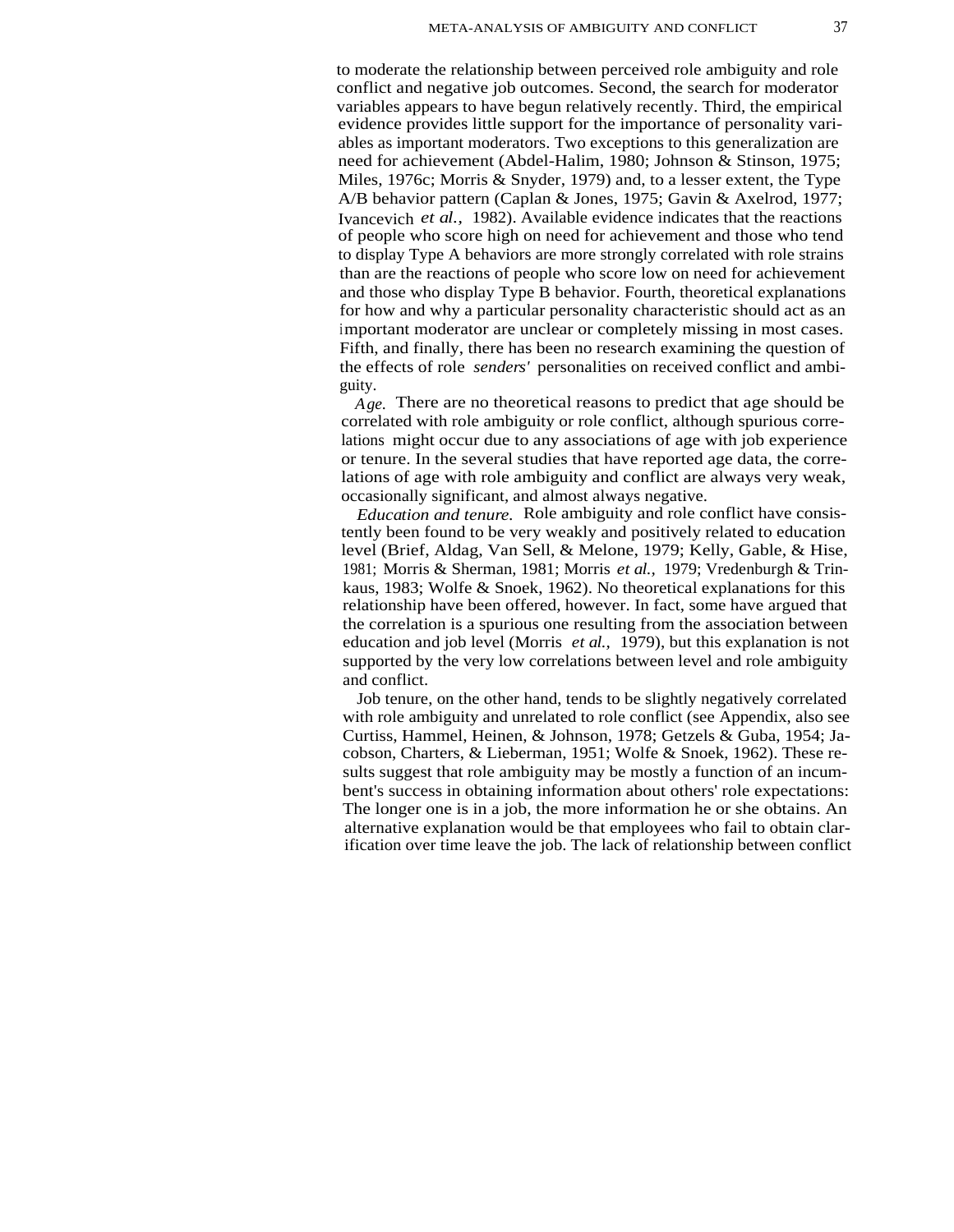to moderate the relationship between perceived role ambiguity and role conflict and negative job outcomes. Second, the search for moderator variables appears to have begun relatively recently. Third, the empirical evidence provides little support for the importance of personality variables as important moderators. Two exceptions to this generalization are need for achievement (Abdel-Halim, 1980; Johnson & Stinson, 1975; Miles, 1976c; Morris & Snyder, 1979) and, to a lesser extent, the Type A/B behavior pattern (Caplan & Jones, 1975; Gavin & Axelrod, 1977; Ivancevich *et al.*, 1982). Available evidence indicates that the reactions of people who score high on need for achievement and those who tend to display Type A behaviors are more strongly correlated with role strains than are the reactions of people who score low on need for achievement and those who display Type B behavior. Fourth, theoretical explanations for how and why a particular personality characteristic should act as an important moderator are unclear or completely missing in most cases. Fifth, and finally, there has been no research examining the question of the effects of role *senders'* personalities on received conflict and ambiguity.

*Age.* There are no theoretical reasons to predict that age should be correlated with role ambiguity or role conflict, although spurious correlations might occur due to any associations of age with job experience or tenure. In the several studies that have reported age data, the correlations of age with role ambiguity and conflict are always very weak, occasionally significant, and almost always negative.

*Education and tenure.* Role ambiguity and role conflict have consistently been found to be very weakly and positively related to education level (Brief, Aldag, Van Sell, & Melone, 1979; Kelly, Gable, & Hise, 1981; Morris & Sherman, 1981; Morris *et al.*, 1979; Vredenburgh & Trinkaus, 1983; Wolfe & Snoek, 1962). No theoretical explanations for this relationship have been offered, however. In fact, some have argued that the correlation is a spurious one resulting from the association between education and job level (Morris *et al.*, 1979), but this explanation is not supported by the very low correlations between level and role ambiguity and conflict.

Job tenure, on the other hand, tends to be slightly negatively correlated with role ambiguity and unrelated to role conflict (see Appendix, also see Curtiss, Hammel, Heinen, & Johnson, 1978; Getzels & Guba, 1954; Jacobson, Charters, & Lieberman, 1951; Wolfe & Snoek, 1962). These results suggest that role ambiguity may be mostly a function of an incumbent's success in obtaining information about others' role expectations: The longer one is in a job, the more information he or she obtains. An alternative explanation would be that employees who fail to obtain clarification over time leave the job. The lack of relationship between conflict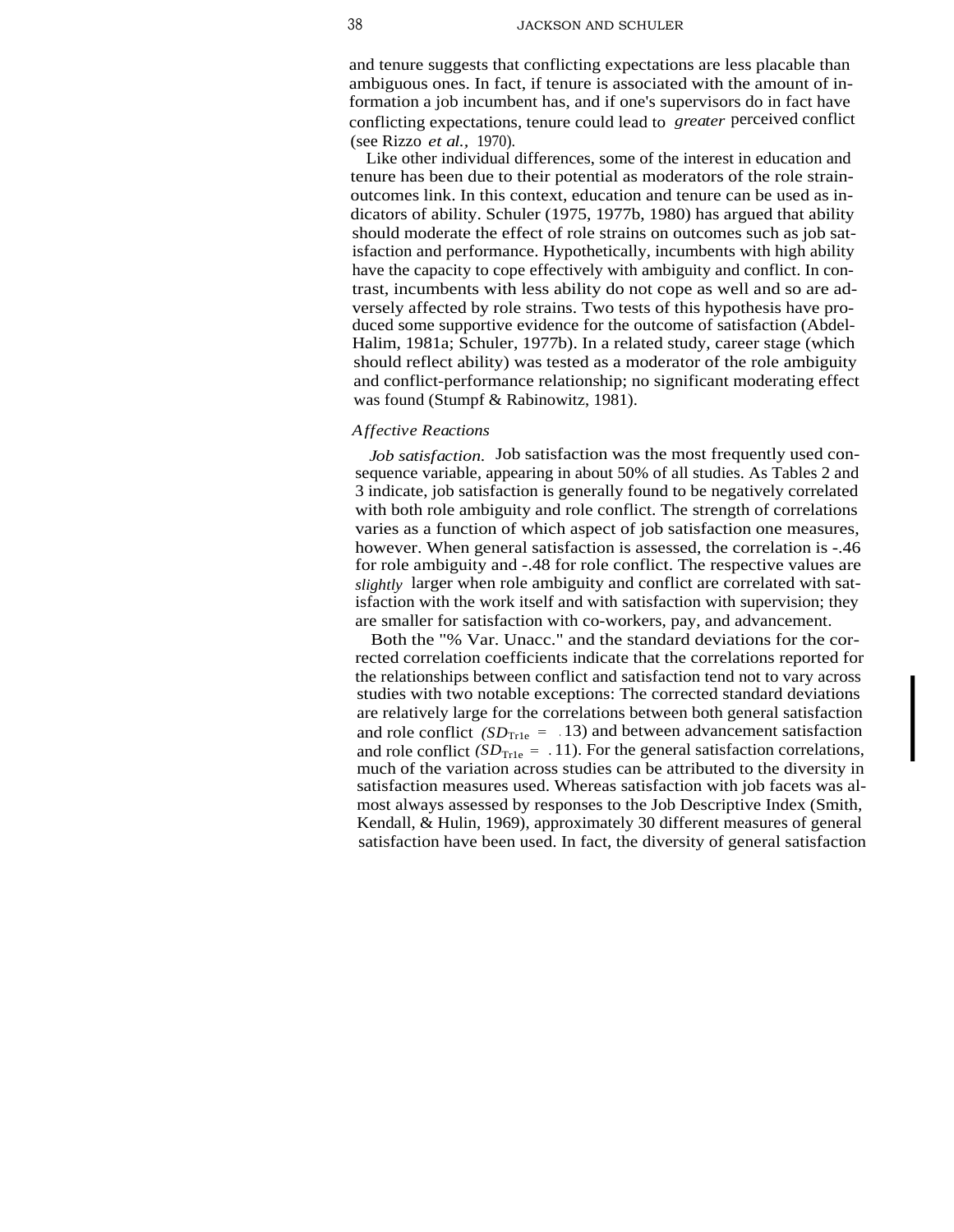and tenure suggests that conflicting expectations are less placable than ambiguous ones. In fact, if tenure is associated with the amount of information a job incumbent has, and if one's supervisors do in fact have conflicting expectations, tenure could lead to *greater* perceived conflict (see Rizzo *et al.,* 1970).

Like other individual differences, some of the interest in education and tenure has been due to their potential as moderators of the role strain-outcomes link. In this context, education and tenure can be used as indicators of ability. Schuler (1975, 1977b, 1980) has argued that ability should moderate the effect of role strains on outcomes such as job satisfaction and performance. Hypothetically, incumbents with high ability have the capacity to cope effectively with ambiguity and conflict. In contrast, incumbents with less ability do not cope as well and so are adversely affected by role strains. Two tests of this hypothesis have produced some supportive evidence for the outcome of satisfaction (Abdel-Halim, 1981a; Schuler, 1977b). In a related study, career stage (which should reflect ability) was tested as a moderator of the role ambiguity and conflict-performance relationship; no significant moderating effect was found (Stumpf & Rabinowitz, 1981).

### *Affective Reactions*

*Job satisfaction.* Job satisfaction was the most frequently used consequence variable, appearing in about 50% of all studies. As Tables 2 and 3 indicate, job satisfaction is generally found to be negatively correlated with both role ambiguity and role conflict. The strength of correlations varies as a function of which aspect of job satisfaction one measures, however. When general satisfaction is assessed, the correlation is -.46 for role ambiguity and -.48 for role conflict. The respective values are *slightly* larger when role ambiguity and conflict are correlated with satisfaction with the work itself and with satisfaction with supervision; they are smaller for satisfaction with co-workers, pay, and advancement.

Both the "% Var. Unacc." and the standard deviations for the corrected correlation coefficients indicate that the correlations reported for the relationships between conflict and satisfaction tend not to vary across studies with two notable exceptions: The corrected standard deviations are relatively large for the correlations between both general satisfaction and role conflict ($SD_{True}$ = .13) and between advancement satisfaction and role conflict ($SD_{True}$ = .11). For the general satisfaction correlations, much of the variation across studies can be attributed to the diversity in satisfaction measures used. Whereas satisfaction with job facets was almost always assessed by responses to the Job Descriptive Index (Smith, Kendall, & Hulin, 1969), approximately 30 different measures of general satisfaction have been used. In fact, the diversity of general satisfaction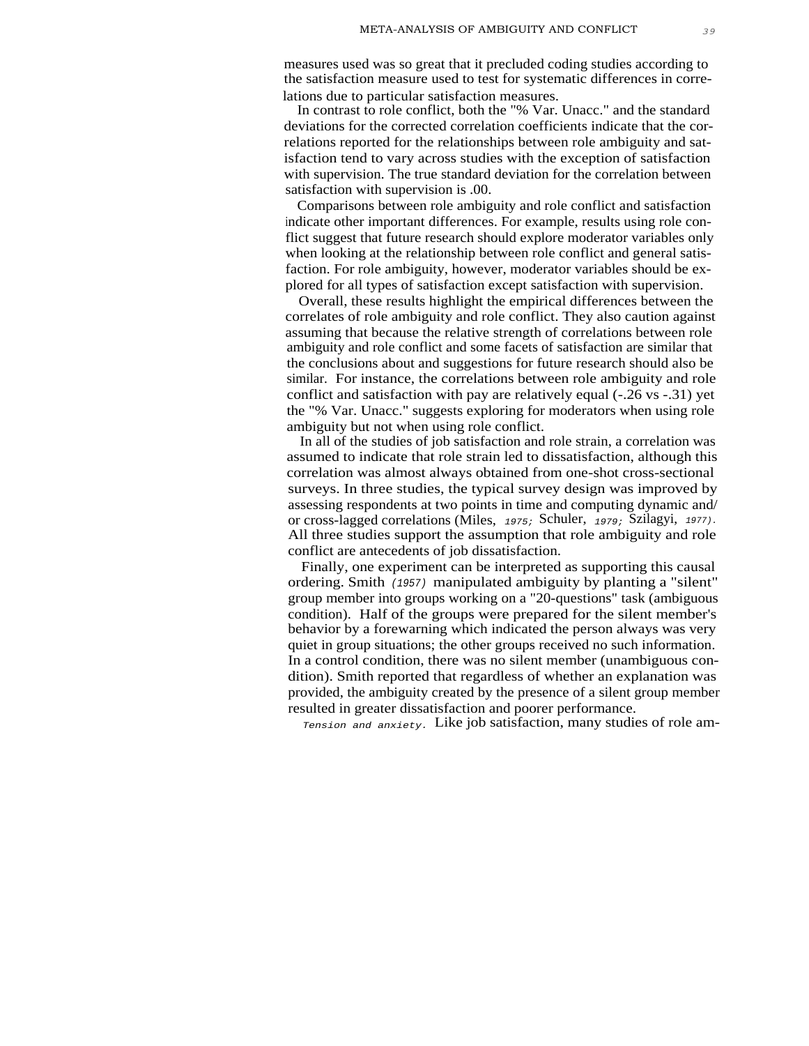measures used was so great that it precluded coding studies according to the satisfaction measure used to test for systematic differences in correlations due to particular satisfaction measures.

In contrast to role conflict, both the "% Var. Unacc." and the standard deviations for the corrected correlation coefficients indicate that the correlations reported for the relationships between role ambiguity and satisfaction tend to vary across studies with the exception of satisfaction with supervision. The true standard deviation for the correlation between satisfaction with supervision is .00.

Comparisons between role ambiguity and role conflict and satisfaction indicate other important differences. For example, results using role conflict suggest that future research should explore moderator variables only when looking at the relationship between role conflict and general satisfaction. For role ambiguity, however, moderator variables should be explored for all types of satisfaction except satisfaction with supervision.

Overall, these results highlight the empirical differences between the correlates of role ambiguity and role conflict. They also caution against assuming that because the relative strength of correlations between role ambiguity and role conflict and some facets of satisfaction are similar that the conclusions about and suggestions for future research should also be similar. For instance, the correlations between role ambiguity and role conflict and satisfaction with pay are relatively equal (-.26 vs -.31) yet the "% Var. Unacc." suggests exploring for moderators when using role ambiguity but not when using role conflict.

In all of the studies of job satisfaction and role strain, a correlation was assumed to indicate that role strain led to dissatisfaction, although this correlation was almost always obtained from one-shot cross-sectional surveys. In three studies, the typical survey design was improved by assessing respondents at two points in time and computing dynamic and/or cross-lagged correlations (Miles, 1975; Schuler, 1979; Szilagyi, 1977). All three studies support the assumption that role ambiguity and role conflict are antecedents of job dissatisfaction.

Finally, one experiment can be interpreted as supporting this causal ordering. Smith (1957) manipulated ambiguity by planting a "silent" group member into groups working on a "20-questions" task (ambiguous condition). Half of the groups were prepared for the silent member's behavior by a forewarning which indicated the person always was very quiet in group situations; the other groups received no such information. In a control condition, there was no silent member (unambiguous condition). Smith reported that regardless of whether an explanation was provided, the ambiguity created by the presence of a silent group member resulted in greater dissatisfaction and poorer performance.

*Tension and anxiety.* Like job satisfaction, many studies of role am-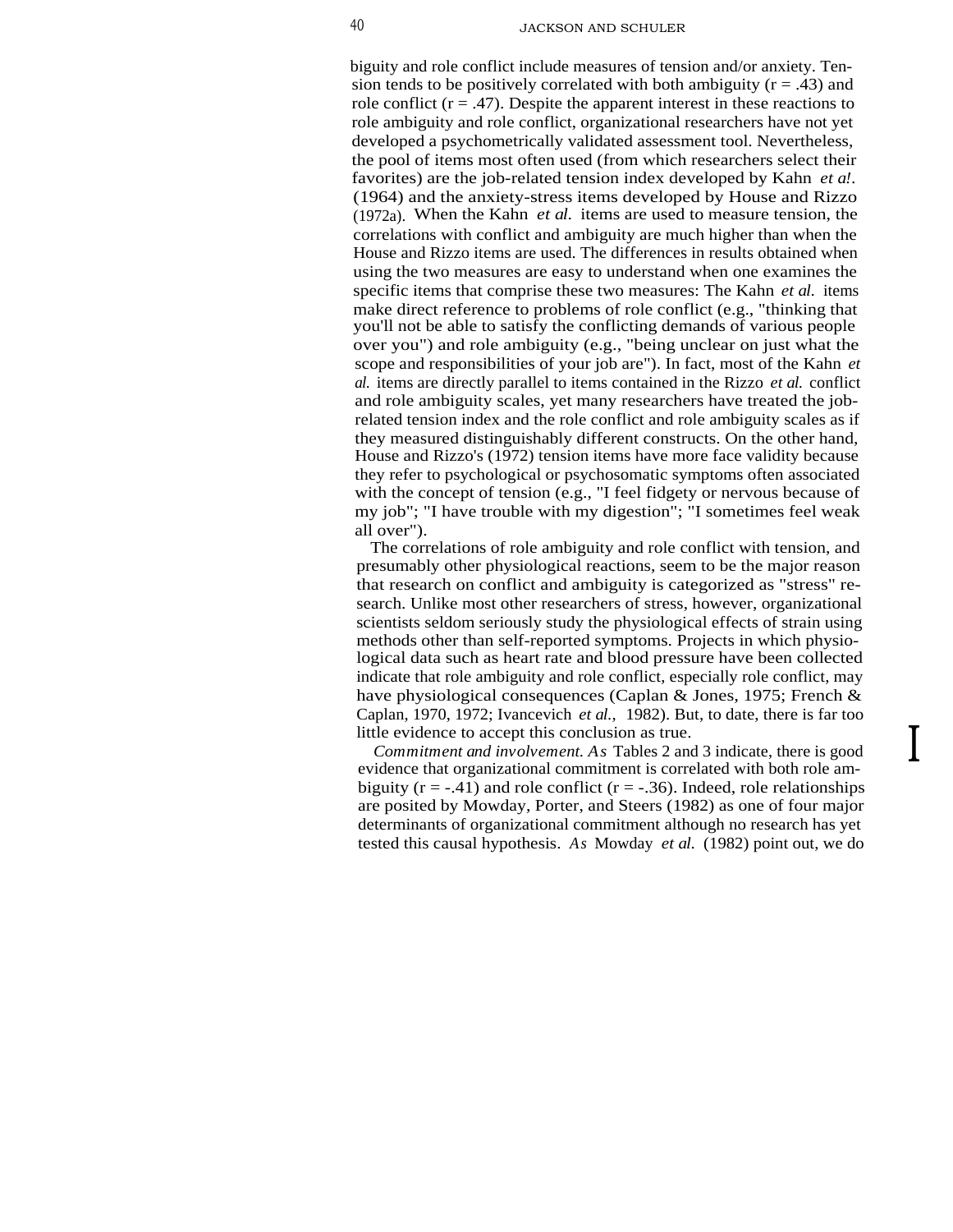biguity and role conflict include measures of tension and/or anxiety. Tension tends to be positively correlated with both ambiguity ($r = .43$) and role conflict ($r = .47$). Despite the apparent interest in these reactions to role ambiguity and role conflict, organizational researchers have not yet developed a psychometrically validated assessment tool. Nevertheless, the pool of items most often used (from which researchers select their favorites) are the job-related tension index developed by Kahn *et a!.* (1964) and the anxiety-stress items developed by House and Rizzo (1972a). When the Kahn *et al.* items are used to measure tension, the correlations with conflict and ambiguity are much higher than when the House and Rizzo items are used. The differences in results obtained when using the two measures are easy to understand when one examines the specific items that comprise these two measures: The Kahn *et al.* items make direct reference to problems of role conflict (e.g., "thinking that you'll not be able to satisfy the conflicting demands of various people over you") and role ambiguity (e.g., "being unclear on just what the scope and responsibilities of your job are"). In fact, most of the Kahn *et al.* items are directly parallel to items contained in the Rizzo *et al.* conflict and role ambiguity scales, yet many researchers have treated the job-related tension index and the role conflict and role ambiguity scales as if they measured distinguishably different constructs. On the other hand, House and Rizzo's (1972) tension items have more face validity because they refer to psychological or psychosomatic symptoms often associated with the concept of tension (e.g., "I feel fidgety or nervous because of my job"; "I have trouble with my digestion"; "I sometimes feel weak all over").

The correlations of role ambiguity and role conflict with tension, and presumably other physiological reactions, seem to be the major reason that research on conflict and ambiguity is categorized as "stress" research. Unlike most other researchers of stress, however, organizational scientists seldom seriously study the physiological effects of strain using methods other than self-reported symptoms. Projects in which physiological data such as heart rate and blood pressure have been collected indicate that role ambiguity and role conflict, especially role conflict, may have physiological consequences (Caplan & Jones, 1975; French & Caplan, 1970, 1972; Ivancevich *et al.,* 1982). But, to date, there is far too little evidence to accept this conclusion as true.

*Commitment and involvement.* As Tables 2 and 3 indicate, there is good evidence that organizational commitment is correlated with both role ambiguity ($r = -.41$) and role conflict ($r = -.36$). Indeed, role relationships are posited by Mowday, Porter, and Steers (1982) as one of four major determinants of organizational commitment although no research has yet tested this causal hypothesis. As Mowday *et al.* (1982) point out, we do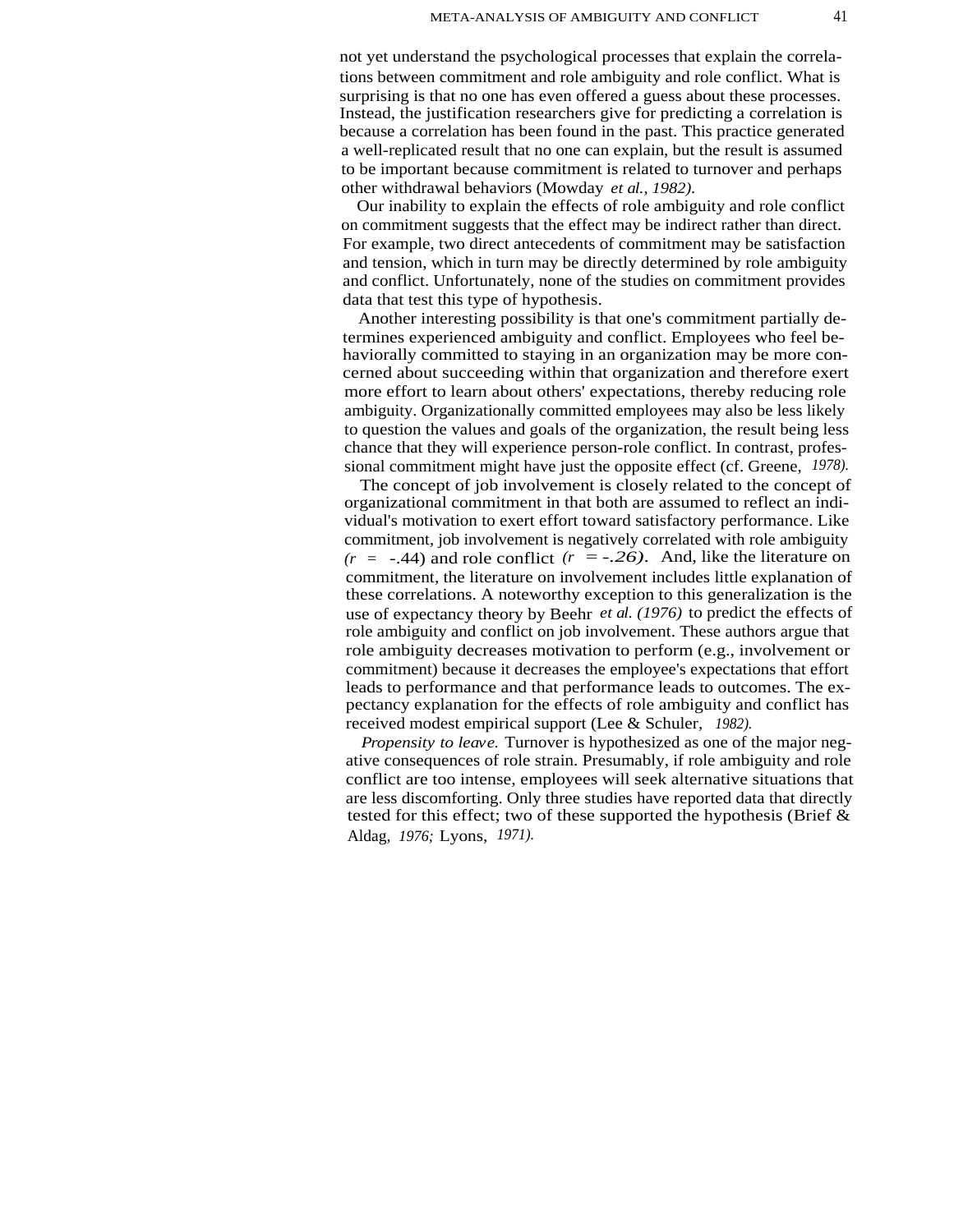not yet understand the psychological processes that explain the correlations between commitment and role ambiguity and role conflict. What is surprising is that no one has even offered a guess about these processes. Instead, the justification researchers give for predicting a correlation is because a correlation has been found in the past. This practice generated a well-replicated result that no one can explain, but the result is assumed to be important because commitment is related to turnover and perhaps other withdrawal behaviors (Mowday *et al.*, 1982).

Our inability to explain the effects of role ambiguity and role conflict on commitment suggests that the effect may be indirect rather than direct. For example, two direct antecedents of commitment may be satisfaction and tension, which in turn may be directly determined by role ambiguity and conflict. Unfortunately, none of the studies on commitment provides data that test this type of hypothesis.

Another interesting possibility is that one's commitment partially determines experienced ambiguity and conflict. Employees who feel behaviorally committed to staying in an organization may be more concerned about succeeding within that organization and therefore exert more effort to learn about others' expectations, thereby reducing role ambiguity. Organizationally committed employees may also be less likely to question the values and goals of the organization, the result being less chance that they will experience person-role conflict. In contrast, professional commitment might have just the opposite effect (cf. Greene, 1978).

The concept of job involvement is closely related to the concept of organizational commitment in that both are assumed to reflect an individual's motivation to exert effort toward satisfactory performance. Like commitment, job involvement is negatively correlated with role ambiguity ($r = -.44$) and role conflict ($r = -.26$). And, like the literature on commitment, the literature on involvement includes little explanation of these correlations. A noteworthy exception to this generalization is the use of expectancy theory by Beehr *et al.* (1976) to predict the effects of role ambiguity and conflict on job involvement. These authors argue that role ambiguity decreases motivation to perform (e.g., involvement or commitment) because it decreases the employee's expectations that effort leads to performance and that performance leads to outcomes. The expectancy explanation for the effects of role ambiguity and conflict has received modest empirical support (Lee & Schuler, 1982).

*Propensity to leave.* Turnover is hypothesized as one of the major negative consequences of role strain. Presumably, if role ambiguity and role conflict are too intense, employees will seek alternative situations that are less discomforting. Only three studies have reported data that directly tested for this effect; two of these supported the hypothesis (Brief & Aldag, 1976; Lyons, 1971).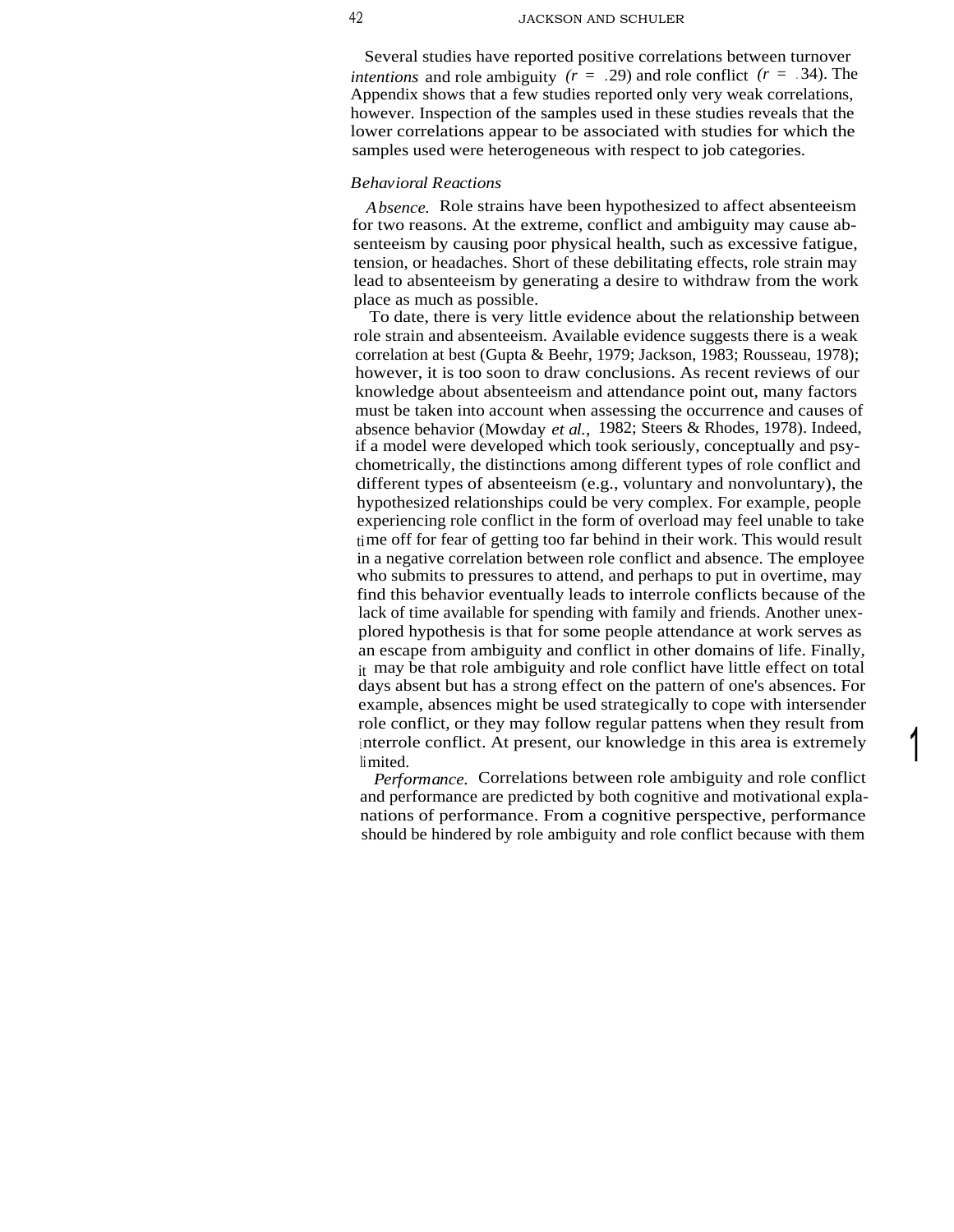Several studies have reported positive correlations between turnover *intentions* and role ambiguity ($r = .29$) and role conflict ($r = .34$). The Appendix shows that a few studies reported only very weak correlations, however. Inspection of the samples used in these studies reveals that the lower correlations appear to be associated with studies for which the samples used were heterogeneous with respect to job categories.

### *Behavioral Reactions*

*Absence.* Role strains have been hypothesized to affect absenteeism for two reasons. At the extreme, conflict and ambiguity may cause absenteeism by causing poor physical health, such as excessive fatigue, tension, or headaches. Short of these debilitating effects, role strain may lead to absenteeism by generating a desire to withdraw from the work place as much as possible.

To date, there is very little evidence about the relationship between role strain and absenteeism. Available evidence suggests there is a weak correlation at best (Gupta & Beehr, 1979; Jackson, 1983; Rousseau, 1978); however, it is too soon to draw conclusions. As recent reviews of our knowledge about absenteeism and attendance point out, many factors must be taken into account when assessing the occurrence and causes of absence behavior (Mowday *et al.,* 1982; Steers & Rhodes, 1978). Indeed, if a model were developed which took seriously, conceptually and psychometrically, the distinctions among different types of role conflict and different types of absenteeism (e.g., voluntary and nonvoluntary), the hypothesized relationships could be very complex. For example, people experiencing role conflict in the form of overload may feel unable to take time off for fear of getting too far behind in their work. This would result in a negative correlation between role conflict and absence. The employee who submits to pressures to attend, and perhaps to put in overtime, may find this behavior eventually leads to interrole conflicts because of the lack of time available for spending with family and friends. Another unexplored hypothesis is that for some people attendance at work serves as an escape from ambiguity and conflict in other domains of life. Finally, it may be that role ambiguity and role conflict have little effect on total days absent but has a strong effect on the pattern of one's absences. For example, absences might be used strategically to cope with intersender role conflict, or they may follow regular pattens when they result from interrole conflict. At present, our knowledge in this area is extremely limited.

*Performance.* Correlations between role ambiguity and role conflict and performance are predicted by both cognitive and motivational explanations of performance. From a cognitive perspective, performance should be hindered by role ambiguity and role conflict because with them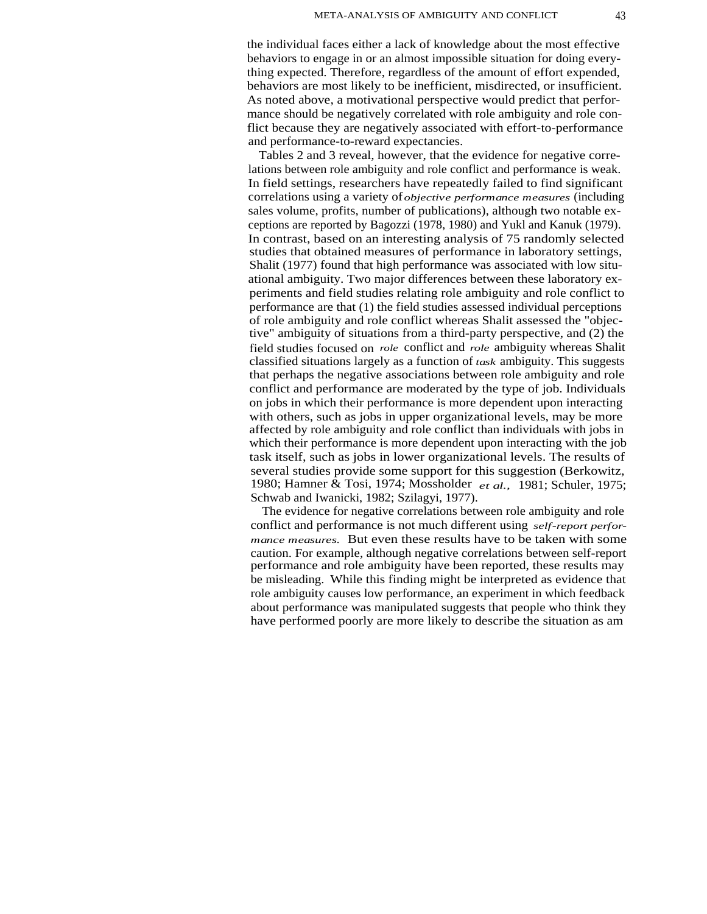the individual faces either a lack of knowledge about the most effective behaviors to engage in or an almost impossible situation for doing everything expected. Therefore, regardless of the amount of effort expended, behaviors are most likely to be inefficient, misdirected, or insufficient. As noted above, a motivational perspective would predict that performance should be negatively correlated with role ambiguity and role conflict because they are negatively associated with effort-to-performance and performance-to-reward expectancies.

Tables 2 and 3 reveal, however, that the evidence for negative correlations between role ambiguity and role conflict and performance is weak. In field settings, researchers have repeatedly failed to find significant correlations using a variety of *objective performance measures* (including sales volume, profits, number of publications), although two notable exceptions are reported by Bagozzi (1978, 1980) and Yukl and Kanuk (1979). In contrast, based on an interesting analysis of 75 randomly selected studies that obtained measures of performance in laboratory settings, Shalit (1977) found that high performance was associated with low situational ambiguity. Two major differences between these laboratory experiments and field studies relating role ambiguity and role conflict to performance are that (1) the field studies assessed individual perceptions of role ambiguity and role conflict whereas Shalit assessed the "objective" ambiguity of situations from a third-party perspective, and (2) the field studies focused on *role* conflict and *role* ambiguity whereas Shalit classified situations largely as a function of *task* ambiguity. This suggests that perhaps the negative associations between role ambiguity and role conflict and performance are moderated by the type of job. Individuals on jobs in which their performance is more dependent upon interacting with others, such as jobs in upper organizational levels, may be more affected by role ambiguity and role conflict than individuals with jobs in which their performance is more dependent upon interacting with the job task itself, such as jobs in lower organizational levels. The results of several studies provide some support for this suggestion (Berkowitz, 1980; Hamner & Tosi, 1974; Mossholder *et al.,* 1981; Schuler, 1975; Schwab and Iwanicki, 1982; Szilagyi, 1977).

The evidence for negative correlations between role ambiguity and role conflict and performance is not much different using *self-report performance measures.* But even these results have to be taken with some caution. For example, although negative correlations between self-report performance and role ambiguity have been reported, these results may be misleading. While this finding might be interpreted as evidence that role ambiguity causes low performance, an experiment in which feedback about performance was manipulated suggests that people who think they have performed poorly are more likely to describe the situation as am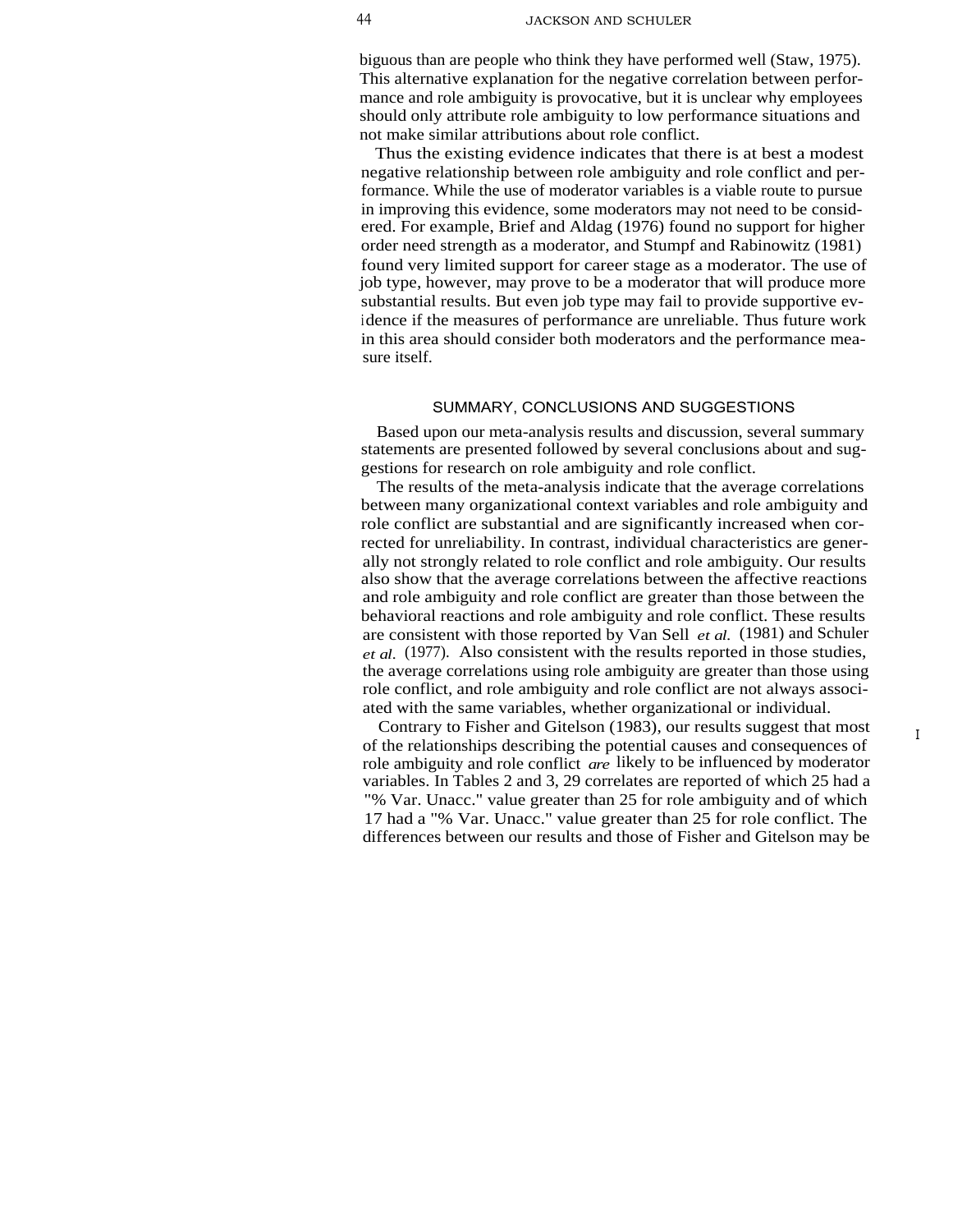biguous than are people who think they have performed well (Staw, 1975). This alternative explanation for the negative correlation between performance and role ambiguity is provocative, but it is unclear why employees should only attribute role ambiguity to low performance situations and not make similar attributions about role conflict.

Thus the existing evidence indicates that there is at best a modest negative relationship between role ambiguity and role conflict and performance. While the use of moderator variables is a viable route to pursue in improving this evidence, some moderators may not need to be considered. For example, Brief and Aldag (1976) found no support for higher order need strength as a moderator, and Stumpf and Rabinowitz (1981) found very limited support for career stage as a moderator. The use of job type, however, may prove to be a moderator that will produce more substantial results. But even job type may fail to provide supportive evidence if the measures of performance are unreliable. Thus future work in this area should consider both moderators and the performance measure itself.

## SUMMARY, CONCLUSIONS AND SUGGESTIONS

Based upon our meta-analysis results and discussion, several summary statements are presented followed by several conclusions about and suggestions for research on role ambiguity and role conflict.

The results of the meta-analysis indicate that the average correlations between many organizational context variables and role ambiguity and role conflict are substantial and are significantly increased when corrected for unreliability. In contrast, individual characteristics are generally not strongly related to role conflict and role ambiguity. Our results also show that the average correlations between the affective reactions and role ambiguity and role conflict are greater than those between the behavioral reactions and role ambiguity and role conflict. These results are consistent with those reported by Van Sell *et al.* (1981) and Schuler *et al.* (1977). Also consistent with the results reported in those studies, the average correlations using role ambiguity are greater than those using role conflict, and role ambiguity and role conflict are not always associated with the same variables, whether organizational or individual.

Contrary to Fisher and Gitelson (1983), our results suggest that most of the relationships describing the potential causes and consequences of role ambiguity and role conflict *are* likely to be influenced by moderator variables. In Tables 2 and 3, 29 correlates are reported of which 25 had a "% Var. Unacc." value greater than 25 for role ambiguity and of which 17 had a "% Var. Unacc." value greater than 25 for role conflict. The differences between our results and those of Fisher and Gitelson may be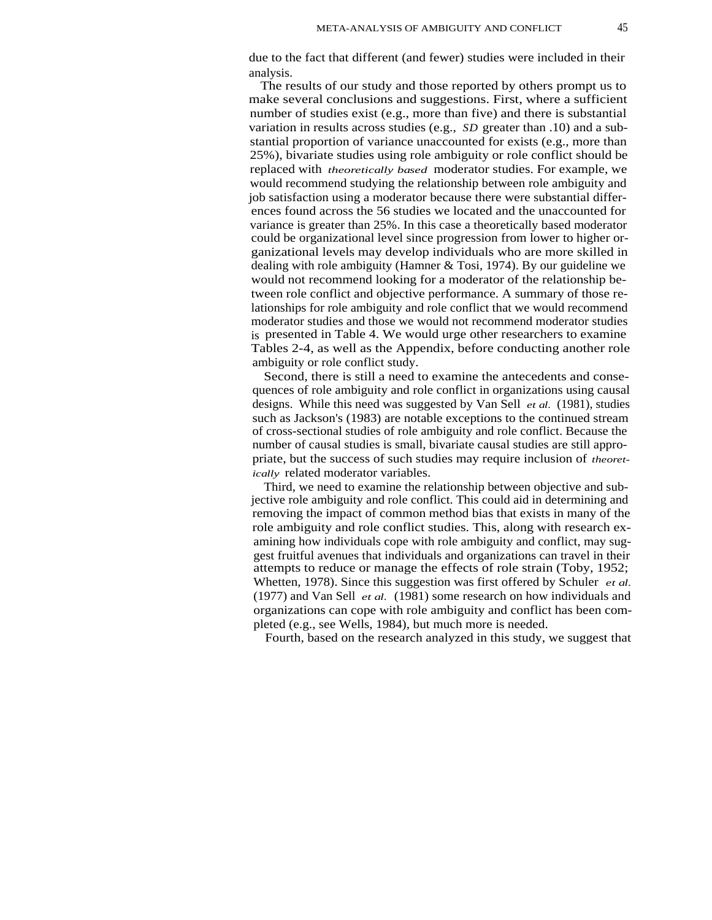due to the fact that different (and fewer) studies were included in their analysis.

The results of our study and those reported by others prompt us to make several conclusions and suggestions. First, where a sufficient number of studies exist (e.g., more than five) and there is substantial variation in results across studies (e.g., *SD* greater than .10) and a substantial proportion of variance unaccounted for exists (e.g., more than 25%), bivariate studies using role ambiguity or role conflict should be replaced with *theoretically based* moderator studies. For example, we would recommend studying the relationship between role ambiguity and job satisfaction using a moderator because there were substantial differences found across the 56 studies we located and the unaccounted for variance is greater than 25%. In this case a theoretically based moderator could be organizational level since progression from lower to higher organizational levels may develop individuals who are more skilled in dealing with role ambiguity (Hamner & Tosi, 1974). By our guideline we would not recommend looking for a moderator of the relationship between role conflict and objective performance. A summary of those relationships for role ambiguity and role conflict that we would recommend moderator studies and those we would not recommend moderator studies is presented in Table 4. We would urge other researchers to examine Tables 2-4, as well as the Appendix, before conducting another role ambiguity or role conflict study.

Second, there is still a need to examine the antecedents and consequences of role ambiguity and role conflict in organizations using causal designs. While this need was suggested by Van Sell *et al.* (1981), studies such as Jackson's (1983) are notable exceptions to the continued stream of cross-sectional studies of role ambiguity and role conflict. Because the number of causal studies is small, bivariate causal studies are still appropriate, but the success of such studies may require inclusion of *theoretically* related moderator variables.

Third, we need to examine the relationship between objective and subjective role ambiguity and role conflict. This could aid in determining and removing the impact of common method bias that exists in many of the role ambiguity and role conflict studies. This, along with research examining how individuals cope with role ambiguity and conflict, may suggest fruitful avenues that individuals and organizations can travel in their attempts to reduce or manage the effects of role strain (Toby, 1952; Whetten, 1978). Since this suggestion was first offered by Schuler *et al.* (1977) and Van Sell *et al.* (1981) some research on how individuals and organizations can cope with role ambiguity and conflict has been completed (e.g., see Wells, 1984), but much more is needed.

Fourth, based on the research analyzed in this study, we suggest that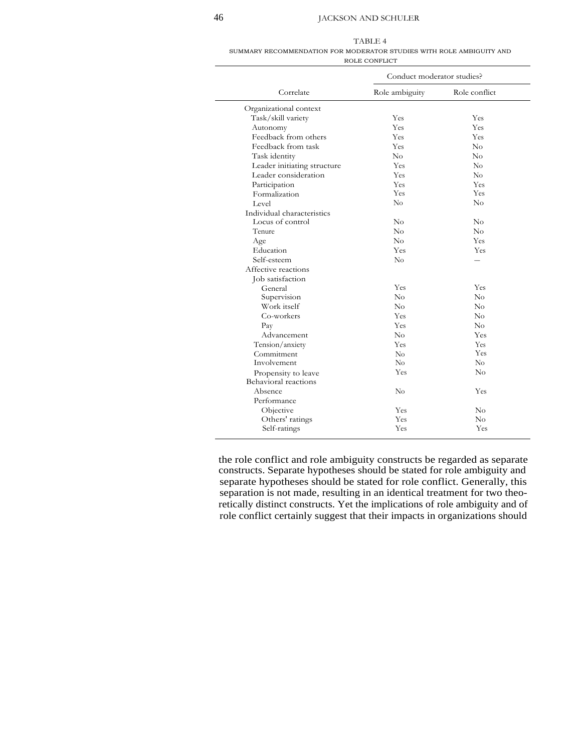TABLE 4

SUMMARY RECOMMENDATION FOR MODERATOR STUDIES WITH ROLE AMBIGUITY AND ROLE CONFLICT

| Correlate | Conduct moderator studies? | |
|---|---|---|
| | Role ambiguity | Role conflict |
| Organizational context | | |
| Task/skill variety | Yes | Yes |
| Autonomy | Yes | Yes |
| Feedback from others | Yes | Yes |
| Feedback from task | Yes | No |
| Task identity | No | No |
| Leader initiating structure | Yes | No |
| Leader consideration | Yes | No |
| Participation | Yes | Yes |
| Formalization | Yes | Yes |
| Level | No | No |
| Individual characteristics | | |
| Locus of control | No | No |
| Tenure | No | No |
| Age | No | Yes |
| Education | Yes | Yes |
| Self-esteem | No | — |
| Affective reactions | | |
| Job satisfaction | | |
| General | Yes | Yes |
| Supervision | No | No |
| Work itself | No | No |
| Co-workers | Yes | No |
| Pay | Yes | No |
| Advancement | No | Yes |
| Tension/anxiety | Yes | Yes |
| Commitment | No | Yes |
| Involvement | No | No |
| Propensity to leave | Yes | No |
| Behavioral reactions | | |
| Absence | No | Yes |
| Performance | | |
| Objective | Yes | No |
| Others' ratings | Yes | No |
| Self-ratings | Yes | Yes |

the role conflict and role ambiguity constructs be regarded as separate constructs. Separate hypotheses should be stated for role ambiguity and separate hypotheses should be stated for role conflict. Generally, this separation is not made, resulting in an identical treatment for two theoretically distinct constructs. Yet the implications of role ambiguity and of role conflict certainly suggest that their impacts in organizations should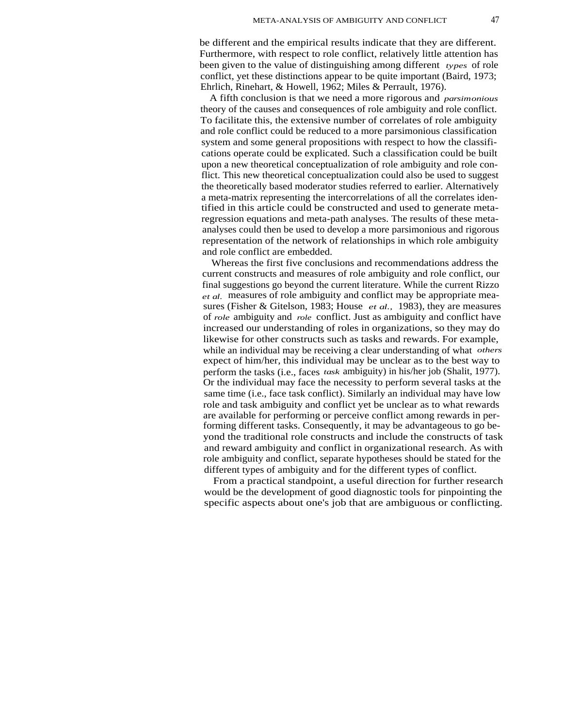be different and the empirical results indicate that they are different. Furthermore, with respect to role conflict, relatively little attention has been given to the value of distinguishing among different *types* of role conflict, yet these distinctions appear to be quite important (Baird, 1973; Ehrlich, Rinehart, & Howell, 1962; Miles & Perrault, 1976).

A fifth conclusion is that we need a more rigorous and *parsimonious* theory of the causes and consequences of role ambiguity and role conflict. To facilitate this, the extensive number of correlates of role ambiguity and role conflict could be reduced to a more parsimonious classification system and some general propositions with respect to how the classifications operate could be explicated. Such a classification could be built upon a new theoretical conceptualization of role ambiguity and role conflict. This new theoretical conceptualization could also be used to suggest the theoretically based moderator studies referred to earlier. Alternatively a meta-matrix representing the intercorrelations of all the correlates identified in this article could be constructed and used to generate meta-regression equations and meta-path analyses. The results of these meta-analyses could then be used to develop a more parsimonious and rigorous representation of the network of relationships in which role ambiguity and role conflict are embedded.

Whereas the first five conclusions and recommendations address the current constructs and measures of role ambiguity and role conflict, our final suggestions go beyond the current literature. While the current Rizzo *et al.* measures of role ambiguity and conflict may be appropriate measures (Fisher & Gitelson, 1983; House *et al.,* 1983), they are measures of *role* ambiguity and *role* conflict. Just as ambiguity and conflict have increased our understanding of roles in organizations, so they may do likewise for other constructs such as tasks and rewards. For example, while an individual may be receiving a clear understanding of what *others* expect of him/her, this individual may be unclear as to the best way to perform the tasks (i.e., faces *task* ambiguity) in his/her job (Shalit, 1977). Or the individual may face the necessity to perform several tasks at the same time (i.e., face task conflict). Similarly an individual may have low role and task ambiguity and conflict yet be unclear as to what rewards are available for performing or perceive conflict among rewards in performing different tasks. Consequently, it may be advantageous to go beyond the traditional role constructs and include the constructs of task and reward ambiguity and conflict in organizational research. As with role ambiguity and conflict, separate hypotheses should be stated for the different types of ambiguity and for the different types of conflict.

From a practical standpoint, a useful direction for further research would be the development of good diagnostic tools for pinpointing the specific aspects about one's job that are ambiguous or conflicting.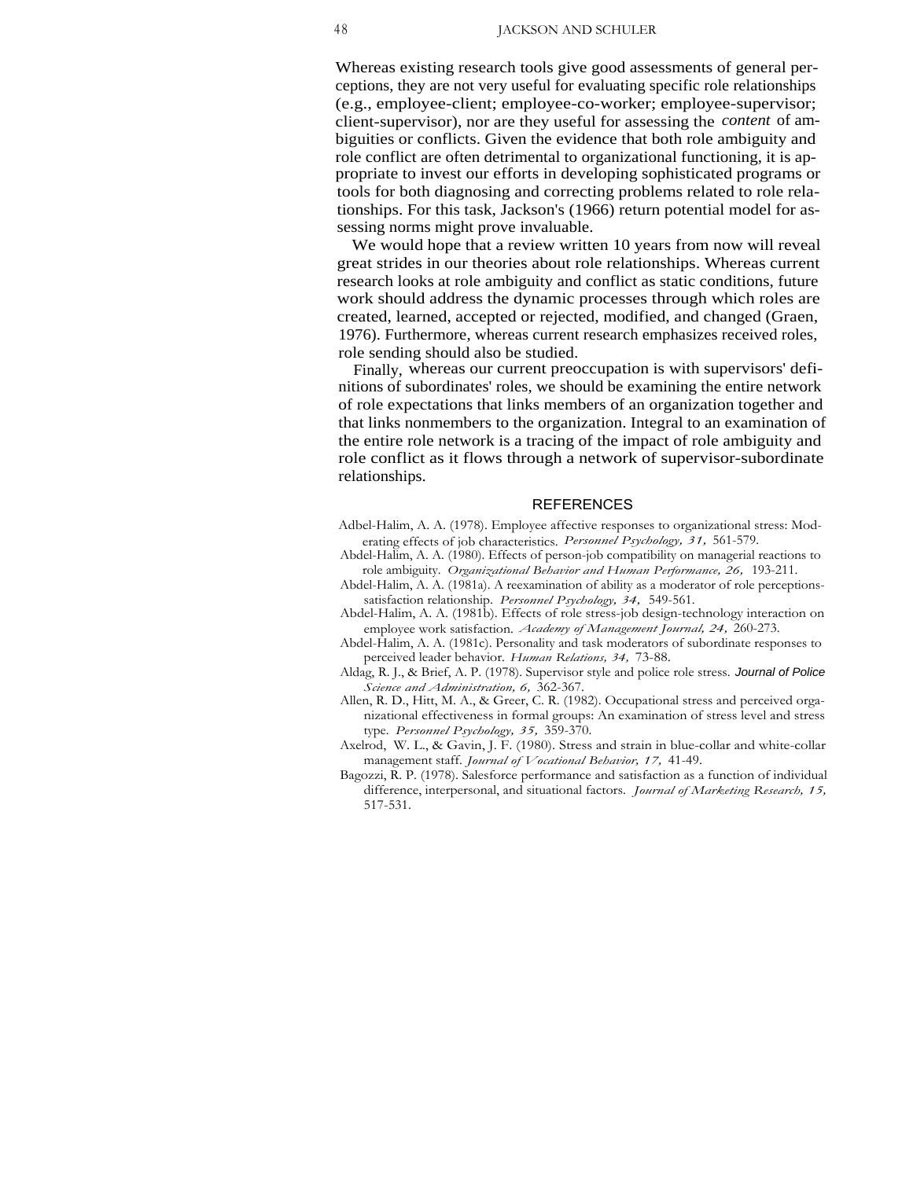Whereas existing research tools give good assessments of general perceptions, they are not very useful for evaluating specific role relationships (e.g., employee-client; employee-co-worker; employee-supervisor; client-supervisor), nor are they useful for assessing the *content* of ambiguities or conflicts. Given the evidence that both role ambiguity and role conflict are often detrimental to organizational functioning, it is appropriate to invest our efforts in developing sophisticated programs or tools for both diagnosing and correcting problems related to role relationships. For this task, Jackson's (1966) return potential model for assessing norms might prove invaluable.

We would hope that a review written 10 years from now will reveal great strides in our theories about role relationships. Whereas current research looks at role ambiguity and conflict as static conditions, future work should address the dynamic processes through which roles are created, learned, accepted or rejected, modified, and changed (Graen, 1976). Furthermore, whereas current research emphasizes received roles, role sending should also be studied.

Finally, whereas our current preoccupation is with supervisors' definitions of subordinates' roles, we should be examining the entire network of role expectations that links members of an organization together and that links nonmembers to the organization. Integral to an examination of the entire role network is a tracing of the impact of role ambiguity and role conflict as it flows through a network of supervisor-subordinate relationships.

## REFERENCES

Adbel-Halim, A. A. (1978). Employee affective responses to organizational stress: Moderating effects of job characteristics. *Personnel Psychology, 31,* 561-579.

Abdel-Halim, A. A. (1980). Effects of person-job compatibility on managerial reactions to role ambiguity. *Organizational Behavior and Human Performance, 26,* 193-211.

Abdel-Halim, A. A. (1981a). A reexamination of ability as a moderator of role perceptions-satisfaction relationship. *Personnel Psychology, 34,* 549-561.

Abdel-Halim, A. A. (1981b). Effects of role stress-job design-technology interaction on employee work satisfaction. *Academy of Management Journal, 24,* 260-273.

Abdel-Halim, A. A. (1981c). Personality and task moderators of subordinate responses to perceived leader behavior. *Human Relations, 34,* 73-88.

Aldag, R. J., & Brief, A. P. (1978). Supervisor style and police role stress. *Journal of Police Science and Administration, 6,* 362-367.

Allen, R. D., Hitt, M. A., & Greer, C. R. (1982). Occupational stress and perceived organizational effectiveness in formal groups: An examination of stress level and stress type. *Personnel Psychology, 35,* 359-370.

Axelrod, W. L., & Gavin, J. F. (1980). Stress and strain in blue-collar and white-collar management staff. *Journal of Vocational Behavior, 17,* 41-49.

Bagozzi, R. P. (1978). Salesforce performance and satisfaction as a function of individual difference, interpersonal, and situational factors. *Journal of Marketing Research, 15,* 517-531.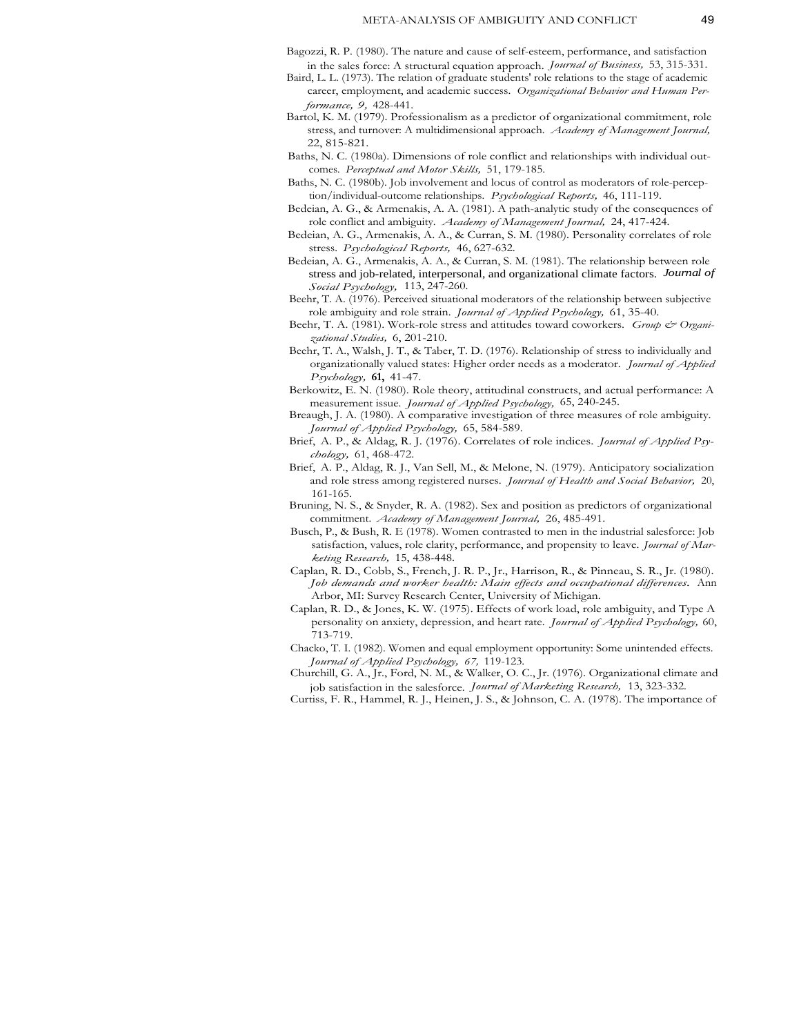Bagozzi, R. P. (1980). The nature and cause of self-esteem, performance, and satisfaction in the sales force: A structural equation approach. *Journal of Business,* 53, 315-331.

Baird, L. L. (1973). The relation of graduate students' role relations to the stage of academic career, employment, and academic success. *Organizational Behavior and Human Performance, 9,* 428-441.

Bartol, K. M. (1979). Professionalism as a predictor of organizational commitment, role stress, and turnover: A multidimensional approach. *Academy of Management Journal,* 22, 815-821.

Baths, N. C. (1980a). Dimensions of role conflict and relationships with individual outcomes. *Perceptual and Motor Skills,* 51, 179-185.

Baths, N. C. (1980b). Job involvement and locus of control as moderators of role-perception/individual-outcome relationships. *Psychological Reports,* 46, 111-119.

Bedeian, A. G., & Armenakis, A. A. (1981). A path-analytic study of the consequences of role conflict and ambiguity. *Academy of Management Journal,* 24, 417-424.

Bedeian, A. G., Armenakis, A. A., & Curran, S. M. (1980). Personality correlates of role stress. *Psychological Reports,* 46, 627-632.

Bedeian, A. G., Armenakis, A. A., & Curran, S. M. (1981). The relationship between role stress and job-related, interpersonal, and organizational climate factors. *Journal of Social Psychology,* 113, 247-260.

Beehr, T. A. (1976). Perceived situational moderators of the relationship between subjective role ambiguity and role strain. *Journal of Applied Psychology,* 61, 35-40.

Beehr, T. A. (1981). Work-role stress and attitudes toward coworkers. *Group & Organizational Studies,* 6, 201-210.

Beehr, T. A., Walsh, J. T., & Taber, T. D. (1976). Relationship of stress to individually and organizationally valued states: Higher order needs as a moderator. *Journal of Applied Psychology,* **61,** 41-47.

Berkowitz, E. N. (1980). Role theory, attitudinal constructs, and actual performance: A measurement issue. *Journal of Applied Psychology,* 65, 240-245.

Breaugh, J. A. (1980). A comparative investigation of three measures of role ambiguity. *Journal of Applied Psychology,* 65, 584-589.

Brief, A. P., & Aldag, R. J. (1976). Correlates of role indices. *Journal of Applied Psychology,* 61, 468-472.

Brief, A. P., Aldag, R. J., Van Sell, M., & Melone, N. (1979). Anticipatory socialization and role stress among registered nurses. *Journal of Health and Social Behavior,* 20, 161-165.

Bruning, N. S., & Snyder, R. A. (1982). Sex and position as predictors of organizational commitment. *Academy of Management Journal,* 26, 485-491.

Busch, P., & Bush, R. E (1978). Women contrasted to men in the industrial salesforce: Job satisfaction, values, role clarity, performance, and propensity to leave. *Journal of Marketing Research,* 15, 438-448.

Caplan, R. D., Cobb, S., French, J. R. P., Jr., Harrison, R., & Pinneau, S. R., Jr. (1980). *Job demands and worker health: Main effects and occupational differences.* Ann Arbor, MI: Survey Research Center, University of Michigan.

Caplan, R. D., & Jones, K. W. (1975). Effects of work load, role ambiguity, and Type A personality on anxiety, depression, and heart rate. *Journal of Applied Psychology,* 60, 713-719.

Chacko, T. I. (1982). Women and equal employment opportunity: Some unintended effects. *Journal of Applied Psychology, 67,* 119-123.

Churchill, G. A., Jr., Ford, N. M., & Walker, O. C., Jr. (1976). Organizational climate and job satisfaction in the salesforce. *Journal of Marketing Research,* 13, 323-332.

Curtiss, F. R., Hammel, R. J., Heinen, J. S., & Johnson, C. A. (1978). The importance of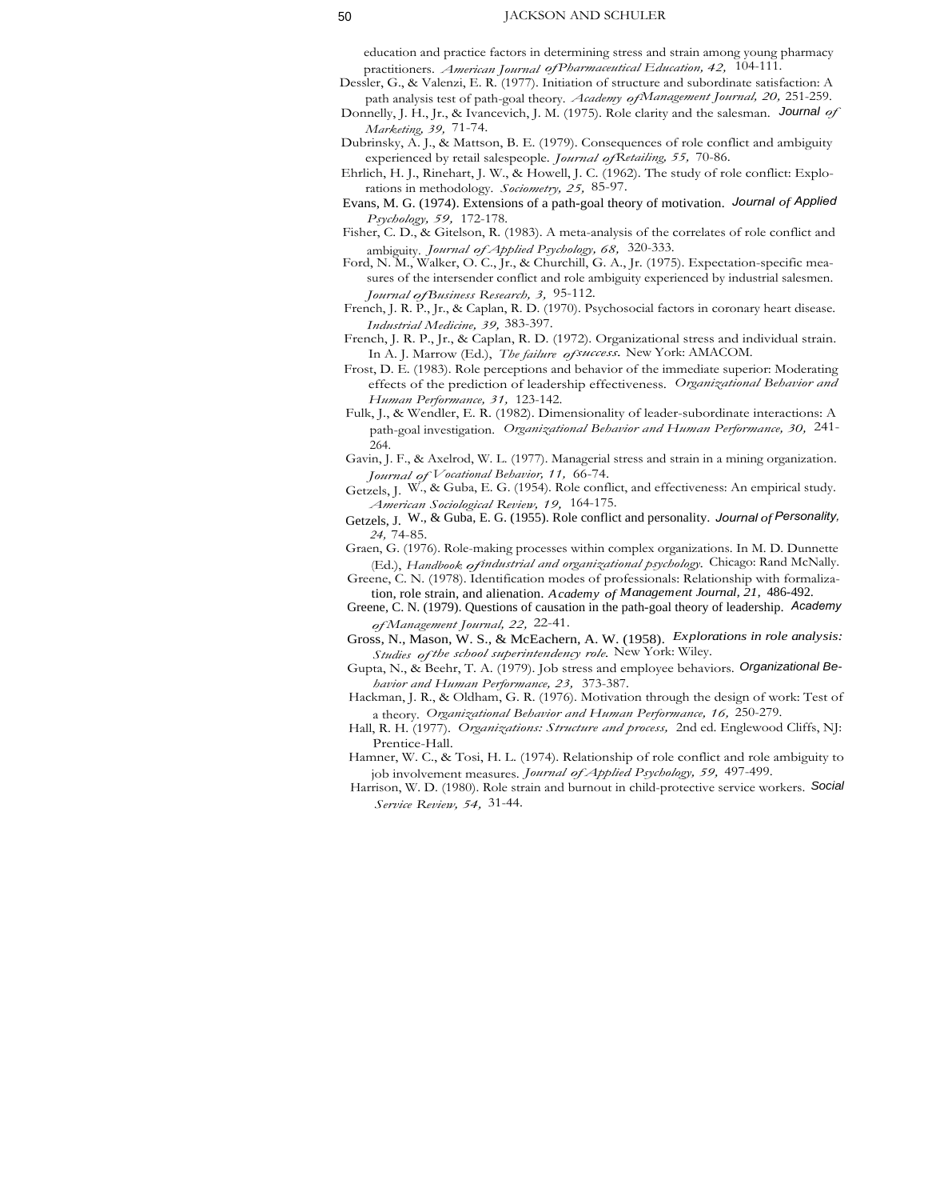education and practice factors in determining stress and strain among young pharmacy practitioners. *American Journal of Pharmaceutical Education, 42,* 104-111.

Dessler, G., & Valenzi, E. R. (1977). Initiation of structure and subordinate satisfaction: A path analysis test of path-goal theory. *Academy of Management Journal, 20,* 251-259.

Donnelly, J. H., Jr., & Ivancevich, J. M. (1975). Role clarity and the salesman. *Journal of Marketing, 39,* 71-74.

Dubrinsky, A. J., & Mattson, B. E. (1979). Consequences of role conflict and ambiguity experienced by retail salespeople. *Journal of Retailing, 55,* 70-86.

Ehrlich, H. J., Rinehart, J. W., & Howell, J. C. (1962). The study of role conflict: Explorations in methodology. *Sociometry, 25,* 85-97.

Evans, M. G. (1974). Extensions of a path-goal theory of motivation. *Journal of Applied Psychology, 59,* 172-178.

Fisher, C. D., & Gitelson, R. (1983). A meta-analysis of the correlates of role conflict and ambiguity. *Journal of Applied Psychology, 68,* 320-333.

Ford, N. M., Walker, O. C., Jr., & Churchill, G. A., Jr. (1975). Expectation-specific measures of the intersender conflict and role ambiguity experienced by industrial salesmen. *Journal of Business Research, 3,* 95-112.

French, J. R. P., Jr., & Caplan, R. D. (1970). Psychosocial factors in coronary heart disease. *Industrial Medicine, 39,* 383-397.

French, J. R. P., Jr., & Caplan, R. D. (1972). Organizational stress and individual strain. In A. J. Marrow (Ed.), *The failure of success.* New York: AMACOM.

Frost, D. E. (1983). Role perceptions and behavior of the immediate superior: Moderating effects of the prediction of leadership effectiveness. *Organizational Behavior and Human Performance, 31,* 123-142.

Fulk, J., & Wendler, E. R. (1982). Dimensionality of leader-subordinate interactions: A path-goal investigation. *Organizational Behavior and Human Performance, 30,* 241-264.

Gavin, J. F., & Axelrod, W. L. (1977). Managerial stress and strain in a mining organization. *Journal of Vocational Behavior, 11,* 66-74.

Getzels, J. W., & Guba, E. G. (1954). Role conflict, and effectiveness: An empirical study. *American Sociological Review, 19,* 164-175.

Getzels, J. W., & Guba, E. G. (1955). Role conflict and personality. *Journal of Personality, 24,* 74-85.

Graen, G. (1976). Role-making processes within complex organizations. In M. D. Dunnette (Ed.), *Handbook of industrial and organizational psychology.* Chicago: Rand McNally.

Greene, C. N. (1978). Identification modes of professionals: Relationship with formalization, role strain, and alienation. *Academy of Management Journal, 21,* 486-492.

Greene, C. N. (1979). Questions of causation in the path-goal theory of leadership. *Academy of Management Journal, 22,* 22-41.

Gross, N., Mason, W. S., & McEachern, A. W. (1958). *Explorations in role analysis: Studies of the school superintendency role.* New York: Wiley.

Gupta, N., & Beehr, T. A. (1979). Job stress and employee behaviors. *Organizational Behavior and Human Performance, 23,* 373-387.

Hackman, J. R., & Oldham, G. R. (1976). Motivation through the design of work: Test of a theory. *Organizational Behavior and Human Performance, 16,* 250-279.

Hall, R. H. (1977). *Organizations: Structure and process,* 2nd ed. Englewood Cliffs, NJ: Prentice-Hall.

Hamner, W. C., & Tosi, H. L. (1974). Relationship of role conflict and role ambiguity to job involvement measures. *Journal of Applied Psychology, 59,* 497-499.

Harrison, W. D. (1980). Role strain and burnout in child-protective service workers. *Social Service Review, 54,* 31-44.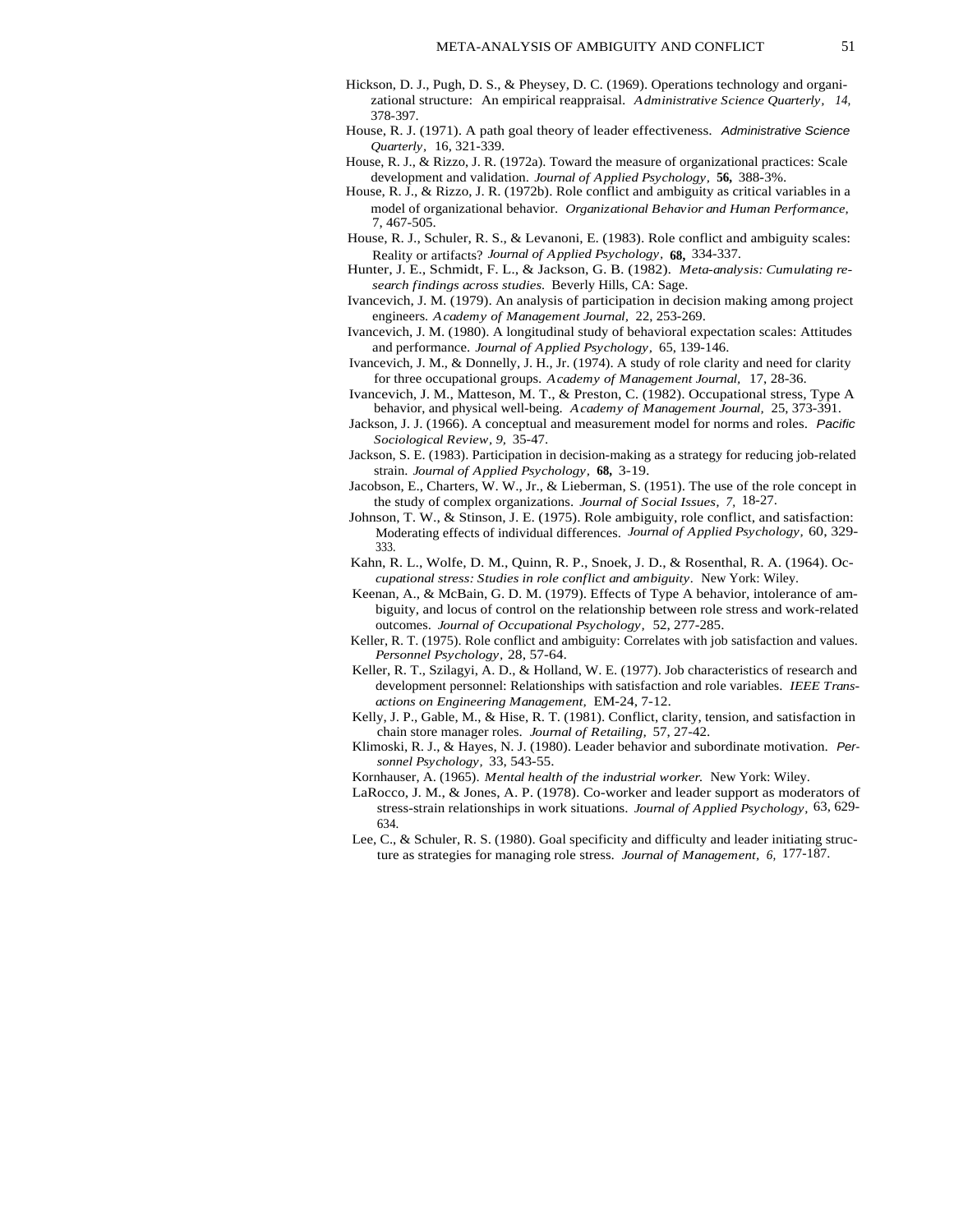Hickson, D. J., Pugh, D. S., & Pheysey, D. C. (1969). Operations technology and organizational structure: An empirical reappraisal. *Administrative Science Quarterly*, *14*, 378-397.

House, R. J. (1971). A path goal theory of leader effectiveness. *Administrative Science Quarterly*, 16, 321-339.

House, R. J., & Rizzo, J. R. (1972a). Toward the measure of organizational practices: Scale development and validation. *Journal of Applied Psychology*, **56,** 388-3%.

House, R. J., & Rizzo, J. R. (1972b). Role conflict and ambiguity as critical variables in a model of organizational behavior. *Organizational Behavior and Human Performance,* 7, 467-505.

House, R. J., Schuler, R. S., & Levanoni, E. (1983). Role conflict and ambiguity scales: Reality or artifacts? *Journal of Applied Psychology*, **68,** 334-337.

Hunter, J. E., Schmidt, F. L., & Jackson, G. B. (1982). *Meta-analysis: Cumulating research findings across studies.* Beverly Hills, CA: Sage.

Ivancevich, J. M. (1979). An analysis of participation in decision making among project engineers. *Academy of Management Journal,* 22, 253-269.

Ivancevich, J. M. (1980). A longitudinal study of behavioral expectation scales: Attitudes and performance. *Journal of Applied Psychology,* 65, 139-146.

Ivancevich, J. M., & Donnelly, J. H., Jr. (1974). A study of role clarity and need for clarity for three occupational groups. *Academy of Management Journal,* 17, 28-36.

Ivancevich, J. M., Matteson, M. T., & Preston, C. (1982). Occupational stress, Type A behavior, and physical well-being. *Academy of Management Journal*, 25, 373-391.

Jackson, J. J. (1966). A conceptual and measurement model for norms and roles. *Pacific Sociological Review*, *9,* 35-47.

Jackson, S. E. (1983). Participation in decision-making as a strategy for reducing job-related strain. *Journal of Applied Psychology,* **68,** 3-19.

Jacobson, E., Charters, W. W., Jr., & Lieberman, S. (1951). The use of the role concept in the study of complex organizations. *Journal of Social Issues*, *7,* 18-27.

Johnson, T. W., & Stinson, J. E. (1975). Role ambiguity, role conflict, and satisfaction: Moderating effects of individual differences. *Journal of Applied Psychology,* 60, 329-333.

Kahn, R. L., Wolfe, D. M., Quinn, R. P., Snoek, J. D., & Rosenthal, R. A. (1964). *Occupational stress: Studies in role conflict and ambiguity*. New York: Wiley.

Keenan, A., & McBain, G. D. M. (1979). Effects of Type A behavior, intolerance of ambiguity, and locus of control on the relationship between role stress and work-related outcomes. *Journal of Occupational Psychology*, 52, 277-285.

Keller, R. T. (1975). Role conflict and ambiguity: Correlates with job satisfaction and values. *Personnel Psychology*, 28, 57-64.

Keller, R. T., Szilagyi, A. D., & Holland, W. E. (1977). Job characteristics of research and development personnel: Relationships with satisfaction and role variables. *IEEE Transactions on Engineering Management,* EM-24, 7-12.

Kelly, J. P., Gable, M., & Hise, R. T. (1981). Conflict, clarity, tension, and satisfaction in chain store manager roles. *Journal of Retailing,* 57, 27-42.

Klimoski, R. J., & Hayes, N. J. (1980). Leader behavior and subordinate motivation. *Personnel Psychology,* 33, 543-55.

Kornhauser, A. (1965). *Mental health of the industrial worker.* New York: Wiley.

LaRocco, J. M., & Jones, A. P. (1978). Co-worker and leader support as moderators of stress-strain relationships in work situations. *Journal of Applied Psychology*, 63, 629-634.

Lee, C., & Schuler, R. S. (1980). Goal specificity and difficulty and leader initiating structure as strategies for managing role stress. *Journal of Management*, *6,* 177-187.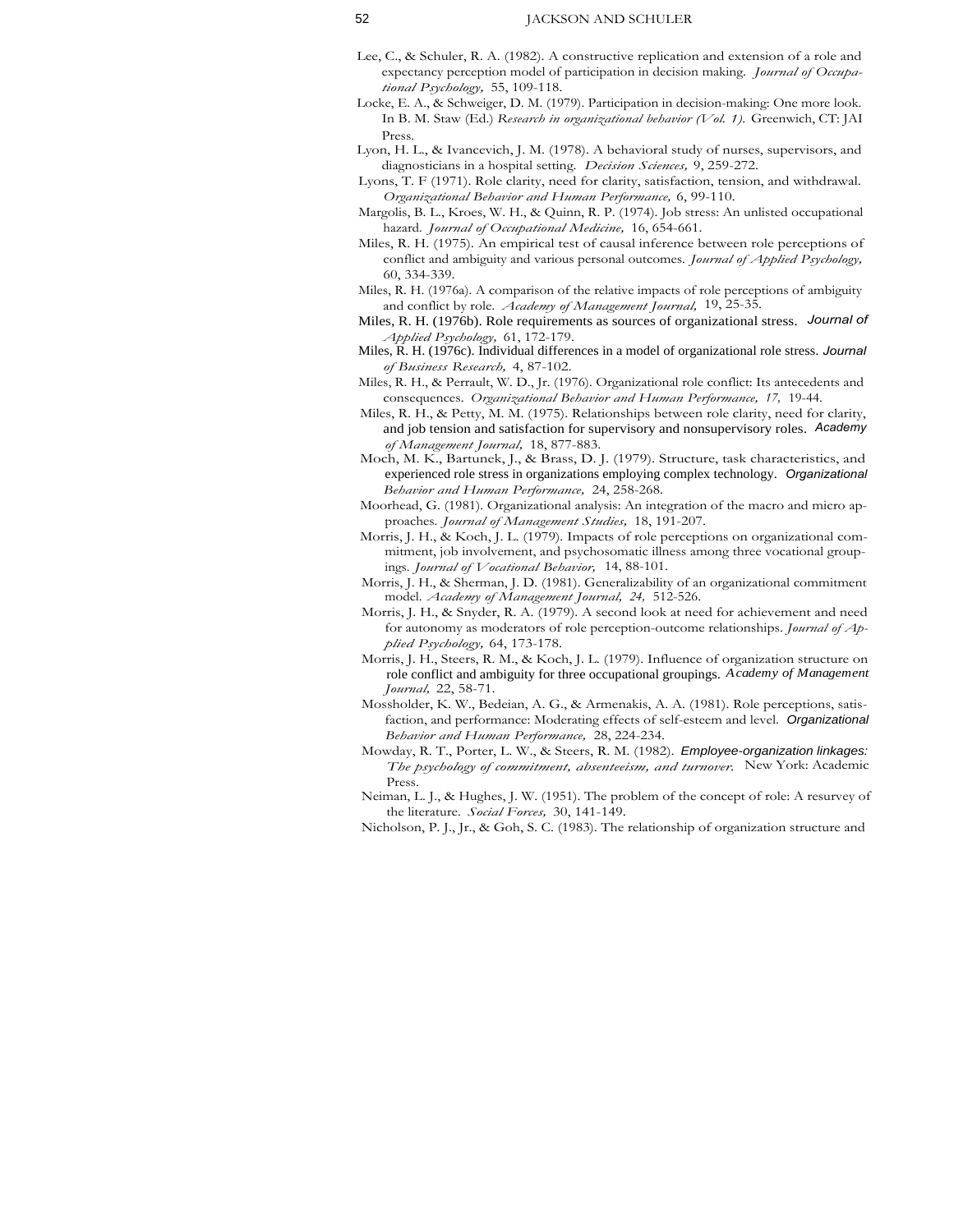Lee, C., & Schuler, R. A. (1982). A constructive replication and extension of a role and expectancy perception model of participation in decision making. *Journal of Occupational Psychology,* 55, 109-118.

Locke, E. A., & Schweiger, D. M. (1979). Participation in decision-making: One more look. In B. M. Staw (Ed.) *Research in organizational behavior (Vol. 1).* Greenwich, CT: JAI Press.

Lyon, H. L., & Ivancevich, J. M. (1978). A behavioral study of nurses, supervisors, and diagnosticians in a hospital setting. *Decision Sciences,* 9, 259-272.

Lyons, T. F (1971). Role clarity, need for clarity, satisfaction, tension, and withdrawal. *Organizational Behavior and Human Performance,* 6, 99-110.

Margolis, B. L., Kroes, W. H., & Quinn, R. P. (1974). Job stress: An unlisted occupational hazard. *Journal of Occupational Medicine,* 16, 654-661.

Miles, R. H. (1975). An empirical test of causal inference between role perceptions of conflict and ambiguity and various personal outcomes. *Journal of Applied Psychology,* 60, 334-339.

Miles, R. H. (1976a). A comparison of the relative impacts of role perceptions of ambiguity and conflict by role. *Academy of Management Journal,* 19, 25-35.

Miles, R. H. (1976b). Role requirements as sources of organizational stress. *Journal of Applied Psychology,* 61, 172-179.

Miles, R. H. (1976c). Individual differences in a model of organizational role stress. *Journal of Business Research,* 4, 87-102.

Miles, R. H., & Perrault, W. D., Jr. (1976). Organizational role conflict: Its antecedents and consequences. *Organizational Behavior and Human Performance, 17,* 19-44.

Miles, R. H., & Petty, M. M. (1975). Relationships between role clarity, need for clarity, and job tension and satisfaction for supervisory and nonsupervisory roles. *Academy of Management Journal,* 18, 877-883.

Moch, M. K., Bartunek, J., & Brass, D. J. (1979). Structure, task characteristics, and experienced role stress in organizations employing complex technology. *Organizational Behavior and Human Performance,* 24, 258-268.

Moorhead, G. (1981). Organizational analysis: An integration of the macro and micro approaches. *Journal of Management Studies,* 18, 191-207.

Morris, J. H., & Koch, J. L. (1979). Impacts of role perceptions on organizational commitment, job involvement, and psychosomatic illness among three vocational groupings. *Journal of Vocational Behavior,* 14, 88-101.

Morris, J. H., & Sherman, J. D. (1981). Generalizability of an organizational commitment model. *Academy of Management Journal, 24,* 512-526.

Morris, J. H., & Snyder, R. A. (1979). A second look at need for achievement and need for autonomy as moderators of role perception-outcome relationships. *Journal of Applied Psychology,* 64, 173-178.

Morris, J. H., Steers, R. M., & Koch, J. L. (1979). Influence of organization structure on role conflict and ambiguity for three occupational groupings. *Academy of Management Journal,* 22, 58-71.

Mossholder, K. W., Bedeian, A. G., & Armenakis, A. A. (1981). Role perceptions, satisfaction, and performance: Moderating effects of self-esteem and level. *Organizational Behavior and Human Performance,* 28, 224-234.

Mowday, R. T., Porter, L. W., & Steers, R. M. (1982). *Employee-organization linkages: The psychology of commitment, absenteeism, and turnover.* New York: Academic Press.

Neiman, L. J., & Hughes, J. W. (1951). The problem of the concept of role: A resurvey of the literature. *Social Forces,* 30, 141-149.

Nicholson, P. J., Jr., & Goh, S. C. (1983). The relationship of organization structure and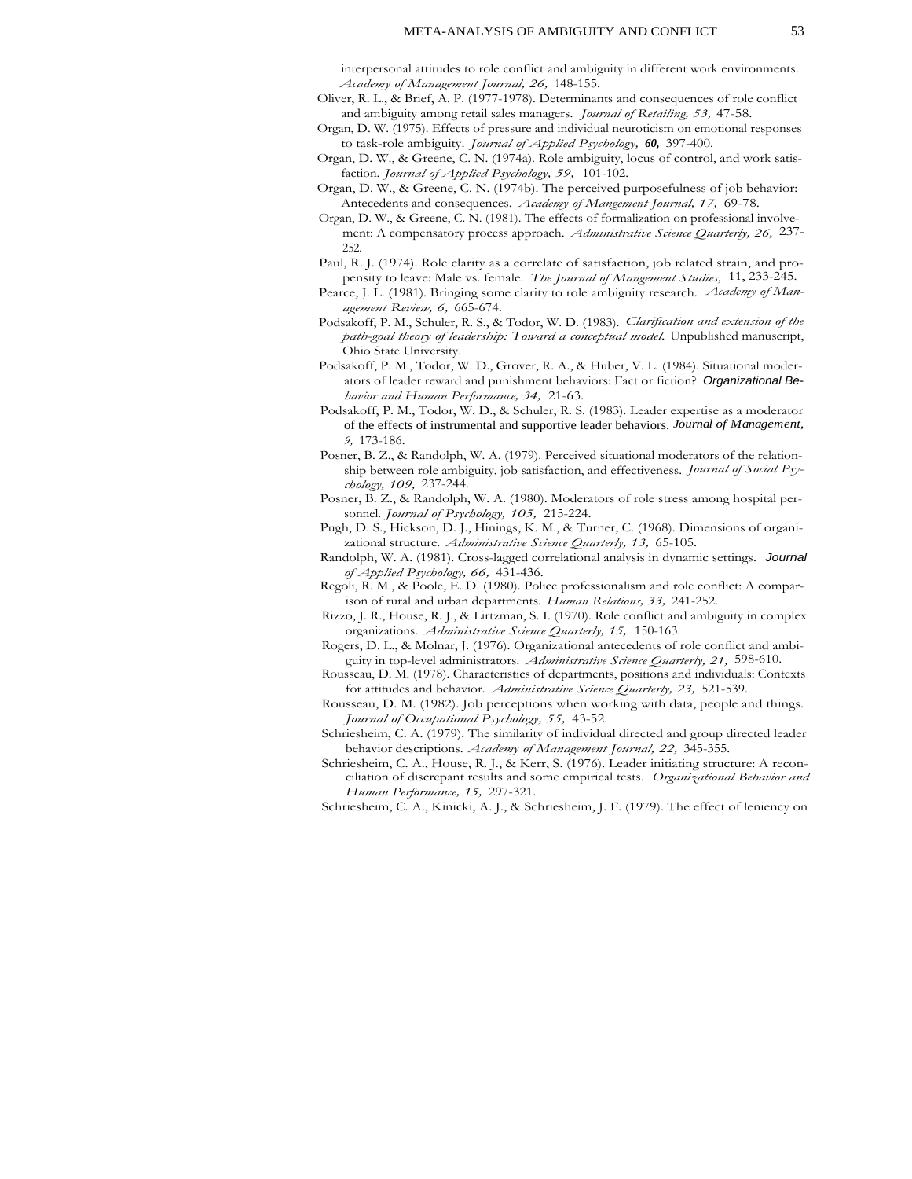interpersonal attitudes to role conflict and ambiguity in different work environments. *Academy of Management Journal, 26,* 148-155.

Oliver, R. L., & Brief, A. P. (1977-1978). Determinants and consequences of role conflict and ambiguity among retail sales managers. *Journal of Retailing, 53,* 47-58.

Organ, D. W. (1975). Effects of pressure and individual neuroticism on emotional responses to task-role ambiguity. *Journal of Applied Psychology, 60,* 397-400.

Organ, D. W., & Greene, C. N. (1974a). Role ambiguity, locus of control, and work satisfaction. *Journal of Applied Psychology, 59,* 101-102.

Organ, D. W., & Greene, C. N. (1974b). The perceived purposefulness of job behavior: Antecedents and consequences. *Academy of Mangement Journal, 17,* 69-78.

Organ, D. W., & Greene, C. N. (1981). The effects of formalization on professional involvement: A compensatory process approach. *Administrative Science Quarterly, 26,* 237-252.

Paul, R. J. (1974). Role clarity as a correlate of satisfaction, job related strain, and propensity to leave: Male vs. female. *The Journal of Mangement Studies,* 11, 233-245.

Pearce, J. L. (1981). Bringing some clarity to role ambiguity research. *Academy of Management Review, 6,* 665-674.

Podsakoff, P. M., Schuler, R. S., & Todor, W. D. (1983). *Clarification and extension of the path-goal theory of leadership: Toward a conceptual model.* Unpublished manuscript, Ohio State University.

Podsakoff, P. M., Todor, W. D., Grover, R. A., & Huber, V. L. (1984). Situational moderators of leader reward and punishment behaviors: Fact or fiction? *Organizational Behavior and Human Performance, 34,* 21-63.

Podsakoff, P. M., Todor, W. D., & Schuler, R. S. (1983). Leader expertise as a moderator of the effects of instrumental and supportive leader behaviors. *Journal of Management, 9,* 173-186.

Posner, B. Z., & Randolph, W. A. (1979). Perceived situational moderators of the relationship between role ambiguity, job satisfaction, and effectiveness. *Journal of Social Psychology, 109,* 237-244.

Posner, B. Z., & Randolph, W. A. (1980). Moderators of role stress among hospital personnel. *Journal of Psychology, 105,* 215-224.

Pugh, D. S., Hickson, D. J., Hinings, K. M., & Turner, C. (1968). Dimensions of organizational structure. *Administrative Science Quarterly, 13,* 65-105.

Randolph, W. A. (1981). Cross-lagged correlational analysis in dynamic settings. *Journal of Applied Psychology, 66,* 431-436.

Regoli, R. M., & Poole, E. D. (1980). Police professionalism and role conflict: A comparison of rural and urban departments. *Human Relations, 33,* 241-252.

Rizzo, J. R., House, R. J., & Lirtzman, S. I. (1970). Role conflict and ambiguity in complex organizations. *Administrative Science Quarterly, 15,* 150-163.

Rogers, D. L., & Molnar, J. (1976). Organizational antecedents of role conflict and ambiguity in top-level administrators. *Administrative Science Quarterly, 21,* 598-610.

Rousseau, D. M. (1978). Characteristics of departments, positions and individuals: Contexts for attitudes and behavior. *Administrative Science Quarterly, 23,* 521-539.

Rousseau, D. M. (1982). Job perceptions when working with data, people and things. *Journal of Occupational Psychology, 55,* 43-52.

Schriesheim, C. A. (1979). The similarity of individual directed and group directed leader behavior descriptions. *Academy of Management Journal, 22,* 345-355.

Schriesheim, C. A., House, R. J., & Kerr, S. (1976). Leader initiating structure: A reconciliation of discrepant results and some empirical tests. *Organizational Behavior and Human Performance, 15,* 297-321.

Schriesheim, C. A., Kinicki, A. J., & Schriesheim, J. F. (1979). The effect of leniency on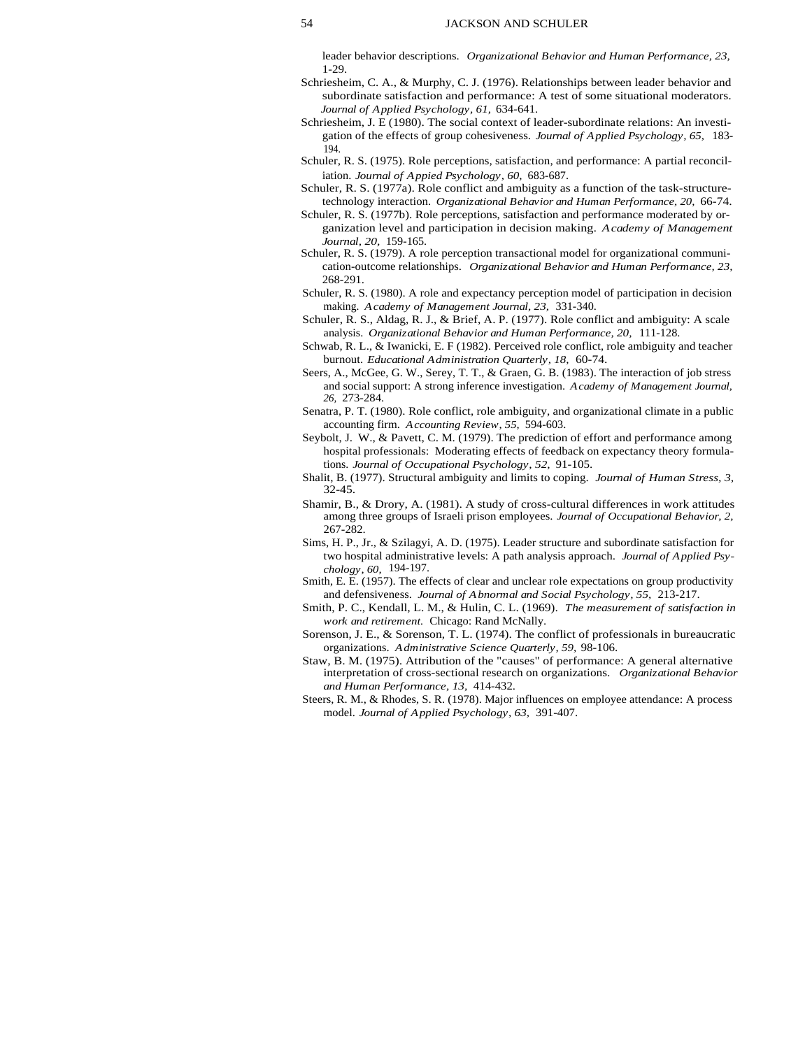leader behavior descriptions. *Organizational Behavior and Human Performance, 23,* 1-29.

Schriesheim, C. A., & Murphy, C. J. (1976). Relationships between leader behavior and subordinate satisfaction and performance: A test of some situational moderators. *Journal of Applied Psychology, 61,* 634-641.

Schriesheim, J. E (1980). The social context of leader-subordinate relations: An investigation of the effects of group cohesiveness. *Journal of Applied Psychology, 65,* 183-194.

Schuler, R. S. (1975). Role perceptions, satisfaction, and performance: A partial reconciliation. *Journal of Appied Psychology, 60,* 683-687.

Schuler, R. S. (1977a). Role conflict and ambiguity as a function of the task-structure-technology interaction. *Organizational Behavior and Human Performance, 20,* 66-74.

Schuler, R. S. (1977b). Role perceptions, satisfaction and performance moderated by organization level and participation in decision making. *Academy of Management Journal, 20,* 159-165.

Schuler, R. S. (1979). A role perception transactional model for organizational communication-outcome relationships. *Organizational Behavior and Human Performance, 23,* 268-291.

Schuler, R. S. (1980). A role and expectancy perception model of participation in decision making. *Academy of Management Journal, 23,* 331-340.

Schuler, R. S., Aldag, R. J., & Brief, A. P. (1977). Role conflict and ambiguity: A scale analysis. *Organizational Behavior and Human Performance, 20,* 111-128.

Schwab, R. L., & Iwanicki, E. F (1982). Perceived role conflict, role ambiguity and teacher burnout. *Educational Administration Quarterly, 18,* 60-74.

Seers, A., McGee, G. W., Serey, T. T., & Graen, G. B. (1983). The interaction of job stress and social support: A strong inference investigation. *Academy of Management Journal, 26,* 273-284.

Senatra, P. T. (1980). Role conflict, role ambiguity, and organizational climate in a public accounting firm. *Accounting Review, 55,* 594-603.

Seybolt, J. W., & Pavett, C. M. (1979). The prediction of effort and performance among hospital professionals: Moderating effects of feedback on expectancy theory formulations. *Journal of Occupational Psychology, 52,* 91-105.

Shalit, B. (1977). Structural ambiguity and limits to coping. *Journal of Human Stress, 3,* 32-45.

Shamir, B., & Drory, A. (1981). A study of cross-cultural differences in work attitudes among three groups of Israeli prison employees. *Journal of Occupational Behavior, 2,* 267-282.

Sims, H. P., Jr., & Szilagyi, A. D. (1975). Leader structure and subordinate satisfaction for two hospital administrative levels: A path analysis approach. *Journal of Applied Psychology, 60,* 194-197.

Smith, E. E. (1957). The effects of clear and unclear role expectations on group productivity and defensiveness. *Journal of Abnormal and Social Psychology, 55,* 213-217.

Smith, P. C., Kendall, L. M., & Hulin, C. L. (1969). *The measurement of satisfaction in work and retirement.* Chicago: Rand McNally.

Sorenson, J. E., & Sorenson, T. L. (1974). The conflict of professionals in bureaucratic organizations. *Administrative Science Quarterly, 59,* 98-106.

Staw, B. M. (1975). Attribution of the "causes" of performance: A general alternative interpretation of cross-sectional research on organizations. *Organizational Behavior and Human Performance, 13,* 414-432.

Steers, R. M., & Rhodes, S. R. (1978). Major influences on employee attendance: A process model. *Journal of Applied Psychology, 63,* 391-407.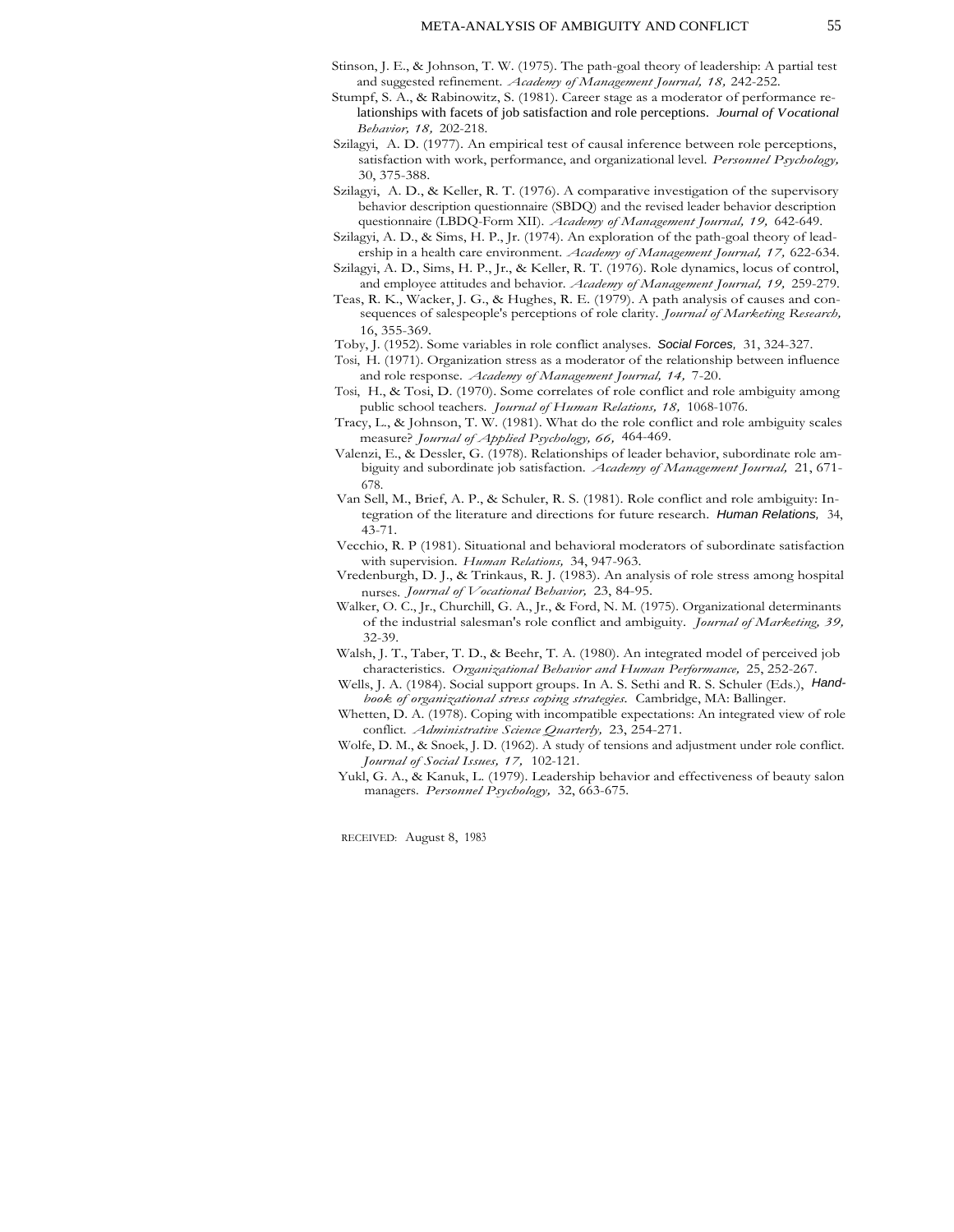Stinson, J. E., & Johnson, T. W. (1975). The path-goal theory of leadership: A partial test and suggested refinement. *Academy of Management Journal, 18,* 242-252.

Stumpf, S. A., & Rabinowitz, S. (1981). Career stage as a moderator of performance relationships with facets of job satisfaction and role perceptions. *Journal of Vocational Behavior, 18,* 202-218.

Szilagyi, A. D. (1977). An empirical test of causal inference between role perceptions, satisfaction with work, performance, and organizational level. *Personnel Psychology,* 30, 375-388.

Szilagyi, A. D., & Keller, R. T. (1976). A comparative investigation of the supervisory behavior description questionnaire (SBDQ) and the revised leader behavior description questionnaire (LBDQ-Form XII). *Academy of Management Journal, 19,* 642-649.

Szilagyi, A. D., & Sims, H. P., Jr. (1974). An exploration of the path-goal theory of leadership in a health care environment. *Academy of Management Journal, 17,* 622-634.

Szilagyi, A. D., Sims, H. P., Jr., & Keller, R. T. (1976). Role dynamics, locus of control, and employee attitudes and behavior. *Academy of Management Journal, 19,* 259-279.

Teas, R. K., Wacker, J. G., & Hughes, R. E. (1979). A path analysis of causes and consequences of salespeople's perceptions of role clarity. *Journal of Marketing Research,* 16, 355-369.

Toby, J. (1952). Some variables in role conflict analyses. *Social Forces,* 31, 324-327.

Tosi, H. (1971). Organization stress as a moderator of the relationship between influence and role response. *Academy of Management Journal, 14,* 7-20.

Tosi, H., & Tosi, D. (1970). Some correlates of role conflict and role ambiguity among public school teachers. *Journal of Human Relations, 18,* 1068-1076.

Tracy, L., & Johnson, T. W. (1981). What do the role conflict and role ambiguity scales measure? *Journal of Applied Psychology, 66,* 464-469.

Valenzi, E., & Dessler, G. (1978). Relationships of leader behavior, subordinate role ambiguity and subordinate job satisfaction. *Academy of Management Journal,* 21, 671-678.

Van Sell, M., Brief, A. P., & Schuler, R. S. (1981). Role conflict and role ambiguity: Integration of the literature and directions for future research. *Human Relations,* 34, 43-71.

Vecchio, R. P (1981). Situational and behavioral moderators of subordinate satisfaction with supervision. *Human Relations,* 34, 947-963.

Vredenburgh, D. J., & Trinkaus, R. J. (1983). An analysis of role stress among hospital nurses. *Journal of Vocational Behavior,* 23, 84-95.

Walker, O. C., Jr., Churchill, G. A., Jr., & Ford, N. M. (1975). Organizational determinants of the industrial salesman's role conflict and ambiguity. *Journal of Marketing, 39,* 32-39.

Walsh, J. T., Taber, T. D., & Beehr, T. A. (1980). An integrated model of perceived job characteristics. *Organizational Behavior and Human Performance,* 25, 252-267.

Wells, J. A. (1984). Social support groups. In A. S. Sethi and R. S. Schuler (Eds.), *Handbook of organizational stress coping strategies.* Cambridge, MA: Ballinger.

Whetten, D. A. (1978). Coping with incompatible expectations: An integrated view of role conflict. *Administrative Science Quarterly,* 23, 254-271.

Wolfe, D. M., & Snoek, J. D. (1962). A study of tensions and adjustment under role conflict. *Journal of Social Issues, 17,* 102-121.

Yukl, G. A., & Kanuk, L. (1979). Leadership behavior and effectiveness of beauty salon managers. *Personnel Psychology,* 32, 663-675.

RECEIVED: August 8, 1983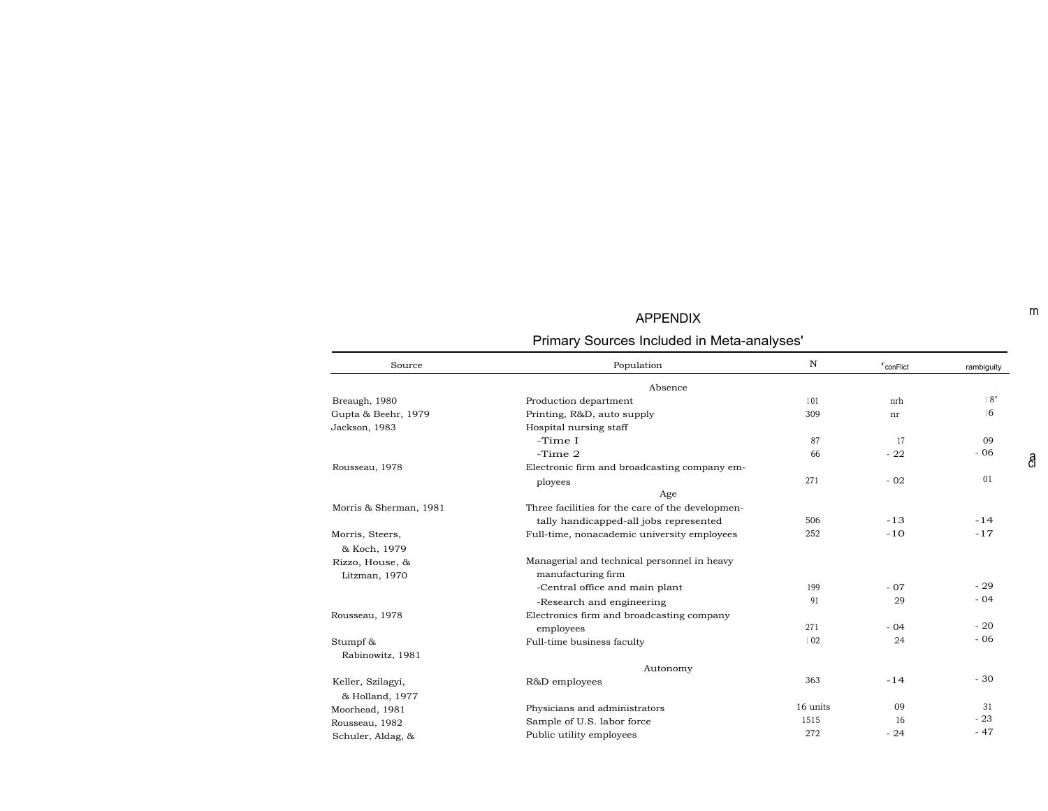## APPENDIX

### Primary Sources Included in Meta-analyses'

| Source | Population | N | $r_{conflict}$ | $r_{ambiguity}$ |
|---|---|---|---|---|
| | Absence | | | |
| Breaugh, 1980 | Production department | 101 | nrh | 18" |
| Gupta & Beehr, 1979 | Printing, R&D, auto supply | 309 | nr | 16 |
| Jackson, 1983 | Hospital nursing staff | | | |
| | -Time 1 | 87 | 17 | 09 |
| | -Time 2 | 66 | - 22 | - 06 |
| Rousseau, 1978 | Electronic firm and broadcasting company employees | 271 | - 02 | 01 |
| | Age | | | |
| Morris & Sherman, 1981 | Three facilities for the care of the developmentally handicapped-all jobs represented | 506 | -13 | -14 |
| Morris, Steers, & Koch, 1979 | Full-time, nonacademic university employees | 252 | -10 | -17 |
| Rizzo, House, & Litzman, 1970 | Managerial and technical personnel in heavy manufacturing firm | | | |
| | -Central office and main plant | 199 | - 07 | - 29 |
| | -Research and engineering | 91 | 29 | - 04 |
| Rousseau, 1978 | Electronics firm and broadcasting company employees | 271 | - 04 | - 20 |
| Stumpf & Rabinowitz, 1981 | Full-time business faculty | 102 | 24 | - 06 |
| | Autonomy | | | |
| Keller, Szilagyi, & Holland, 1977 | R&D employees | 363 | -14 | - 30 |
| Moorhead, 1981 | Physicians and administrators | 16 units | 09 | 31 |
| Rousseau, 1982 | Sample of U.S. labor force | 1515 | 16 | - 23 |
| Schuler, Aldag, & | Public utility employees | 272 | - 24 | - 47 |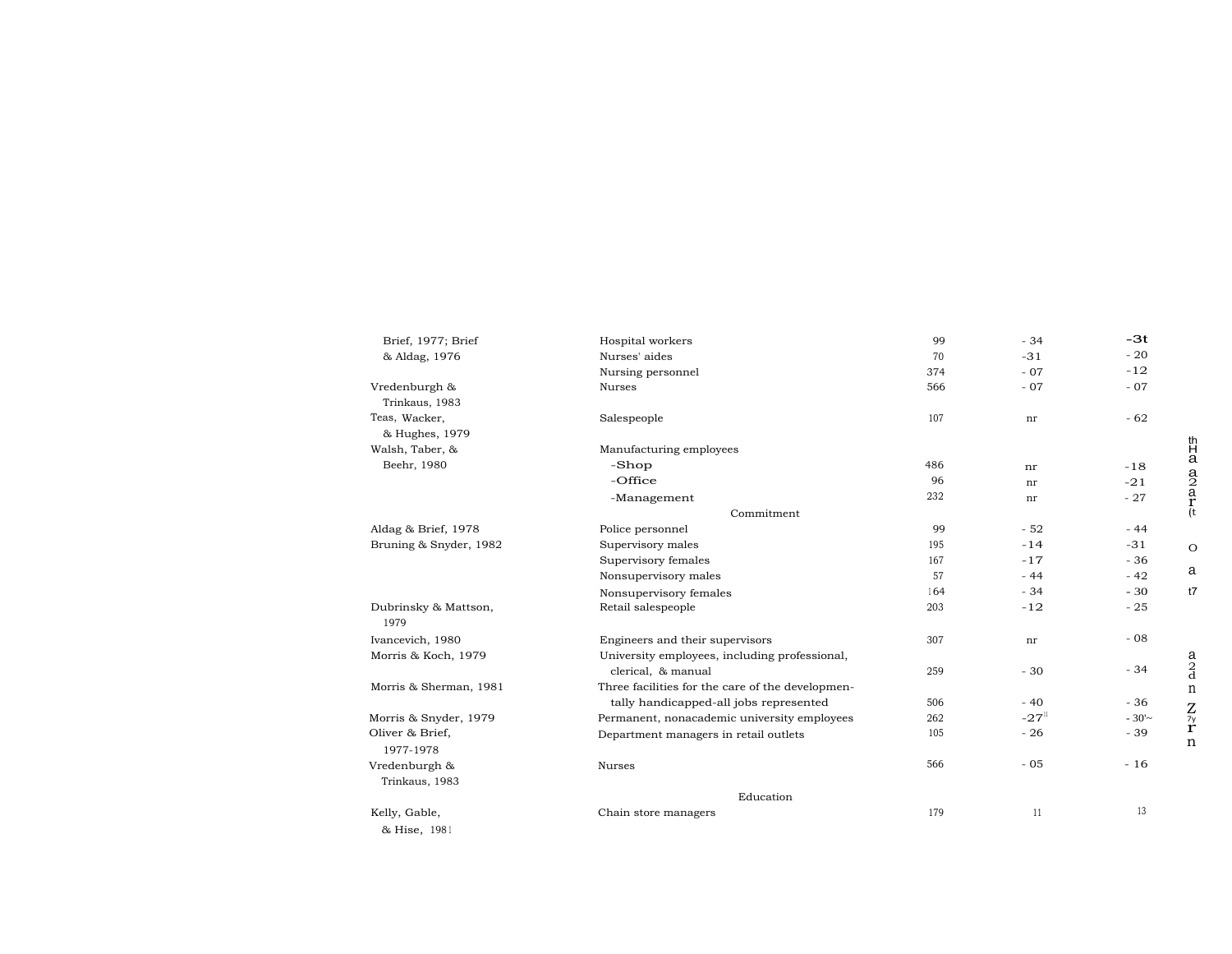| | | | | |
|---|---|---|---|---|
| Brief, 1977; Brief & Aldag, 1976 | Hospital workers | 99 | - 34 | -3t |
| | Nurses' aides | 70 | -31 | - 20 |
| | Nursing personnel | 374 | - 07 | -12 |
| Vredenburgh & Trinkaus, 1983 | Nurses | 566 | - 07 | - 07 |
| Teas, Wacker, & Hughes, 1979 | Salespeople | 107 | nr | - 62 |
| Walsh, Taber, & Beehr, 1980 | Manufacturing employees | | | |
| | -Shop | 486 | nr | -18 |
| | -Office | 96 | nr | -21 |
| | -Management | 232 | nr | - 27 |
| | Commitment | | | |
| Aldag & Brief, 1978 | Police personnel | 99 | - 52 | - 44 |
| Bruning & Snyder, 1982 | Supervisory males | 195 | -14 | -31 |
| | Supervisory females | 167 | -17 | - 36 |
| | Nonsupervisory males | 57 | - 44 | - 42 |
| | Nonsupervisory females | 164 | - 34 | - 30 |
| Dubrinsky & Mattson, 1979 | Retail salespeople | 203 | -12 | - 25 |
| Ivancevich, 1980 | Engineers and their supervisors | 307 | nr | - 08 |
| Morris & Koch, 1979 | University employees, including professional, clerical, & manual | 259 | - 30 | - 34 |
| Morris & Sherman, 1981 | Three facilities for the care of the developmentally handicapped-all jobs represented | 506 | - 40 | - 36 |
| Morris & Snyder, 1979 | Permanent, nonacademic university employees | 262 | -27[ll] | - 30'~ |
| Oliver & Brief, 1977-1978 | Department managers in retail outlets | 105 | - 26 | - 39 |
| Vredenburgh & Trinkaus, 1983 | Nurses | 566 | - 05 | - 16 |
| | Education | | | |
| Kelly, Gable, & Hise, 1981 | Chain store managers | 179 | 11 | 13 |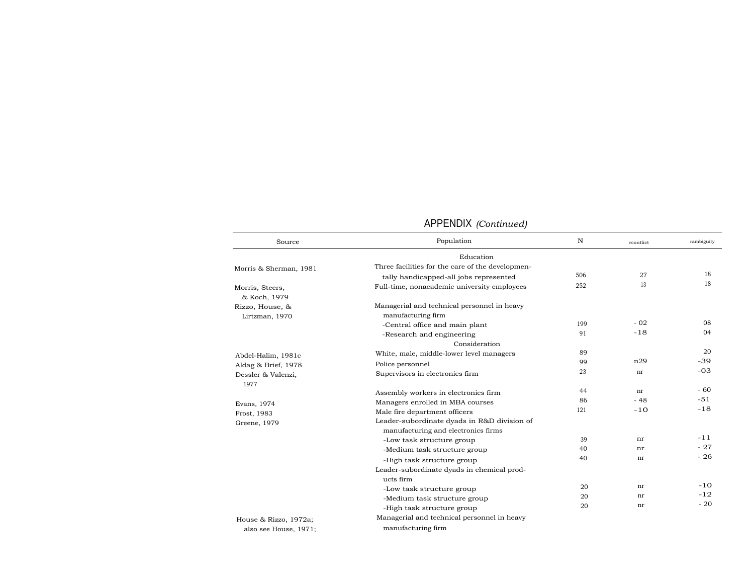APPENDIX *(Continued)*

| Source | Population | N | rcontlict | rambiguity |
|---|---|---|---|---|
| | Education | | | |
| Morris & Sherman, 1981 | Three facilities for the care of the developmentally handicapped-all jobs represented | 506 | 27 | 18 |
| Morris, Steers, & Koch, 1979 | Full-time, nonacademic university employees | 252 | 13 | 18 |
| Rizzo, House, & Lirtzman, 1970 | Managerial and technical personnel in heavy manufacturing firm | | | |
| | -Central office and main plant | 199 | - 02 | 08 |
| | -Research and engineering | 91 | -18 | 04 |
| | Consideration | | | |
| Abdel-Halim, 1981c | White, male, middle-lower level managers | 89 | | 20 |
| Aldag & Brief, 1978 | Police personnel | 99 | n29 | -39 |
| Dessler & Valenzi, 1977 | Supervisors in electronics firm | 23 | nr | -03 |
| | Assembly workers in electronics firm | 44 | nr | - 60 |
| Evans, 1974 | Managers enrolled in MBA courses | 86 | - 48 | -51 |
| Frost, 1983 | Male fire department officers | 121 | -10 | -18 |
| Greene, 1979 | Leader-subordinate dyads in R&D division of manufacturing and electronics firms | | | |
| | -Low task structure group | 39 | nr | -11 |
| | -Medium task structure group | 40 | nr | - 27 |
| | -High task structure group | 40 | nr | - 26 |
| | Leader-subordinate dyads in chemical products firm | | | |
| | -Low task structure group | 20 | nr | -10 |
| | -Medium task structure group | 20 | nr | -12 |
| | -High task structure group | 20 | nr | - 20 |
| House & Rizzo, 1972a; also see House, 1971; | Managerial and technical personnel in heavy manufacturing firm | | | |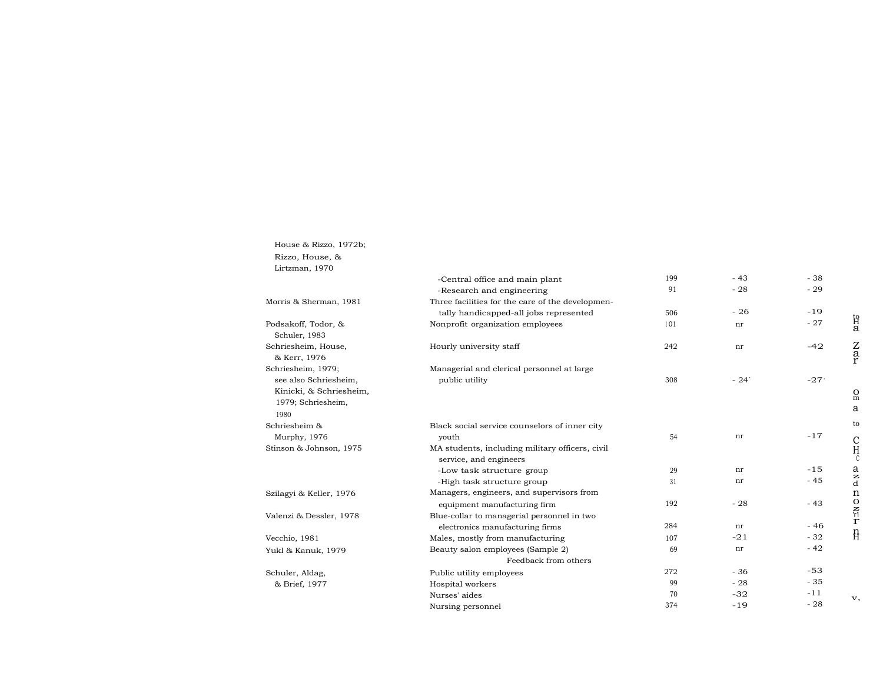| | | | | |
|---|---|---|---|---|
| House & Rizzo, 1972b; Rizzo, House, & Lirtzman, 1970 | | | | |
| | -Central office and main plant | 199 | -43 | -38 |
| | -Research and engineering | 91 | -28 | -29 |
| Morris & Sherman, 1981 | Three facilities for the care of the developmentally handicapped-all jobs represented | 506 | -26 | -19 |
| Podsakoff, Todor, & Schuler, 1983 | Nonprofit organization employees | 101 | nr | -27 |
| Schriesheim, House, & Kerr, 1976 | Hourly university staff | 242 | nr | -42 |
| Schriesheim, 1979; see also Schriesheim, Kinicki, & Schriesheim, 1979; Schriesheim, 1980 | Managerial and clerical personnel at large public utility | 308 | -24` | -27' |
| Schriesheim & Murphy, 1976 | Black social service counselors of inner city youth | 54 | nr | -17 |
| Stinson & Johnson, 1975 | MA students, including military officers, civil service, and engineers | | | |
| | -Low task structure group | 29 | nr | -15 |
| | -High task structure group | 31 | nr | -45 |
| Szilagyi & Keller, 1976 | Managers, engineers, and supervisors from equipment manufacturing firm | 192 | -28 | -43 |
| Valenzi & Dessler, 1978 | Blue-collar to managerial personnel in two electronics manufacturing firms | 284 | nr | -46 |
| Vecchio, 1981 | Males, mostly from manufacturing | 107 | -21 | -32 |
| Yukl & Kanuk, 1979 | Beauty salon employees (Sample 2) | 69 | nr | -42 |
| | Feedback from others | | | |
| Schuler, Aldag, & Brief, 1977 | Public utility employees | 272 | -36 | -53 |
| | Hospital workers | 99 | -28 | -35 |
| | Nurses' aides | 70 | -32 | -11 |
| | Nursing personnel | 374 | -19 | -28 |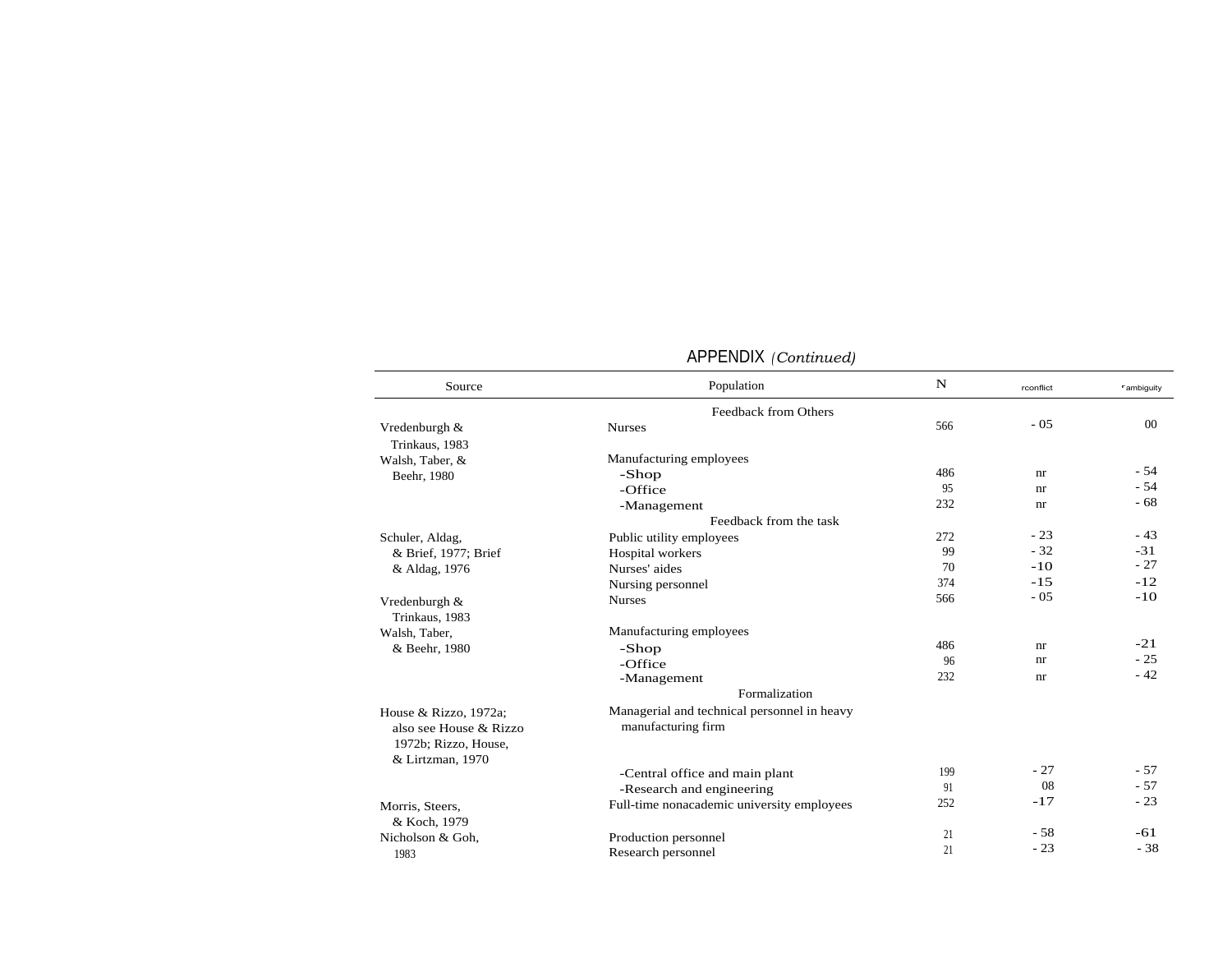APPENDIX *(Continued)*

| Source | Population | N | $r_{conflict}$ | $r_{ambiguity}$ |
|---|---|---|---|---|
| | Feedback from Others | | | |
| Vredenburgh & Trinkaus, 1983 | Nurses | 566 | - 05 | 00 |
| Walsh, Taber, & Beehr, 1980 | Manufacturing employees | | | |
| | -Shop | 486 | nr | - 54 |
| | -Office | 95 | nr | - 54 |
| | -Management | 232 | nr | - 68 |
| | Feedback from the task | | | |
| Schuler, Aldag, & Brief, 1977; Brief & Aldag, 1976 | Public utility employees | 272 | - 23 | - 43 |
| | Hospital workers | 99 | - 32 | -31 |
| | Nurses' aides | 70 | -10 | - 27 |
| | Nursing personnel | 374 | -15 | -12 |
| Vredenburgh & Trinkaus, 1983 | Nurses | 566 | - 05 | -10 |
| Walsh, Taber, & Beehr, 1980 | Manufacturing employees | | | |
| | -Shop | 486 | nr | -21 |
| | -Office | 96 | nr | - 25 |
| | -Management | 232 | nr | - 42 |
| | Formalization | | | |
| House & Rizzo, 1972a; also see House & Rizzo 1972b; Rizzo, House, & Lirtzman, 1970 | Managerial and technical personnel in heavy manufacturing firm | | | |
| | -Central office and main plant | 199 | - 27 | - 57 |
| | -Research and engineering | 91 | 08 | - 57 |
| Morris, Steers, & Koch, 1979 | Full-time nonacademic university employees | 252 | -17 | - 23 |
| Nicholson & Goh, 1983 | Production personnel | 21 | - 58 | -61 |
| | Research personnel | 21 | - 23 | - 38 |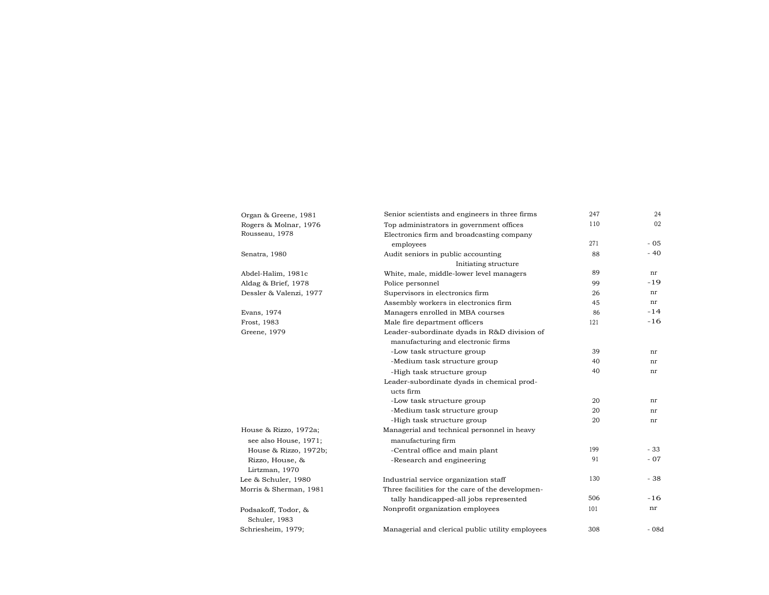| | | | |
|---|---|---|---|
| Organ & Greene, 1981 | Senior scientists and engineers in three firms | 247 | 24 |
| Rogers & Molnar, 1976 | Top administrators in government offices | 110 | 02 |
| Rousseau, 1978 | Electronics firm and broadcasting company employees | 271 | - 05 |
| Senatra, 1980 | Audit seniors in public accounting | 88 | - 40 |
| | Initiating structure | | |
| Abdel-Halim, 1981c | White, male, middle-lower level managers | 89 | nr |
| Aldag & Brief, 1978 | Police personnel | 99 | -19 |
| Dessler & Valenzi, 1977 | Supervisors in electronics firm | 26 | nr |
| | Assembly workers in electronics firm | 45 | nr |
| Evans, 1974 | Managers enrolled in MBA courses | 86 | -14 |
| Frost, 1983 | Male fire department officers | 121 | -16 |
| Greene, 1979 | Leader-subordinate dyads in R&D division of manufacturing and electronic firms | | |
| | -Low task structure group | 39 | nr |
| | -Medium task structure group | 40 | nr |
| | -High task structure group | 40 | nr |
| | Leader-subordinate dyads in chemical products firm | | |
| | -Low task structure group | 20 | nr |
| | -Medium task structure group | 20 | nr |
| | -High task structure group | 20 | nr |
| House & Rizzo, 1972a; see also House, 1971; House & Rizzo, 1972b; Rizzo, House, & Lirtzman, 1970 | Managerial and technical personnel in heavy manufacturing firm | | |
| | -Central office and main plant | 199 | - 33 |
| | -Research and engineering | 91 | - 07 |
| Lee & Schuler, 1980 | Industrial service organization staff | 130 | - 38 |
| Morris & Sherman, 1981 | Three facilities for the care of the developmentally handicapped-all jobs represented | 506 | -16 |
| Podsakoff, Todor, & Schuler, 1983 | Nonprofit organization employees | 101 | nr |
| Schriesheim, 1979; | Managerial and clerical public utility employees | 308 | - 08d |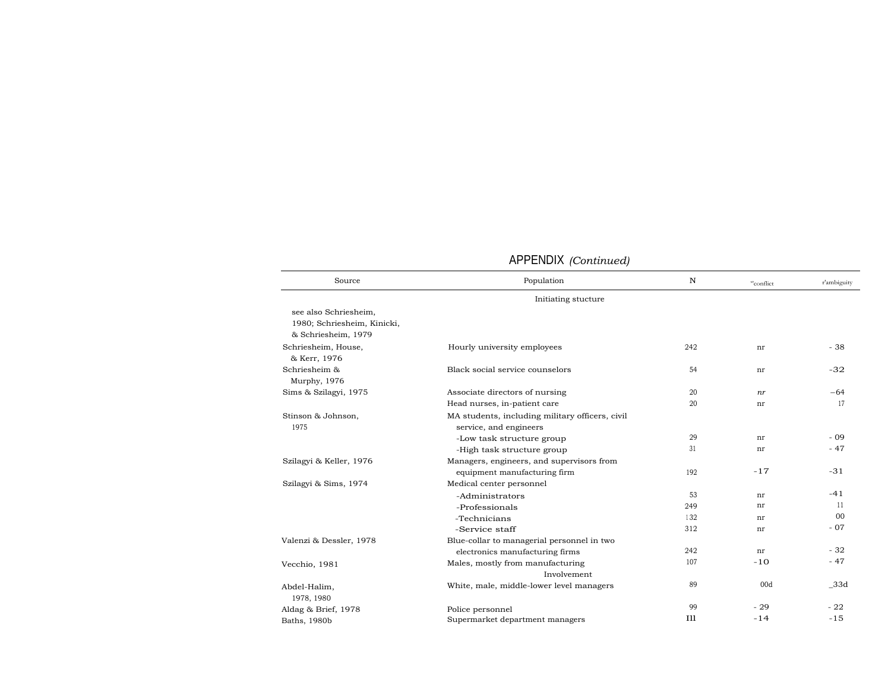APPENDIX *(Continued)*

| Source | Population | N | $r_{conflict}$ | $r_{ambiguity}$ |
|---|---|---|---|---|
| | Initiating stucture | | | |
| see also Schriesheim, 1980; Schriesheim, Kinicki, & Schriesheim, 1979 | | | | |
| Schriesheim, House, & Kerr, 1976 | Hourly university employees | 242 | nr | - 38 |
| Schriesheim & Murphy, 1976 | Black social service counselors | 54 | nr | -32 |
| Sims & Szilagyi, 1975 | Associate directors of nursing | 20 | *nr* | –64 |
| | Head nurses, in-patient care | 20 | nr | 17 |
| Stinson & Johnson, 1975 | MA students, including military officers, civil service, and engineers | | | |
| | -Low task structure group | 29 | nr | - 09 |
| | -High task structure group | 31 | nr | - 47 |
| Szilagyi & Keller, 1976 | Managers, engineers, and supervisors from equipment manufacturing firm | 192 | -17 | -31 |
| Szilagyi & Sims, 1974 | Medical center personnel | | | |
| | -Administrators | 53 | nr | -41 |
| | -Professionals | 249 | nr | 11 |
| | -Technicians | 132 | nr | 00 |
| | -Service staff | 312 | nr | - 07 |
| Valenzi & Dessler, 1978 | Blue-collar to managerial personnel in two electronics manufacturing firms | 242 | nr | - 32 |
| Vecchio, 1981 | Males, mostly from manufacturing | 107 | -10 | - 47 |
| | Involvement | | | |
| Abdel-Halim, 1978, 1980 | White, male, middle-lower level managers | 89 | 00d | _33d |
| Aldag & Brief, 1978 | Police personnel | 99 | - 29 | - 22 |
| Baths, 1980b | Supermarket department managers | Ill | -14 | -15 |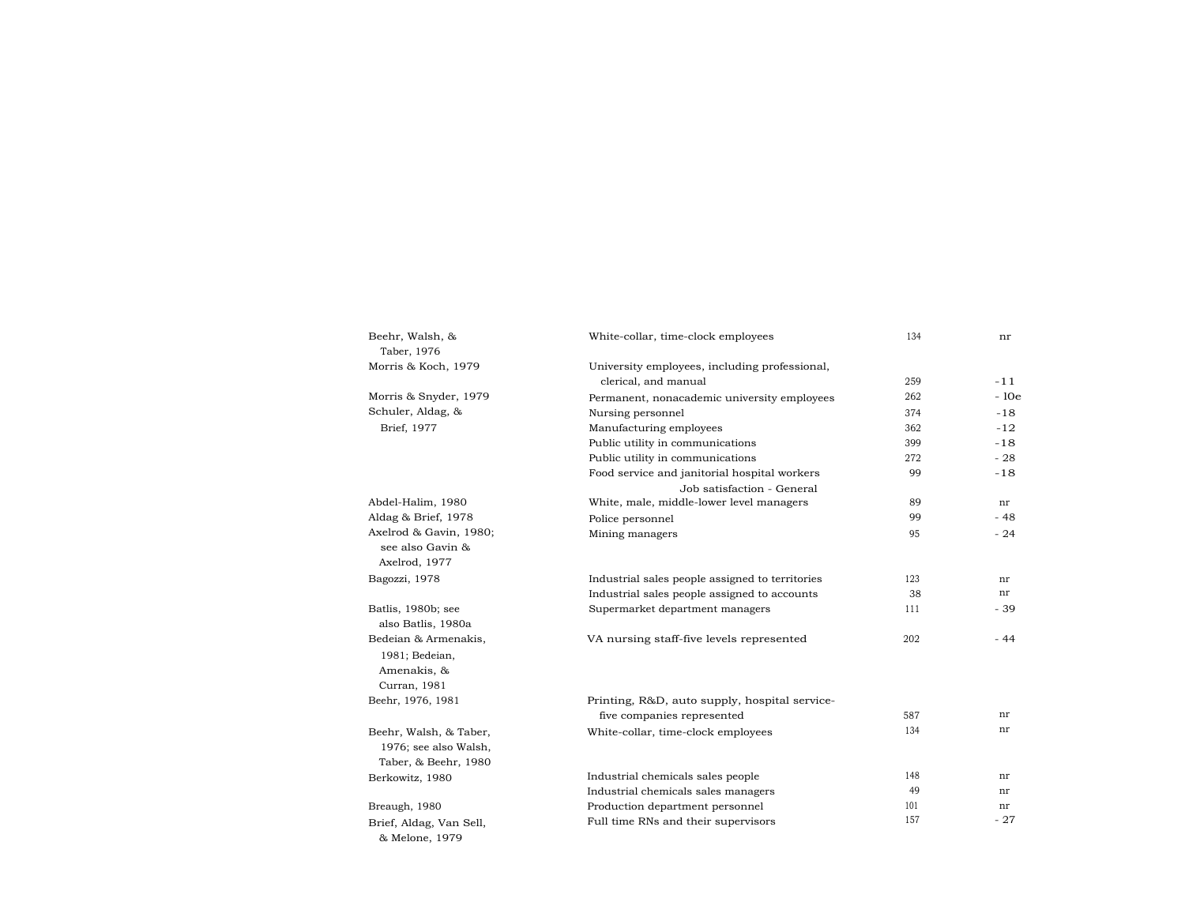| | | | |
|---|---|---|---|
| Beehr, Walsh, & Taber, 1976 | White-collar, time-clock employees | 134 | nr |
| Morris & Koch, 1979 | University employees, including professional, clerical, and manual | 259 | -11 |
| Morris & Snyder, 1979 | Permanent, nonacademic university employees | 262 | - 10e |
| Schuler, Aldag, & Brief, 1977 | Nursing personnel | 374 | -18 |
| | Manufacturing employees | 362 | -12 |
| | Public utility in communications | 399 | -18 |
| | Public utility in communications | 272 | - 28 |
| | Food service and janitorial hospital workers | 99 | -18 |
| | Job satisfaction - General | | |
| Abdel-Halim, 1980 | White, male, middle-lower level managers | 89 | nr |
| Aldag & Brief, 1978 | Police personnel | 99 | - 48 |
| Axelrod & Gavin, 1980; see also Gavin & Axelrod, 1977 | Mining managers | 95 | - 24 |
| Bagozzi, 1978 | Industrial sales people assigned to territories | 123 | nr |
| | Industrial sales people assigned to accounts | 38 | nr |
| Batlis, 1980b; see also Batlis, 1980a | Supermarket department managers | 111 | - 39 |
| Bedeian & Armenakis, 1981; Bedeian, Amenakis, & Curran, 1981 | VA nursing staff-five levels represented | 202 | - 44 |
| Beehr, 1976, 1981 | Printing, R&D, auto supply, hospital service-five companies represented | 587 | nr |
| Beehr, Walsh, & Taber, 1976; see also Walsh, Taber, & Beehr, 1980 | White-collar, time-clock employees | 134 | nr |
| Berkowitz, 1980 | Industrial chemicals sales people | 148 | nr |
| | Industrial chemicals sales managers | 49 | nr |
| Breaugh, 1980 | Production department personnel | 101 | nr |
| Brief, Aldag, Van Sell, & Melone, 1979 | Full time RNs and their supervisors | 157 | - 27 |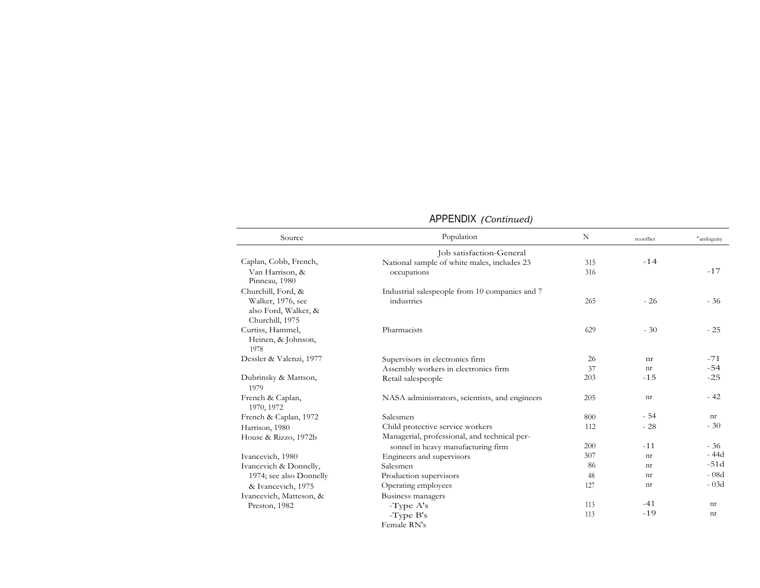APPENDIX *(Continued)*

| Source | Population | N | $r_{conflict}$ | $r_{ambiguity}$ |
|---|---|---|---|---|
| | Job satisfaction-General | | | |
| Caplan, Cobb, French, Van Harrison, & Pinneau, 1980 | National sample of white males, includes 23 occupations | 315 | -14 | |
| | | 316 | | -17 |
| Churchill, Ford, & Walker, 1976, see also Ford, Walker, & Churchill, 1975 | Industrial salespeople from 10 companies and 7 industries | 265 | - 26 | - 36 |
| Curtiss, Hammel, Heinen, & Johnson, 1978 | Pharmacists | 629 | - 30 | - 25 |
| Dessler & Valenzi, 1977 | Supervisors in electronics firm | 26 | nr | -71 |
| | Assembly workers in electronics firm | 37 | nr | -54 |
| Dubrinsky & Mattson, 1979 | Retail salespeople | 203 | -15 | -25 |
| French & Caplan, 1970, 1972 | NASA administrators, scientists, and engineers | 205 | nr | - 42 |
| French & Caplan, 1972 | Salesmen | 800 | - 54 | nr |
| Harrison, 1980 | Child protective service workers | 112 | - 28 | - 30 |
| House & Rizzo, 1972b | Managerial, professional, and technical personnel in heavy manufacturing firm | 200 | -11 | - 36 |
| Ivancevich, 1980 | Engineers and supervisors | 307 | nr | - 44d |
| Ivancevich & Donnelly, 1974; see also Donnelly & Ivancevich, 1975 | Salesmen | 86 | nr | -51d |
| | Production supervisors | 48 | nr | - 08d |
| | Operating employees | 127 | nr | - 03d |
| Ivancevich, Matteson, & Preston, 1982 | Business managers | | | |
| | -Type A's | 113 | -41 | nr |
| | -Type B's | 113 | -19 | nr |
| | Female RN's | | | |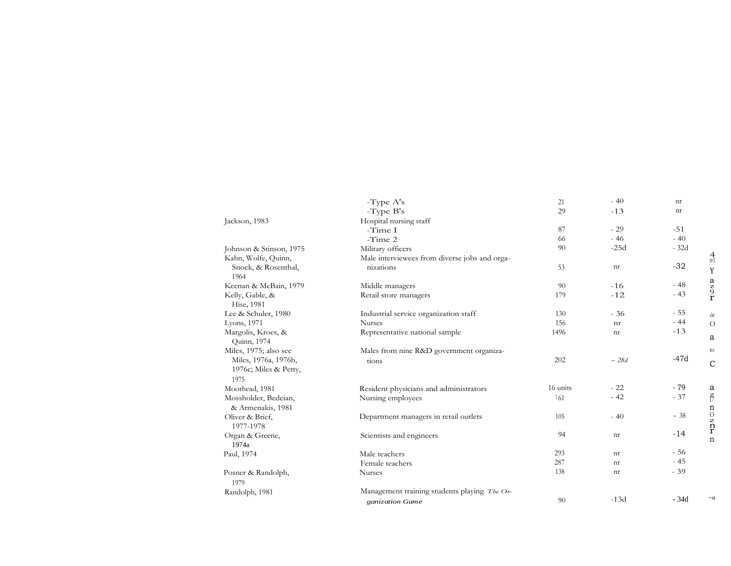| | | | | |
|---|---|---|---|---|
| | -Type A's | 21 | - 40 | nr |
| | -Type B's | 29 | -13 | nr |
| Jackson, 1983 | Hospital nursing staff | | | |
| | -Time 1 | 87 | - 29 | -51 |
| | -Time 2 | 66 | - 46 | - 40 |
| Johnson & Stinson, 1975 | Military officers | 90 | -25d | - 32d |
| Kahn, Wolfe, Quinn, Snoek, & Rosenthal, 1964 | Male interviewees from diverse jobs and organizations | 53 | nr | -32 |
| Keenan & McBain, 1979 | Middle managers | 90 | -16 | - 48 |
| Kelly, Gable, & Hise, 1981 | Retail store managers | 179 | -12 | - 43 |
| Lee & Schuler, 1980 | Industrial service organization staff | 130 | - 36 | - 55 |
| Lyons, 1971 | Nurses | 156 | nr | - 44 |
| Margolis, Kroes, & Quinn, 1974 | Representative national sample | 1496 | nr | -13 |
| Miles, 1975; also see Miles, 1976a, 1976b, 1976c; Miles & Petty, 1975 | Males from nine R&D government organizations | 202 | – 28d | -47d |
| Moorhead, 1981 | Resident physicians and administrators | 16 units | - 22 | - 79 |
| Mossholder, Bedeian, & Armenakis, 1981 | Nursing employees | 161 | - 42 | - 37 |
| Oliver & Brief, 1977-1978 | Department managers in retail outlets | 105 | - 40 | – 38 |
| Organ & Greene, 1974a | Scientists and engineers | 94 | nr | -14 |
| Paul, 1974 | Male teachers | 293 | nr | - 56 |
| | Female teachers | 287 | nr | - 45 |
| Posner & Randolph, 1979 | Nurses | 138 | nr | - 39 |
| Randolph, 1981 | Management training students playing *The Organization Game* | 90 | -13d | - 34d |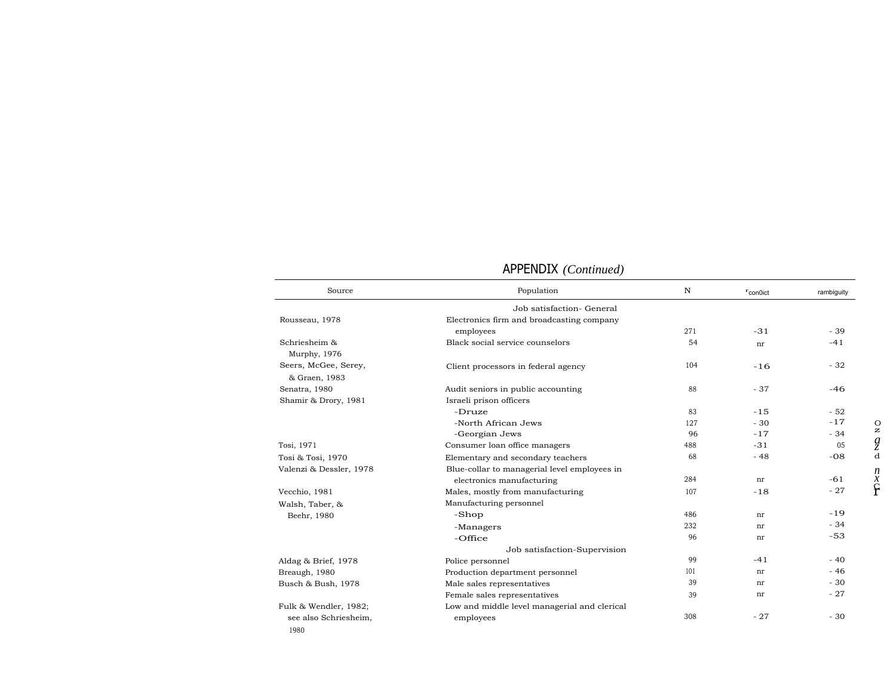## APPENDIX *(Continued)*

| Source | Population | N | $r_{conflict}$ | $r_{ambiguity}$ |
|---|---|---|---|---|
| | Job satisfaction- General | | | |
| Rousseau, 1978 | Electronics firm and broadcasting company employees | 271 | -31 | - 39 |
| Schriesheim & Murphy, 1976 | Black social service counselors | 54 | nr | -41 |
| Seers, McGee, Serey, & Graen, 1983 | Client processors in federal agency | 104 | -16 | - 32 |
| Senatra, 1980 | Audit seniors in public accounting | 88 | - 37 | -46 |
| Shamir & Drory, 1981 | Israeli prison officers | | | |
| | -Druze | 83 | -15 | - 52 |
| | -North African Jews | 127 | - 30 | -17 |
| | -Georgian Jews | 96 | -17 | - 34 |
| Tosi, 1971 | Consumer loan office managers | 488 | -31 | 05 |
| Tosi & Tosi, 1970 | Elementary and secondary teachers | 68 | - 48 | -08 |
| Valenzi & Dessler, 1978 | Blue-collar to managerial level employees in electronics manufacturing | 284 | nr | -61 |
| Vecchio, 1981 | Males, mostly from manufacturing | 107 | -18 | - 27 |
| Walsh, Taber, & Beehr, 1980 | Manufacturing personnel | | | |
| | -Shop | 486 | nr | -19 |
| | -Managers | 232 | nr | - 34 |
| | -Office | 96 | nr | -53 |
| | Job satisfaction-Supervision | | | |
| Aldag & Brief, 1978 | Police personnel | 99 | -41 | - 40 |
| Breaugh, 1980 | Production department personnel | 101 | nr | - 46 |
| Busch & Bush, 1978 | Male sales representatives | 39 | nr | - 30 |
| | Female sales representatives | 39 | nr | - 27 |
| Fulk & Wendler, 1982; see also Schriesheim, 1980 | Low and middle level managerial and clerical employees | 308 | - 27 | - 30 |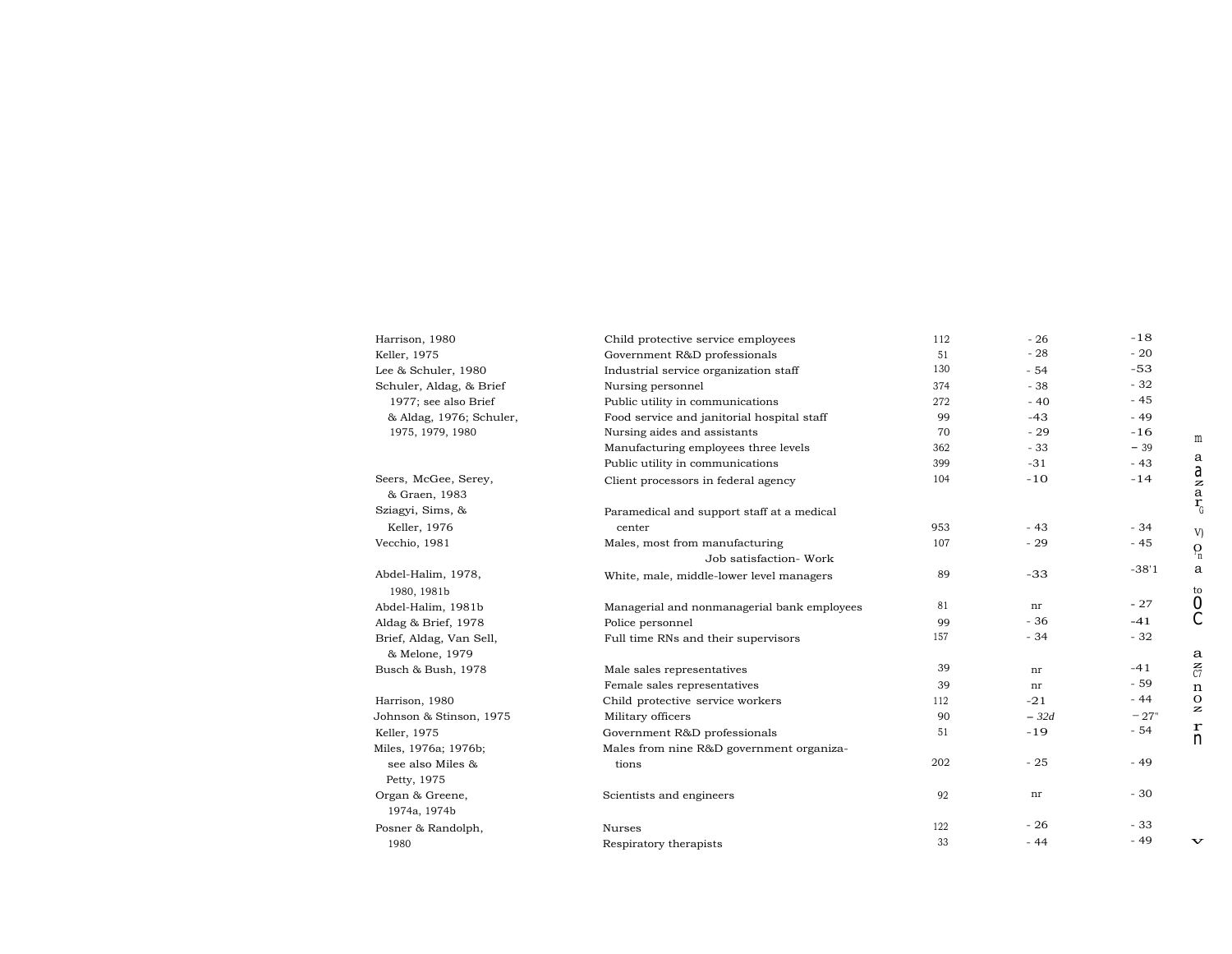| | | | | |
|---|---|---|---|---|
| Harrison, 1980 | Child protective service employees | 112 | - 26 | -18 |
| Keller, 1975 | Government R&D professionals | 51 | - 28 | - 20 |
| Lee & Schuler, 1980 | Industrial service organization staff | 130 | - 54 | -53 |
| Schuler, Aldag, & Brief 1977; see also Brief & Aldag, 1976; Schuler, 1975, 1979, 1980 | Nursing personnel | 374 | - 38 | - 32 |
| | Public utility in communications | 272 | - 40 | - 45 |
| | Food service and janitorial hospital staff | 99 | -43 | - 49 |
| | Nursing aides and assistants | 70 | - 29 | -16 |
| | Manufacturing employees three levels | 362 | - 33 | - 39 |
| | Public utility in communications | 399 | -31 | - 43 |
| Seers, McGee, Serey, & Graen, 1983 | Client processors in federal agency | 104 | -10 | -14 |
| Sziagyi, Sims, & Keller, 1976 | Paramedical and support staff at a medical center | 953 | - 43 | - 34 |
| Vecchio, 1981 | Males, most from manufacturing | 107 | - 29 | - 45 |
| | Job satisfaction- Work | | | |
| Abdel-Halim, 1978, 1980, 1981b | White, male, middle-lower level managers | 89 | -33 | -38'1 |
| Abdel-Halim, 1981b | Managerial and nonmanagerial bank employees | 81 | nr | - 27 |
| Aldag & Brief, 1978 | Police personnel | 99 | - 36 | -41 |
| Brief, Aldag, Van Sell, & Melone, 1979 | Full time RNs and their supervisors | 157 | - 34 | - 32 |
| Busch & Bush, 1978 | Male sales representatives | 39 | nr | -41 |
| | Female sales representatives | 39 | nr | - 59 |
| Harrison, 1980 | Child protective service workers | 112 | -21 | - 44 |
| Johnson & Stinson, 1975 | Military officers | 90 | *– 32d* | – 27" |
| Keller, 1975 | Government R&D professionals | 51 | -19 | - 54 |
| Miles, 1976a; 1976b; see also Miles & Petty, 1975 | Males from nine R&D government organizations | 202 | - 25 | - 49 |
| Organ & Greene, 1974a, 1974b | Scientists and engineers | 92 | nr | - 30 |
| Posner & Randolph, 1980 | Nurses | 122 | - 26 | - 33 |
| | Respiratory therapists | 33 | - 44 | - 49 |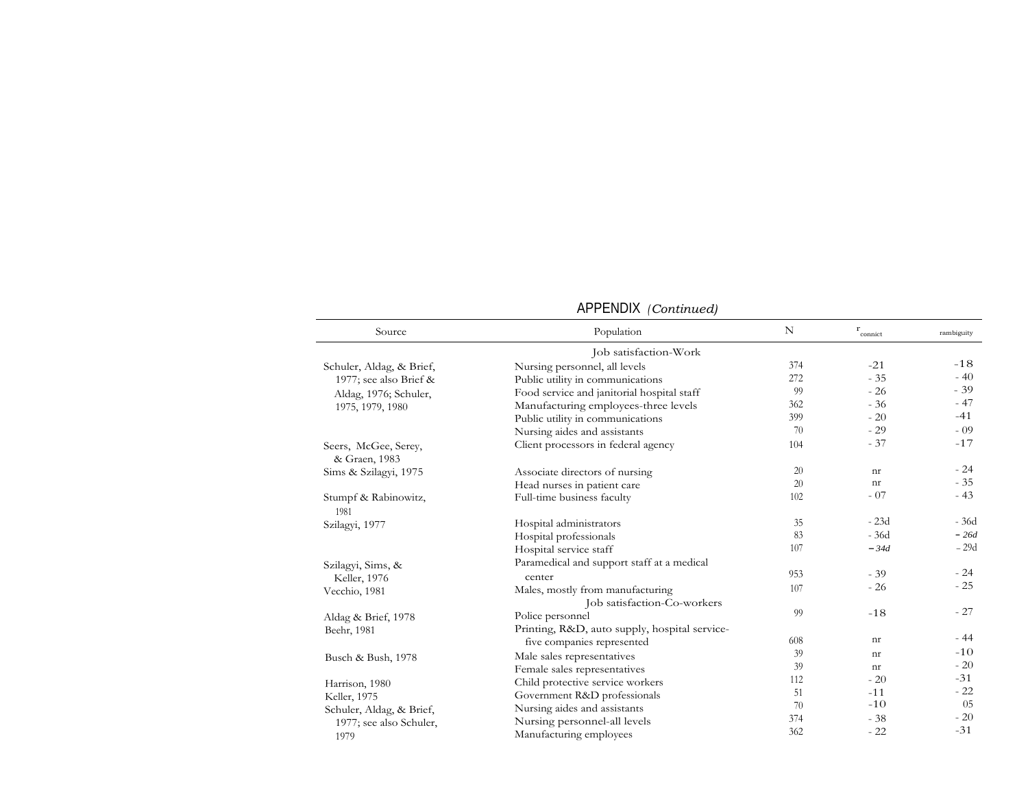## APPENDIX *(Continued)*

| Source | Population | N | $r_{conflict}$ | $r_{ambiguity}$ |
|---|---|---|---|---|
| | Job satisfaction-Work | | | |
| Schuler, Aldag, & Brief, 1977; see also Brief & Aldag, 1976; Schuler, 1975, 1979, 1980 | Nursing personnel, all levels | 374 | -21 | -18 |
| | Public utility in communications | 272 | - 35 | - 40 |
| | Food service and janitorial hospital staff | 99 | - 26 | - 39 |
| | Manufacturing employees-three levels | 362 | - 36 | - 47 |
| | Public utility in communications | 399 | - 20 | -41 |
| | Nursing aides and assistants | 70 | - 29 | - 09 |
| Seers, McGee, Serey, & Graen, 1983 | Client processors in federal agency | 104 | - 37 | -17 |
| Sims & Szilagyi, 1975 | Associate directors of nursing | 20 | nr | - 24 |
| | Head nurses in patient care | 20 | nr | - 35 |
| Stumpf & Rabinowitz, 1981 | Full-time business faculty | 102 | - 07 | - 43 |
| Szilagyi, 1977 | Hospital administrators | 35 | - 23d | - 36d |
| | Hospital professionals | 83 | - 36d | *- 26d* |
| | Hospital service staff | 107 | *- 34d* | - 29d |
| Szilagyi, Sims, & Keller, 1976 | Paramedical and support staff at a medical center | 953 | - 39 | - 24 |
| Vecchio, 1981 | Males, mostly from manufacturing | 107 | - 26 | - 25 |
| | Job satisfaction-Co-workers | | | |
| Aldag & Brief, 1978 | Police personnel | 99 | -18 | - 27 |
| Beehr, 1981 | Printing, R&D, auto supply, hospital service-five companies represented | 608 | nr | - 44 |
| Busch & Bush, 1978 | Male sales representatives | 39 | nr | -10 |
| | Female sales representatives | 39 | nr | - 20 |
| Harrison, 1980 | Child protective service workers | 112 | - 20 | -31 |
| Keller, 1975 | Government R&D professionals | 51 | -11 | - 22 |
| Schuler, Aldag, & Brief, 1977; see also Schuler, 1979 | Nursing aides and assistants | 70 | -10 | 05 |
| | Nursing personnel-all levels | 374 | - 38 | - 20 |
| | Manufacturing employees | 362 | - 22 | -31 |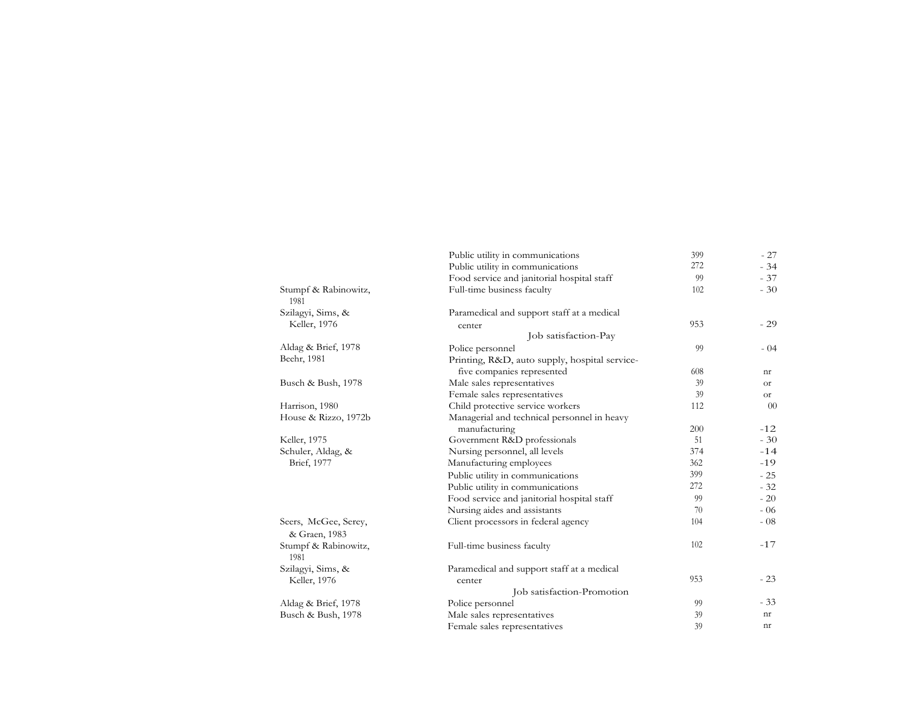| | | | |
|---|---|---|---|
| | Public utility in communications | 399 | - 27 |
| | Public utility in communications | 272 | - 34 |
| | Food service and janitorial hospital staff | 99 | - 37 |
| Stumpf & Rabinowitz, 1981 | Full-time business faculty | 102 | - 30 |
| Szilagyi, Sims, & Keller, 1976 | Paramedical and support staff at a medical center | 953 | - 29 |
| | Job satisfaction-Pay | | |
| Aldag & Brief, 1978 | Police personnel | 99 | - 04 |
| Beehr, 1981 | Printing, R&D, auto supply, hospital service-five companies represented | 608 | nr |
| Busch & Bush, 1978 | Male sales representatives | 39 | or |
| | Female sales representatives | 39 | or |
| Harrison, 1980 | Child protective service workers | 112 | 00 |
| House & Rizzo, 1972b | Managerial and technical personnel in heavy manufacturing | 200 | -12 |
| Keller, 1975 | Government R&D professionals | 51 | - 30 |
| Schuler, Aldag, & Brief, 1977 | Nursing personnel, all levels | 374 | -14 |
| | Manufacturing employees | 362 | -19 |
| | Public utility in communications | 399 | - 25 |
| | Public utility in communications | 272 | - 32 |
| | Food service and janitorial hospital staff | 99 | - 20 |
| | Nursing aides and assistants | 70 | - 06 |
| Seers, McGee, Serey, & Graen, 1983 | Client processors in federal agency | 104 | - 08 |
| Stumpf & Rabinowitz, 1981 | Full-time business faculty | 102 | -17 |
| Szilagyi, Sims, & Keller, 1976 | Paramedical and support staff at a medical center | 953 | - 23 |
| | Job satisfaction-Promotion | | |
| Aldag & Brief, 1978 | Police personnel | 99 | - 33 |
| Busch & Bush, 1978 | Male sales representatives | 39 | nr |
| | Female sales representatives | 39 | nr |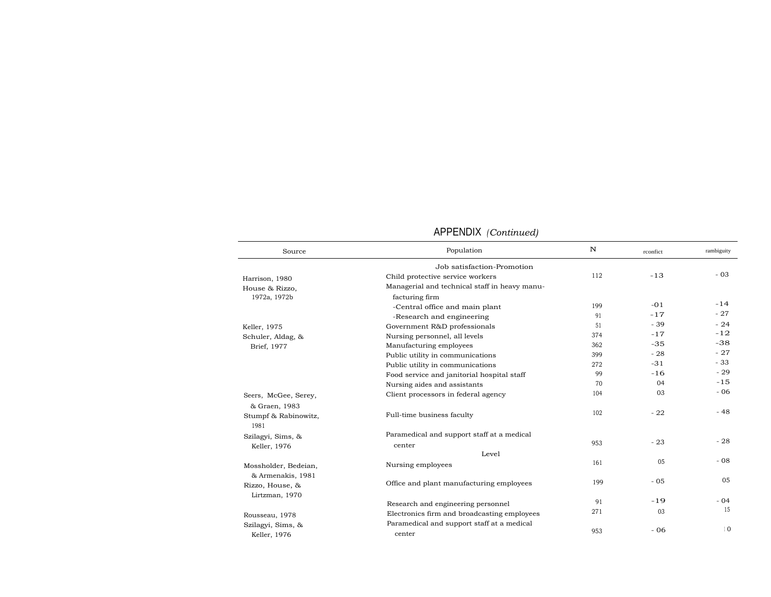## APPENDIX *(Continued)*

| Source | Population | N | rconfict | rambiguity |
|---|---|---|---|---|
| | Job satisfaction-Promotion | | | |
| Harrison, 1980 | Child protective service workers | 112 | -13 | - 03 |
| House & Rizzo, 1972a, 1972b | Managerial and technical staff in heavy manufacturing firm | | | |
| | -Central office and main plant | 199 | -01 | -14 |
| | -Research and engineering | 91 | -17 | - 27 |
| Keller, 1975 | Government R&D professionals | 51 | - 39 | - 24 |
| Schuler, Aldag, & Brief, 1977 | Nursing personnel, all levels | 374 | -17 | -12 |
| | Manufacturing employees | 362 | -35 | -38 |
| | Public utility in communications | 399 | - 28 | - 27 |
| | Public utility in communications | 272 | -31 | - 33 |
| | Food service and janitorial hospital staff | 99 | -16 | - 29 |
| | Nursing aides and assistants | 70 | 04 | -15 |
| Seers, McGee, Serey, & Graen, 1983 | Client processors in federal agency | 104 | 03 | - 06 |
| Stumpf & Rabinowitz, 1981 | Full-time business faculty | 102 | - 22 | - 48 |
| Szilagyi, Sims, & Keller, 1976 | Paramedical and support staff at a medical center | 953 | - 23 | - 28 |
| | Level | | | |
| Mossholder, Bedeian, & Armenakis, 1981 | Nursing employees | 161 | 05 | - 08 |
| Rizzo, House, & Lirtzman, 1970 | Office and plant manufacturing employees | 199 | - 05 | 05 |
| | Research and engineering personnel | 91 | -19 | - 04 |
| Rousseau, 1978 | Electronics firm and broadcasting employees | 271 | 03 | 15 |
| Szilagyi, Sims, & Keller, 1976 | Paramedical and support staff at a medical center | 953 | - 06 | 10 |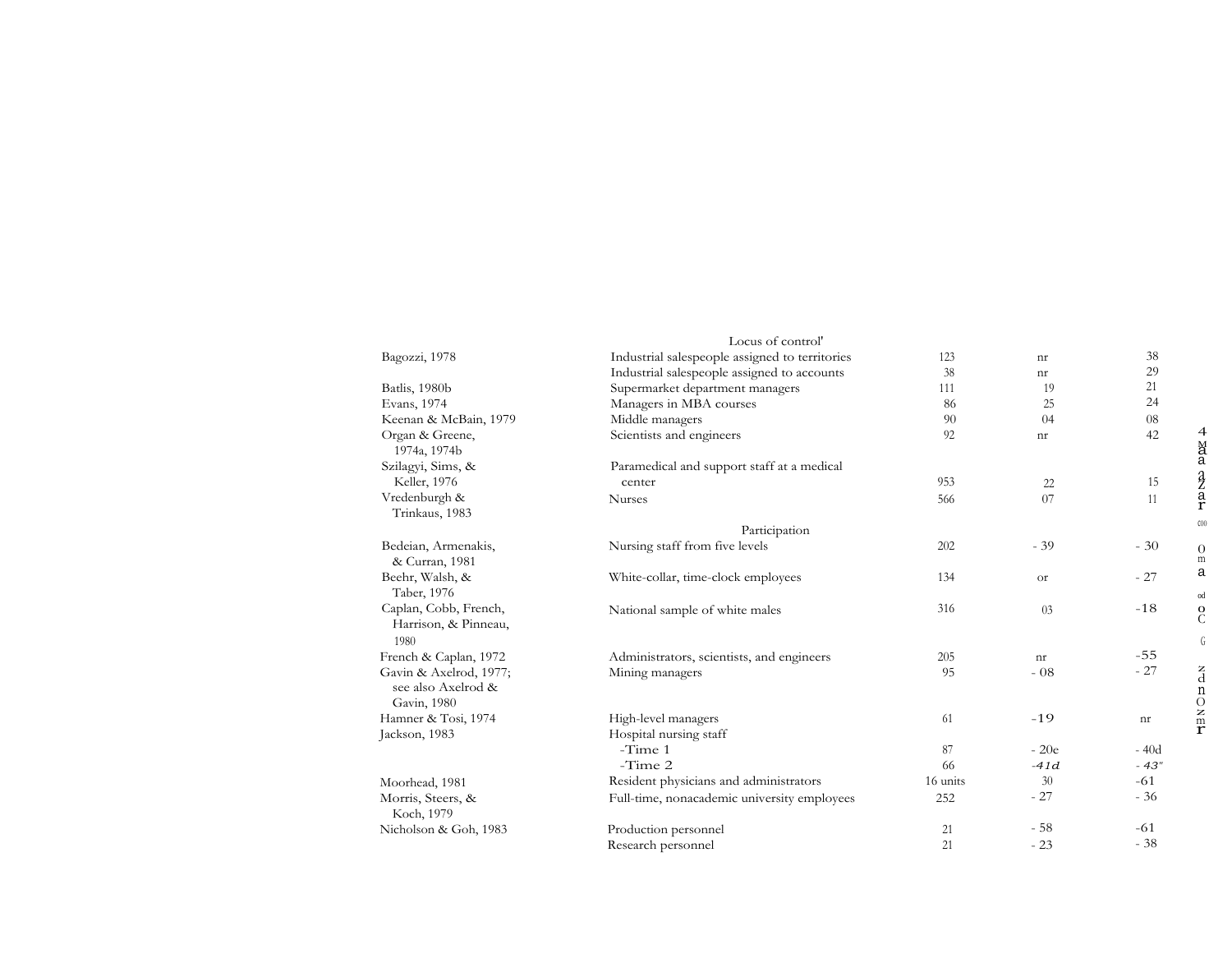| | | | | |
|---|---|---|---|---|
| | Locus of control' | | | |
| Bagozzi, 1978 | Industrial salespeople assigned to territories | 123 | nr | 38 |
| | Industrial salespeople assigned to accounts | 38 | nr | 29 |
| Batlis, 1980b | Supermarket department managers | 111 | 19 | 21 |
| Evans, 1974 | Managers in MBA courses | 86 | 25 | 24 |
| Keenan & McBain, 1979 | Middle managers | 90 | 04 | 08 |
| Organ & Greene, 1974a, 1974b | Scientists and engineers | 92 | nr | 42 |
| Szilagyi, Sims, & Keller, 1976 | Paramedical and support staff at a medical center | 953 | 22 | 15 |
| Vredenburgh & Trinkaus, 1983 | Nurses | 566 | 07 | 11 |
| | Participation | | | |
| Bedeian, Armenakis, & Curran, 1981 | Nursing staff from five levels | 202 | - 39 | - 30 |
| Beehr, Walsh, & Taber, 1976 | White-collar, time-clock employees | 134 | or | - 27 |
| Caplan, Cobb, French, Harrison, & Pinneau, 1980 | National sample of white males | 316 | 03 | -18 |
| French & Caplan, 1972 | Administrators, scientists, and engineers | 205 | nr | -55 |
| Gavin & Axelrod, 1977; see also Axelrod & Gavin, 1980 | Mining managers | 95 | - 08 | - 27 |
| Hamner & Tosi, 1974 | High-level managers | 61 | -19 | nr |
| Jackson, 1983 | Hospital nursing staff | | | |
| | -Time 1 | 87 | - 20e | - 40d |
| | -Time 2 | 66 | -41d | - 43" |
| Moorhead, 1981 | Resident physicians and administrators | 16 units | 30 | -61 |
| Morris, Steers, & Koch, 1979 | Full-time, nonacademic university employees | 252 | - 27 | - 36 |
| Nicholson & Goh, 1983 | Production personnel | 21 | - 58 | -61 |
| | Research personnel | 21 | - 23 | - 38 |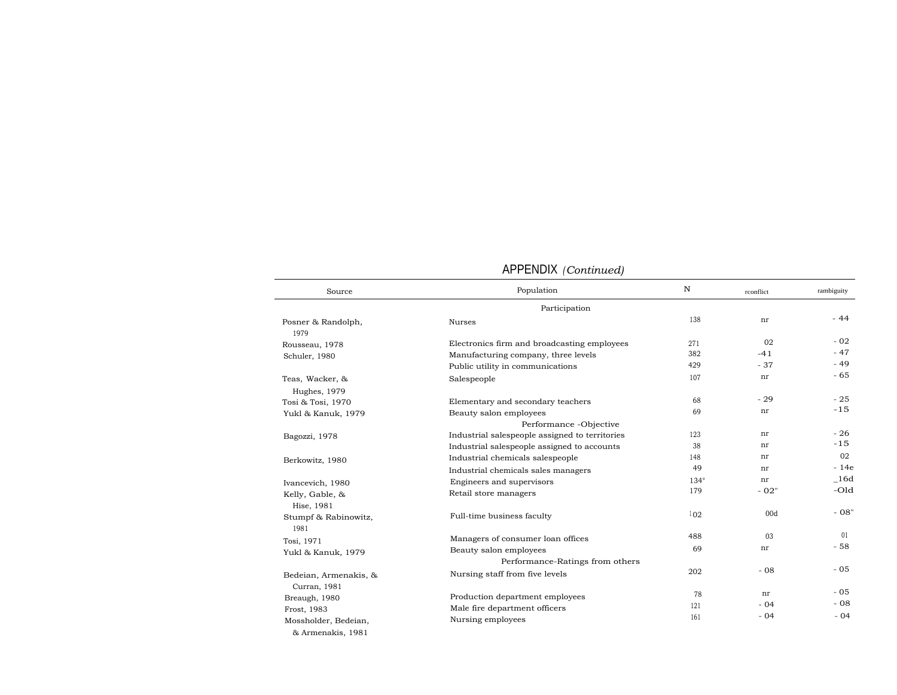## APPENDIX *(Continued)*

| Source | Population | N | $r_{conflict}$ | $r_{ambiguity}$ |
|---|---|---|---|---|
| | Participation | | | |
| Posner & Randolph, 1979 | Nurses | 138 | nr | - 44 |
| Rousseau, 1978 | Electronics firm and broadcasting employees | 271 | 02 | - 02 |
| Schuler, 1980 | Manufacturing company, three levels | 382 | -41 | - 47 |
| | Public utility in communications | 429 | - 37 | - 49 |
| Teas, Wacker, & Hughes, 1979 | Salespeople | 107 | nr | - 65 |
| Tosi & Tosi, 1970 | Elementary and secondary teachers | 68 | - 29 | - 25 |
| Yukl & Kanuk, 1979 | Beauty salon employees | 69 | nr | -15 |
| | Performance -Objective | | | |
| Bagozzi, 1978 | Industrial salespeople assigned to territories | 123 | nr | - 26 |
| | Industrial salespeople assigned to accounts | 38 | nr | -15 |
| Berkowitz, 1980 | Industrial chemicals salespeople | 148 | nr | 02 |
| | Industrial chemicals sales managers | 49 | nr | - 14e |
| Ivancevich, 1980 | Engineers and supervisors | 134° | nr | _16d |
| Kelly, Gable, & Hise, 1981 | Retail store managers | 179 | - 02" | -Old |
| Stumpf & Rabinowitz, 1981 | Full-time business faculty | 102 | 00d | - 08" |
| Tosi, 1971 | Managers of consumer loan offices | 488 | 03 | 01 |
| Yukl & Kanuk, 1979 | Beauty salon employees | 69 | nr | - 58 |
| | Performance-Ratings from others | | | |
| Bedeian, Armenakis, & Curran, 1981 | Nursing staff from five levels | 202 | - 08 | - 05 |
| Breaugh, 1980 | Production department employees | 78 | nr | - 05 |
| Frost, 1983 | Male fire department officers | 121 | - 04 | - 08 |
| Mossholder, Bedeian, & Armenakis, 1981 | Nursing employees | 161 | - 04 | - 04 |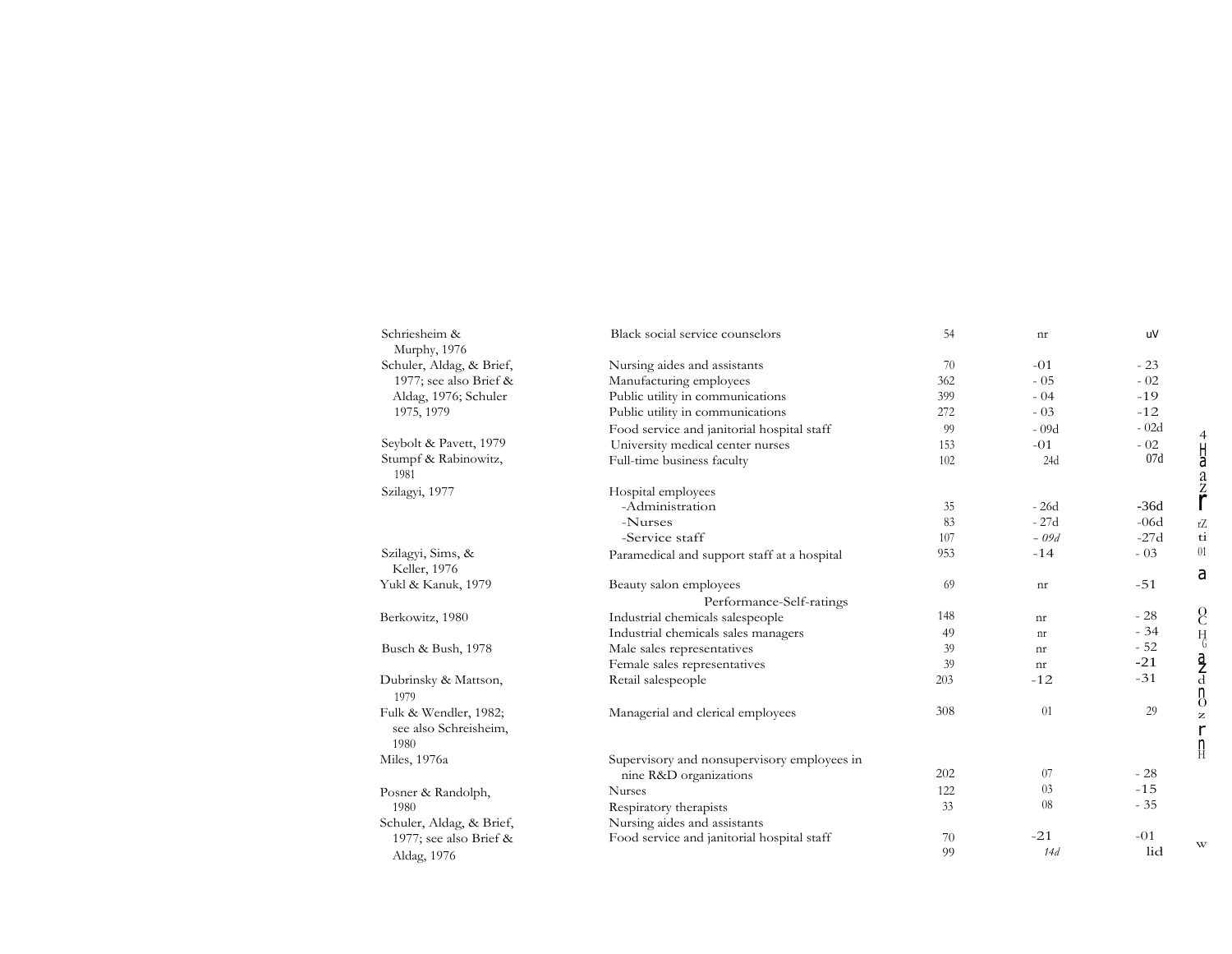| | | | | |
|---|---|---|---|---|
| Schriesheim & Murphy, 1976 | Black social service counselors | 54 | nr | uV |
| Schuler, Aldag, & Brief, 1977; see also Brief & Aldag, 1976; Schuler 1975, 1979 | Nursing aides and assistants | 70 | -01 | - 23 |
| | Manufacturing employees | 362 | - 05 | - 02 |
| | Public utility in communications | 399 | - 04 | -19 |
| | Public utility in communications | 272 | - 03 | -12 |
| | Food service and janitorial hospital staff | 99 | - 09d | - 02d |
| Seybolt & Pavett, 1979 | University medical center nurses | 153 | -01 | - 02 |
| Stumpf & Rabinowitz, 1981 | Full-time business faculty | 102 | 24d | 07d |
| Szilagyi, 1977 | Hospital employees | | | |
| | -Administration | 35 | - 26d | -36d |
| | -Nurses | 83 | - 27d | -06d |
| | -Service staff | 107 | *- 09d* | -27d |
| Szilagyi, Sims, & Keller, 1976 | Paramedical and support staff at a hospital | 953 | -14 | - 03 |
| Yukl & Kanuk, 1979 | Beauty salon employees | 69 | nr | -51 |
| | Performance-Self-ratings | | | |
| Berkowitz, 1980 | Industrial chemicals salespeople | 148 | nr | - 28 |
| | Industrial chemicals sales managers | 49 | nr | - 34 |
| Busch & Bush, 1978 | Male sales representatives | 39 | nr | - 52 |
| | Female sales representatives | 39 | nr | -21 |
| Dubrinsky & Mattson, 1979 | Retail salespeople | 203 | -12 | -31 |
| Fulk & Wendler, 1982; see also Schreisheim, 1980 | Managerial and clerical employees | 308 | 01 | 29 |
| Miles, 1976a | Supervisory and nonsupervisory employees in nine R&D organizations | 202 | 07 | - 28 |
| Posner & Randolph, 1980 | Nurses | 122 | 03 | -15 |
| | Respiratory therapists | 33 | 08 | - 35 |
| Schuler, Aldag, & Brief, 1977; see also Brief & Aldag, 1976 | Nursing aides and assistants | 70 | -21 | -01 |
| | Food service and janitorial hospital staff | 99 | *14d* | lid |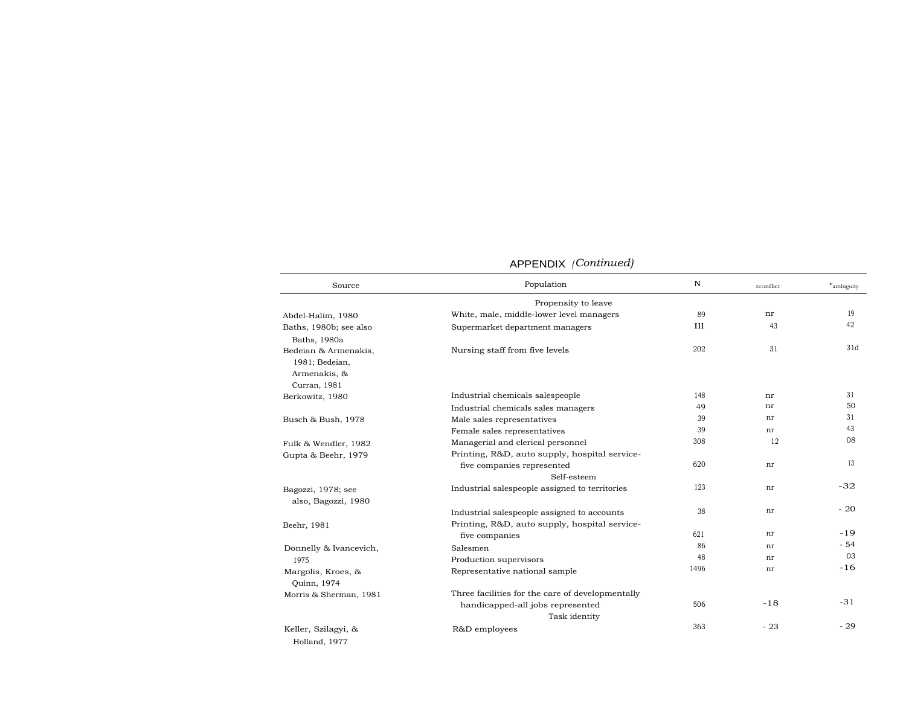APPENDIX *(Continued)*

| Source | Population | N | $r_{conflict}$ | $r_{ambiguity}$ |
|---|---|---|---|---|
| | Propensity to leave | | | |
| Abdel-Halim, 1980 | White, male, middle-lower level managers | 89 | nr | 19 |
| Baths, 1980b; see also Baths, 1980a | Supermarket department managers | I1l | 43 | 42 |
| Bedeian & Armenakis, 1981; Bedeian, Armenakis, & Curran, 1981 | Nursing staff from five levels | 202 | 31 | 31d |
| Berkowitz, 1980 | Industrial chemicals salespeople | 148 | nr | 31 |
| | Industrial chemicals sales managers | 49 | nr | 50 |
| Busch & Bush, 1978 | Male sales representatives | 39 | nr | 31 |
| | Female sales representatives | 39 | nr | 43 |
| Fulk & Wendler, 1982 | Managerial and clerical personnel | 308 | 12 | 08 |
| Gupta & Beehr, 1979 | Printing, R&D, auto supply, hospital service-five companies represented | 620 | nr | 13 |
| | Self-esteem | | | |
| Bagozzi, 1978; see also, Bagozzi, 1980 | Industrial salespeople assigned to territories | 123 | nr | -32 |
| | Industrial salespeople assigned to accounts | 38 | nr | - 20 |
| Beehr, 1981 | Printing, R&D, auto supply, hospital service-five companies | 621 | nr | -19 |
| Donnelly & Ivancevich, 1975 | Salesmen | 86 | nr | - 54 |
| | Production supervisors | 48 | nr | 03 |
| Margolis, Kroes, & Quinn, 1974 | Representative national sample | 1496 | nr | -16 |
| Morris & Sherman, 1981 | Three facilities for the care of developmentally handicapped-all jobs represented | 506 | -18 | -31 |
| | Task identity | | | |
| Keller, Szilagyi, & Holland, 1977 | R&D employees | 363 | - 23 | - 29 |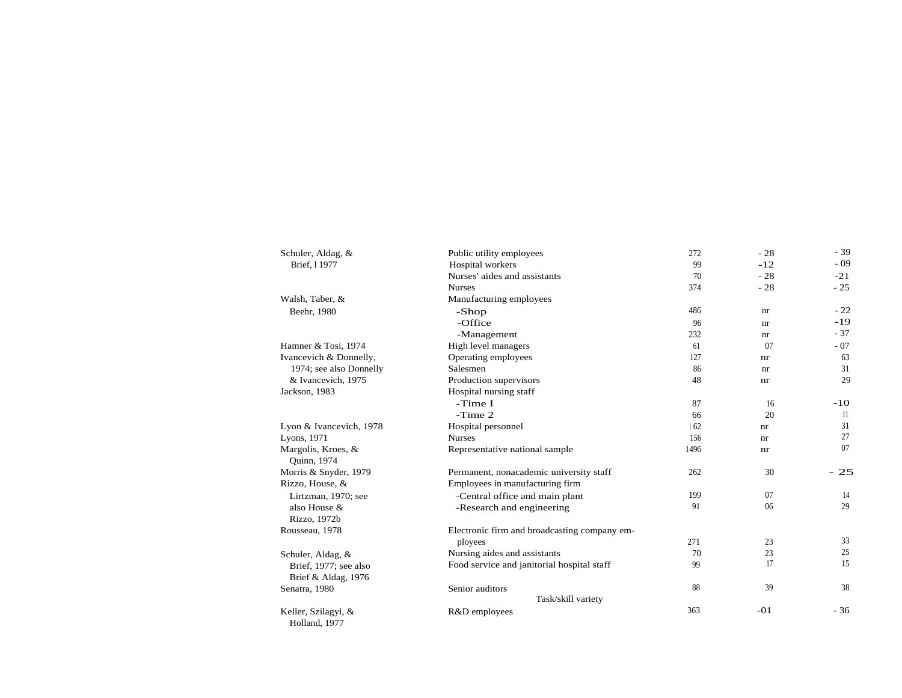| | | | | |
|---|---|---|---|---|
| Schuler, Aldag, & Brief, l 1977 | Public utility employees | 272 | - 28 | - 39 |
| | Hospital workers | 99 | -12 | - 09 |
| | Nurses' aides and assistants | 70 | - 28 | -21 |
| | Nurses | 374 | - 28 | - 25 |
| Walsh, Taber, & Beehr, 1980 | Manufacturing employees | | | |
| | -Shop | 486 | nr | - 22 |
| | -Office | 96 | nr | -19 |
| | -Management | 232 | nr | - 37 |
| Hamner & Tosi, 1974 | High level managers | 61 | 07 | - 07 |
| Ivancevich & Donnelly, 1974; see also Donnelly & Ivancevich, 1975 | Operating employees | 127 | nr | 63 |
| | Salesmen | 86 | nr | 31 |
| | Production supervisors | 48 | nr | 29 |
| Jackson, 1983 | Hospital nursing staff | | | |
| | -Time I | 87 | 16 | -10 |
| | -Time 2 | 66 | 20 | 11 |
| Lyon & Ivancevich, 1978 | Hospital personnel | l 62 | nr | 31 |
| Lyons, 1971 | Nurses | 156 | nr | 27 |
| Margolis, Kroes, & Quinn, 1974 | Representative national sample | 1496 | nr | 07 |
| Morris & Snyder, 1979 | Permanent, nonacademic university staff | 262 | 30 | - 25 |
| Rizzo, House, & Lirtzman, 1970; see also House & Rizzo, 1972b | Employees in manufacturing firm | | | |
| | -Central office and main plant | 199 | 07 | 14 |
| | -Research and engineering | 91 | 06 | 29 |
| Rousseau, 1978 | Electronic firm and broadcasting company employees | 271 | 23 | 33 |
| Schuler, Aldag, & Brief, 1977; see also Brief & Aldag, 1976 | Nursing aides and assistants | 70 | 23 | 25 |
| | Food service and janitorial hospital staff | 99 | 17 | 15 |
| Senatra, 1980 | Senior auditors | 88 | 39 | 38 |
| | Task/skill variety | | | |
| Keller, Szilagyi, & Holland, 1977 | R&D employees | 363 | -01 | - 36 |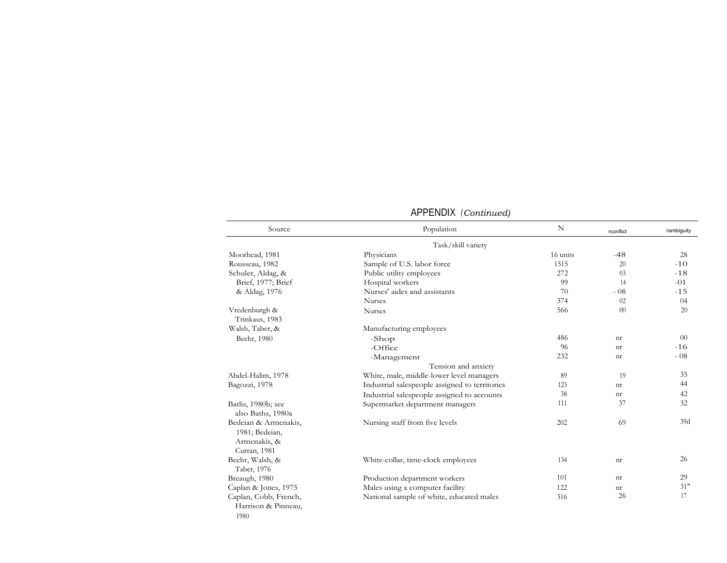## APPENDIX *(Continued)*

| Source | Population | N | $r_{conflict}$ | $r_{ambiguity}$ |
|---|---|---|---|---|
| | Task/skill variety | | | |
| Moorhead, 1981 | Physicians | 16 units | -48 | 28 |
| Rousseau, 1982 | Sample of U.S. labor force | 1515 | 20 | -10 |
| Schuler, Aldag, & Brief, 1977; Brief & Aldag, 1976 | Public utility employees | 272 | 03 | -18 |
| | Hospital workers | 99 | 14 | -01 |
| | Nurses' aides and assistants | 70 | - 08 | -15 |
| | Nurses | 374 | 02 | 04 |
| Vredenburgh & Trinkaus, 1983 | Nurses | 566 | 00 | 20 |
| Walsh, Taber, & Beehr, 1980 | Manufacturing employees | | | |
| | -Shop | 486 | nr | 00 |
| | -Office | 96 | nr | -16 |
| | -Management | 232 | nr | - 08 |
| | Tension and anxiety | | | |
| Abdel-Halim, 1978 | White, male, middle-lower level managers | 89 | 19 | 35 |
| Bagozzi, 1978 | Industrial salespeople assigned to territories | 123 | nr | 44 |
| | Industrial salespeople assigned to accounts | 38 | nr | 42 |
| Batlis, 1980b; see also Baths, 1980a | Supermarket department managers | 111 | 37 | 32 |
| Bedeian & Armenakis, 1981; Bedeian, Armenakis, & Curran, 1981 | Nursing staff from five levels | 202 | 69 | 39d |
| Beehr, Walsh, & Taber, 1976 | White-collar, time-clock employees | 134 | nr | 26 |
| Breaugh, 1980 | Production department workers | 101 | nr | 29 |
| Caplan & Jones, 1975 | Males using a computer facility | 122 | nr | 31" |
| Caplan, Cobb, French, Harrison & Pinneau, 1980 | National sample of white, educated males | 316 | 26 | 17 |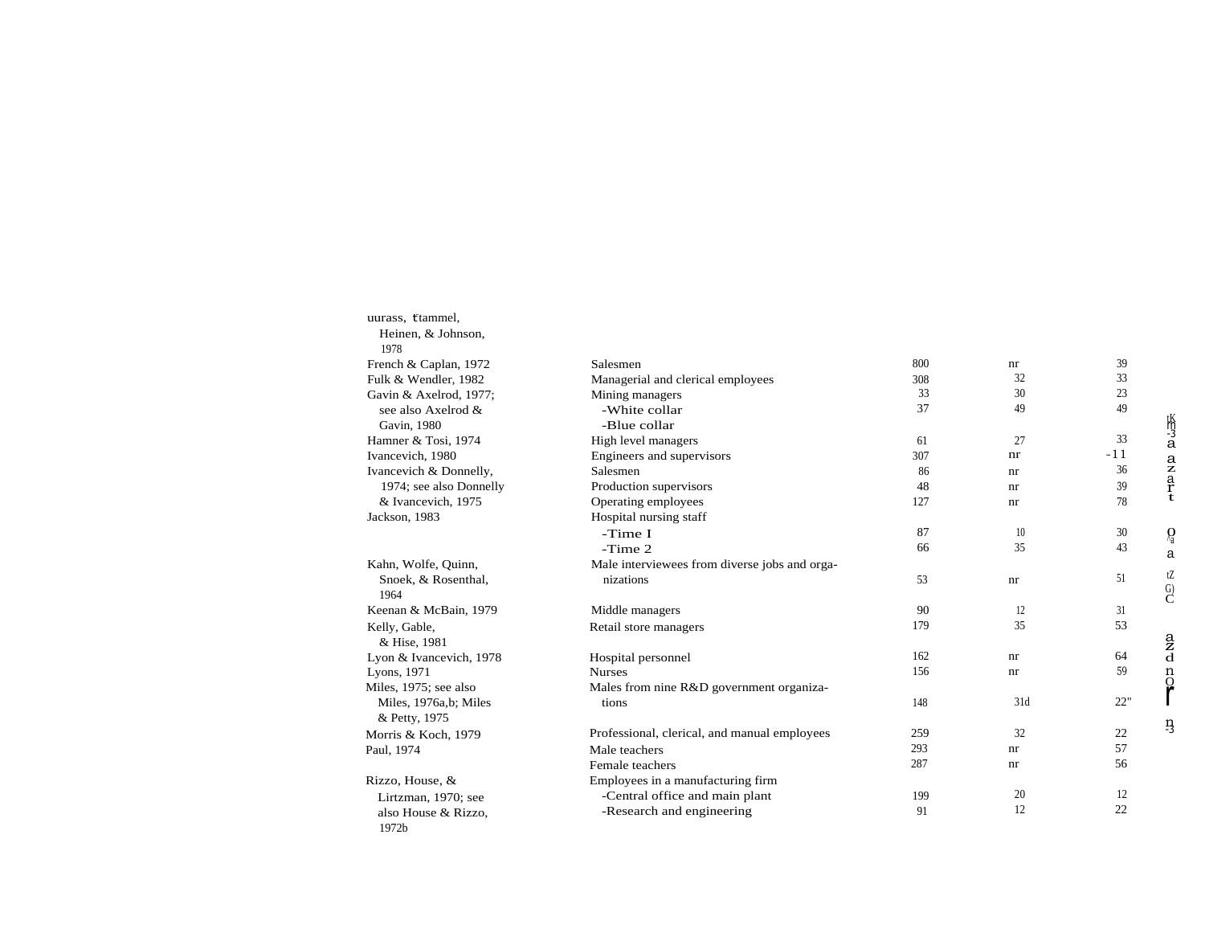| | | | | |
|---|---|---|---|---|
| uurass, ttammel, Heinen, & Johnson, 1978 | | | | |
| French & Caplan, 1972 | Salesmen | 800 | nr | 39 |
| Fulk & Wendler, 1982 | Managerial and clerical employees | 308 | 32 | 33 |
| Gavin & Axelrod, 1977; see also Axelrod & Gavin, 1980 | Mining managers | 33 | 30 | 23 |
| | -White collar | 37 | 49 | 49 |
| | -Blue collar | | | |
| Hamner & Tosi, 1974 | High level managers | 61 | 27 | 33 |
| Ivancevich, 1980 | Engineers and supervisors | 307 | nr | -11 |
| Ivancevich & Donnelly, 1974; see also Donnelly & Ivancevich, 1975 | Salesmen | 86 | nr | 36 |
| | Production supervisors | 48 | nr | 39 |
| | Operating employees | 127 | nr | 78 |
| Jackson, 1983 | Hospital nursing staff | | | |
| | -Time I | 87 | 10 | 30 |
| | -Time 2 | 66 | 35 | 43 |
| Kahn, Wolfe, Quinn, Snoek, & Rosenthal, 1964 | Male interviewees from diverse jobs and organizations | 53 | nr | 51 |
| Keenan & McBain, 1979 | Middle managers | 90 | 12 | 31 |
| Kelly, Gable, & Hise, 1981 | Retail store managers | 179 | 35 | 53 |
| Lyon & Ivancevich, 1978 | Hospital personnel | 162 | nr | 64 |
| Lyons, 1971 | Nurses | 156 | nr | 59 |
| Miles, 1975; see also Miles, 1976a,b; Miles & Petty, 1975 | Males from nine R&D government organizations | 148 | 31d | 22" |
| Morris & Koch, 1979 | Professional, clerical, and manual employees | 259 | 32 | 22 |
| Paul, 1974 | Male teachers | 293 | nr | 57 |
| | Female teachers | 287 | nr | 56 |
| Rizzo, House, & Lirtzman, 1970; see also House & Rizzo, 1972b | Employees in a manufacturing firm | | | |
| | -Central office and main plant | 199 | 20 | 12 |
| | -Research and engineering | 91 | 12 | 22 |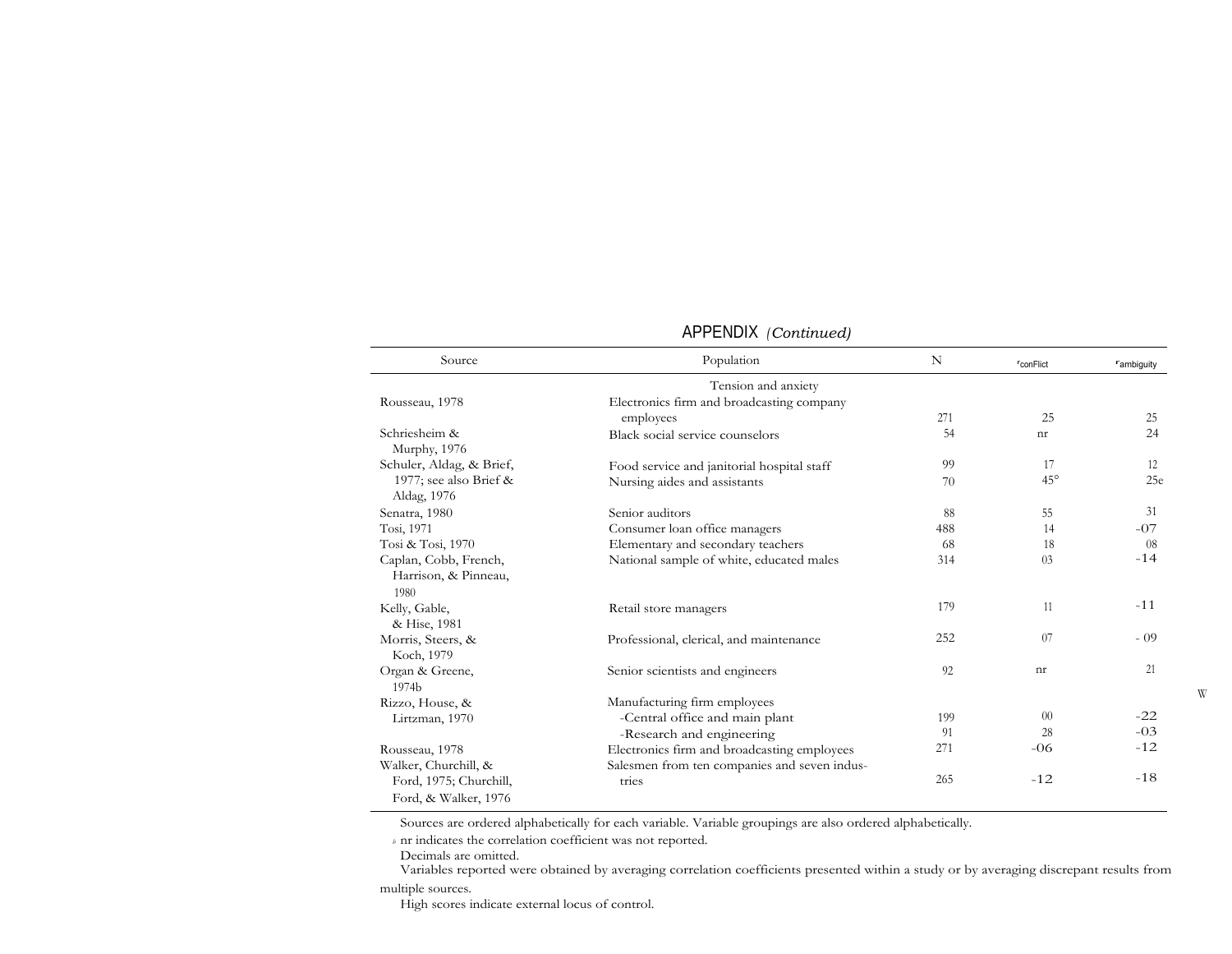## APPENDIX *(Continued)*

| Source | Population | N | $r_{conflict}$ | $r_{ambiguity}$ |
|---|---|---|---|---|
| | Tension and anxiety | | | |
| Rousseau, 1978 | Electronics firm and broadcasting company employees | 271 | 25 | 25 |
| Schriesheim & Murphy, 1976 | Black social service counselors | 54 | nr | 24 |
| Schuler, Aldag, & Brief, 1977; see also Brief & Aldag, 1976 | Food service and janitorial hospital staff | 99 | 17 | 12 |
| | Nursing aides and assistants | 70 | 45° | 25e |
| Senatra, 1980 | Senior auditors | 88 | 55 | 31 |
| Tosi, 1971 | Consumer loan office managers | 488 | 14 | -07 |
| Tosi & Tosi, 1970 | Elementary and secondary teachers | 68 | 18 | 08 |
| Caplan, Cobb, French, Harrison, & Pinneau, 1980 | National sample of white, educated males | 314 | 03 | -14 |
| Kelly, Gable, & Hise, 1981 | Retail store managers | 179 | 11 | -11 |
| Morris, Steers, & Koch, 1979 | Professional, clerical, and maintenance | 252 | 07 | - 09 |
| Organ & Greene, 1974b | Senior scientists and engineers | 92 | nr | 21 |
| Rizzo, House, & Lirtzman, 1970 | Manufacturing firm employees | | | |
| | -Central office and main plant | 199 | 00 | -22 |
| | -Research and engineering | 91 | 28 | -03 |
| Rousseau, 1978 | Electronics firm and broadcasting employees | 271 | -06 | -12 |
| Walker, Churchill, & Ford, 1975; Churchill, Ford, & Walker, 1976 | Salesmen from ten companies and seven industries | 265 | -12 | -18 |

Sources are ordered alphabetically for each variable. Variable groupings are also ordered alphabetically.

[b] nr indicates the correlation coefficient was not reported.

Decimals are omitted.

Variables reported were obtained by averaging correlation coefficients presented within a study or by averaging discrepant results from multiple sources.

High scores indicate external locus of control.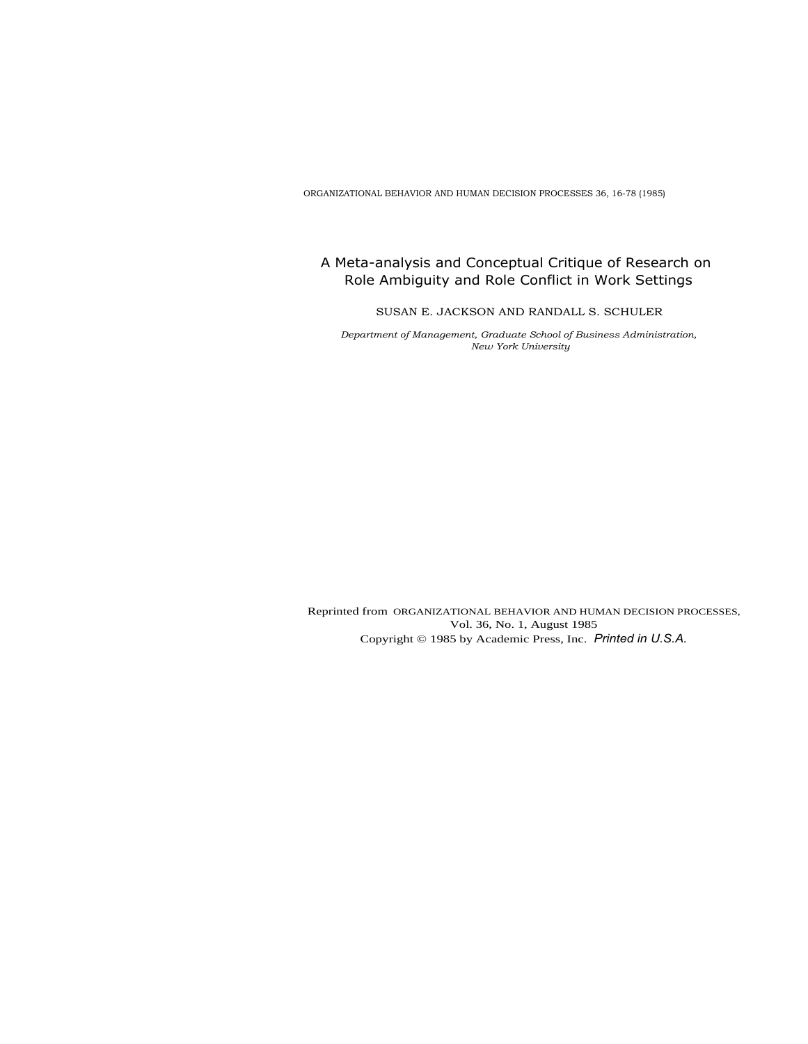ORGANIZATIONAL BEHAVIOR AND HUMAN DECISION PROCESSES 36, 16-78 (1985)

# A Meta-analysis and Conceptual Critique of Research on Role Ambiguity and Role Conflict in Work Settings

SUSAN E. JACKSON AND RANDALL S. SCHULER

*Department of Management, Graduate School of Business Administration, New York University*

Reprinted from ORGANIZATIONAL BEHAVIOR AND HUMAN DECISION PROCESSES, Vol. 36, No. 1, August 1985
Copyright © 1985 by Academic Press, Inc. *Printed in U.S.A.*